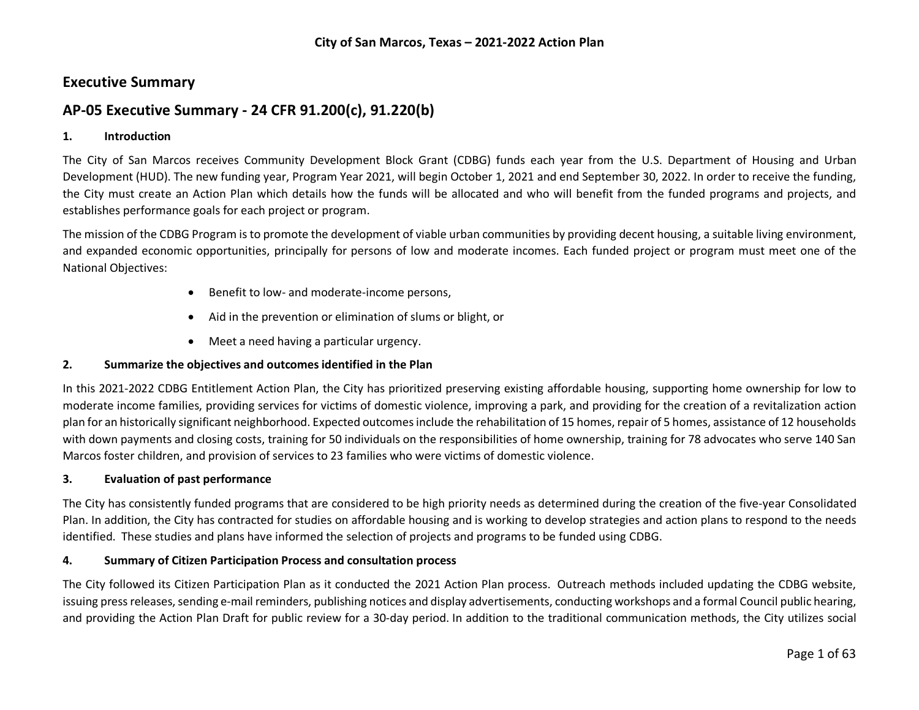# Executive Summary

## AP-05 Executive Summary - 24 CFR 91.200(c), 91.220(b)

### 1. Introduction

The City of San Marcos receives Community Development Block Grant (CDBG) funds each year from the U.S. Department of Housing and Urban Development (HUD). The new funding year, Program Year 2021, will begin October 1, 2021 and end September 30, 2022. In order to receive the funding, the City must create an Action Plan which details how the funds will be allocated and who will benefit from the funded programs and projects, and establishes performance goals for each project or program.

The mission of the CDBG Program is to promote the development of viable urban communities by providing decent housing, a suitable living environment, and expanded economic opportunities, principally for persons of low and moderate incomes. Each funded project or program must meet one of the National Objectives:

- Benefit to low- and moderate-income persons,
- Aid in the prevention or elimination of slums or blight, or
- Meet a need having a particular urgency.

### 2. Summarize the objectives and outcomes identified in the Plan

In this 2021-2022 CDBG Entitlement Action Plan, the City has prioritized preserving existing affordable housing, supporting home ownership for low to moderate income families, providing services for victims of domestic violence, improving a park, and providing for the creation of a revitalization action plan for an historically significant neighborhood. Expected outcomes include the rehabilitation of 15 homes, repair of 5 homes, assistance of 12 households with down payments and closing costs, training for 50 individuals on the responsibilities of home ownership, training for 78 advocates who serve 140 San Marcos foster children, and provision of services to 23 families who were victims of domestic violence.

### 3. Evaluation of past performance

The City has consistently funded programs that are considered to be high priority needs as determined during the creation of the five-year Consolidated Plan. In addition, the City has contracted for studies on affordable housing and is working to develop strategies and action plans to respond to the needs identified. These studies and plans have informed the selection of projects and programs to be funded using CDBG.

### 4. Summary of Citizen Participation Process and consultation process

The City followed its Citizen Participation Plan as it conducted the 2021 Action Plan process. Outreach methods included updating the CDBG website, issuing press releases, sending e-mail reminders, publishing notices and display advertisements, conducting workshops and a formal Council public hearing, and providing the Action Plan Draft for public review for a 30-day period. In addition to the traditional communication methods, the City utilizes social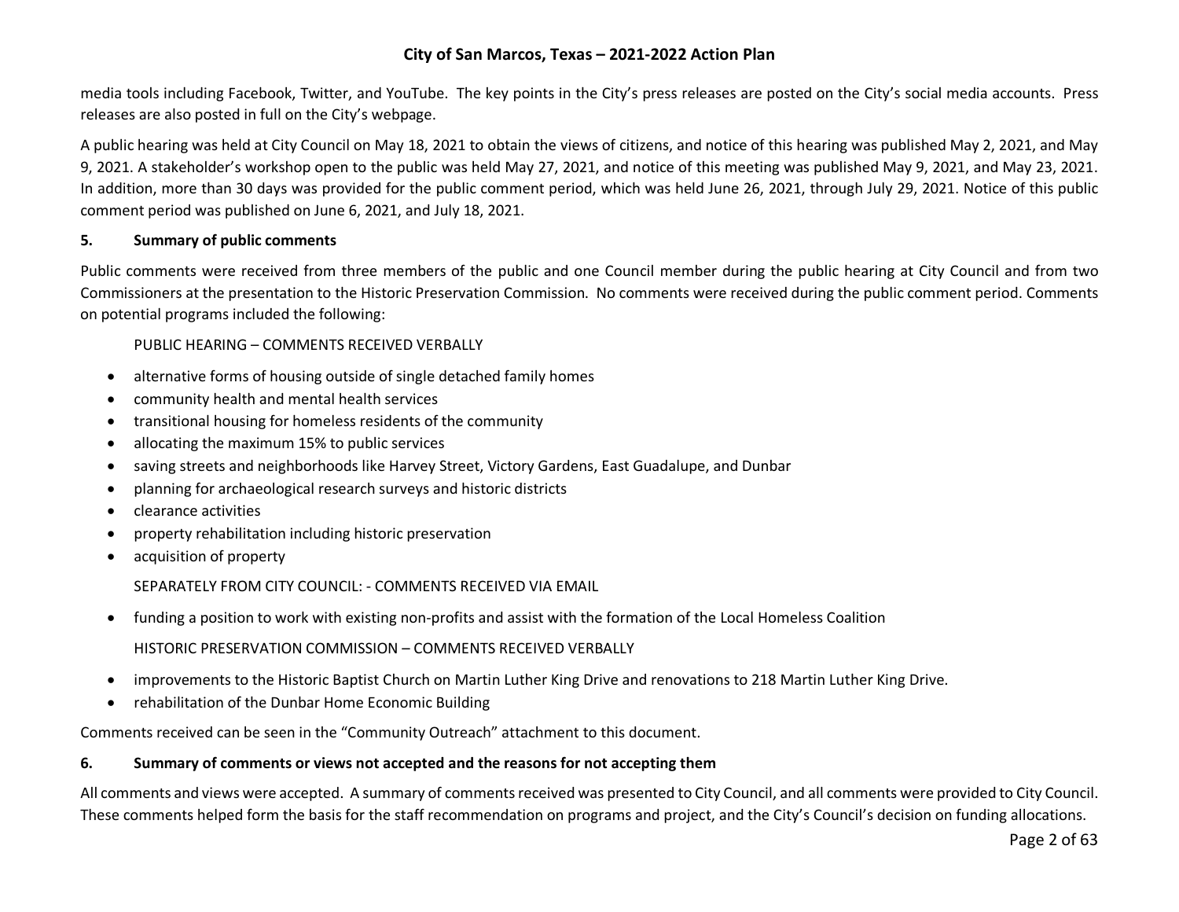media tools including Facebook, Twitter, and YouTube. The key points in the City's press releases are posted on the City's social media accounts. Press releases are also posted in full on the City's webpage.

A public hearing was held at City Council on May 18, 2021 to obtain the views of citizens, and notice of this hearing was published May 2, 2021, and May 9, 2021. A stakeholder's workshop open to the public was held May 27, 2021, and notice of this meeting was published May 9, 2021, and May 23, 2021. In addition, more than 30 days was provided for the public comment period, which was held June 26, 2021, through July 29, 2021. Notice of this public comment period was published on June 6, 2021, and July 18, 2021.

## 5. Summary of public comments

Public comments were received from three members of the public and one Council member during the public hearing at City Council and from two Commissioners at the presentation to the Historic Preservation Commission. No comments were received during the public comment period. Comments on potential programs included the following:

PUBLIC HEARING – COMMENTS RECEIVED VERBALLY

- alternative forms of housing outside of single detached family homes
- community health and mental health services
- transitional housing for homeless residents of the community
- allocating the maximum 15% to public services
- saving streets and neighborhoods like Harvey Street, Victory Gardens, East Guadalupe, and Dunbar
- planning for archaeological research surveys and historic districts
- clearance activities
- property rehabilitation including historic preservation
- acquisition of property

SEPARATELY FROM CITY COUNCIL: - COMMENTS RECEIVED VIA EMAIL

- funding a position to work with existing non-profits and assist with the formation of the Local Homeless Coalition

HISTORIC PRESERVATION COMMISSION – COMMENTS RECEIVED VERBALLY

- improvements to the Historic Baptist Church on Martin Luther King Drive and renovations to 218 Martin Luther King Drive.
- rehabilitation of the Dunbar Home Economic Building

Comments received can be seen in the "Community Outreach" attachment to this document.

## 6. Summary of comments or views not accepted and the reasons for not accepting them

All comments and views were accepted. A summary of comments received was presented to City Council, and all comments were provided to City Council. These comments helped form the basis for the staff recommendation on programs and project, and the City's Council's decision on funding allocations.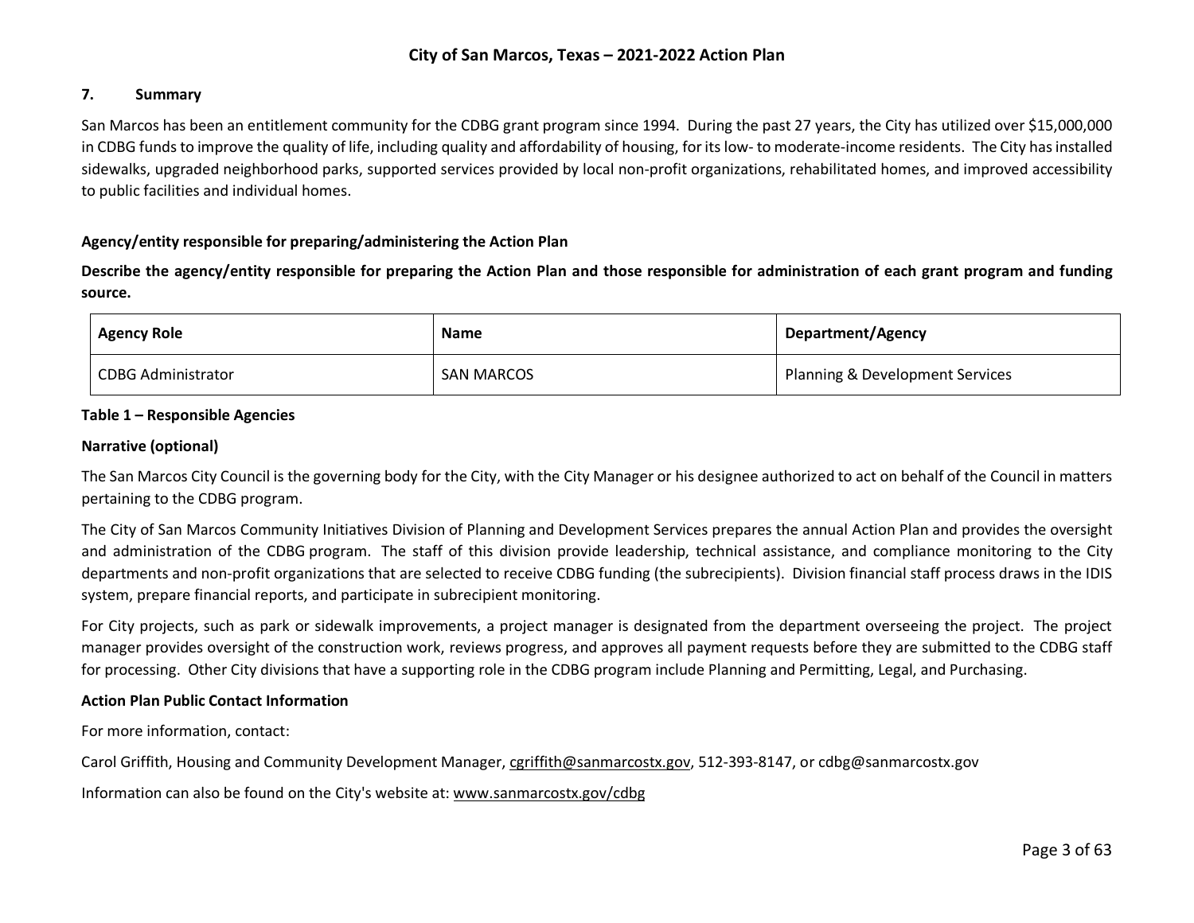## 7. Summary

San Marcos has been an entitlement community for the CDBG grant program since 1994. During the past 27 years, the City has utilized over $15,000,000 in CDBG funds to improve the quality of life, including quality and affordability of housing, for its low- to moderate-income residents. The City has installed sidewalks, upgraded neighborhood parks, supported services provided by local non-profit organizations, rehabilitated homes, and improved accessibility to public facilities and individual homes.

### Agency/entity responsible for preparing/administering the Action Plan

**Describe the agency/entity responsible for preparing the Action Plan and those responsible for administration of each grant program and funding source.**

| Agency Role | Name | Department/Agency |
| --- | --- | --- |
| CDBG Administrator | SAN MARCOS | Planning & Development Services |

**Table 1 – Responsible Agencies**

**Narrative (optional)**

The San Marcos City Council is the governing body for the City, with the City Manager or his designee authorized to act on behalf of the Council in matters pertaining to the CDBG program.

The City of San Marcos Community Initiatives Division of Planning and Development Services prepares the annual Action Plan and provides the oversight and administration of the CDBG program. The staff of this division provide leadership, technical assistance, and compliance monitoring to the City departments and non-profit organizations that are selected to receive CDBG funding (the subrecipients). Division financial staff process draws in the IDIS system, prepare financial reports, and participate in subrecipient monitoring.

For City projects, such as park or sidewalk improvements, a project manager is designated from the department overseeing the project. The project manager provides oversight of the construction work, reviews progress, and approves all payment requests before they are submitted to the CDBG staff for processing. Other City divisions that have a supporting role in the CDBG program include Planning and Permitting, Legal, and Purchasing.

**Action Plan Public Contact Information**

For more information, contact:

Carol Griffith, Housing and Community Development Manager, cgriffith@sanmarcostx.gov, 512-393-8147, or cdbg@sanmarcostx.gov

Information can also be found on the City's website at: www.sanmarcostx.gov/cdbg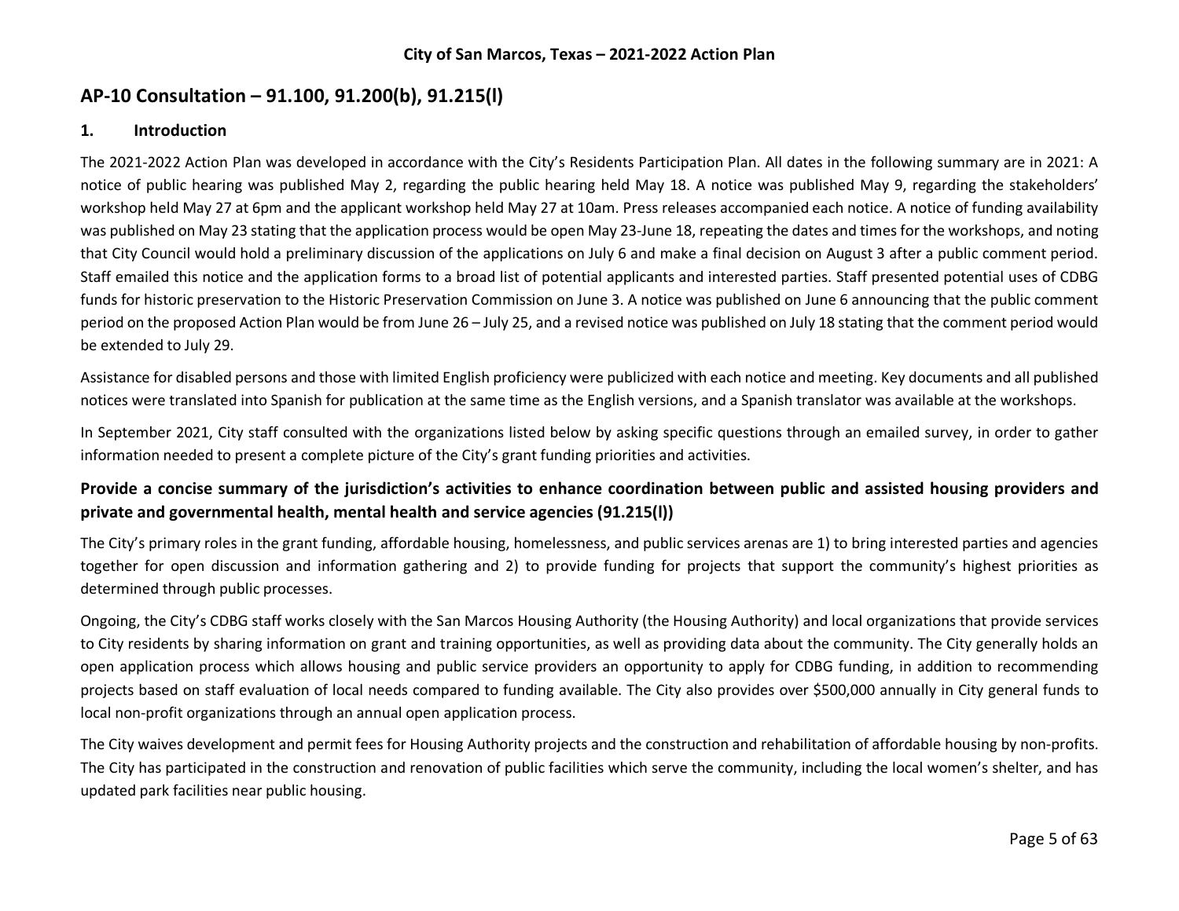## AP-10 Consultation – 91.100, 91.200(b), 91.215(l)

### 1. Introduction

The 2021-2022 Action Plan was developed in accordance with the City's Residents Participation Plan. All dates in the following summary are in 2021: A notice of public hearing was published May 2, regarding the public hearing held May 18. A notice was published May 9, regarding the stakeholders' workshop held May 27 at 6pm and the applicant workshop held May 27 at 10am. Press releases accompanied each notice. A notice of funding availability was published on May 23 stating that the application process would be open May 23-June 18, repeating the dates and times for the workshops, and noting that City Council would hold a preliminary discussion of the applications on July 6 and make a final decision on August 3 after a public comment period. Staff emailed this notice and the application forms to a broad list of potential applicants and interested parties. Staff presented potential uses of CDBG funds for historic preservation to the Historic Preservation Commission on June 3. A notice was published on June 6 announcing that the public comment period on the proposed Action Plan would be from June 26 – July 25, and a revised notice was published on July 18 stating that the comment period would be extended to July 29.

Assistance for disabled persons and those with limited English proficiency were publicized with each notice and meeting. Key documents and all published notices were translated into Spanish for publication at the same time as the English versions, and a Spanish translator was available at the workshops.

In September 2021, City staff consulted with the organizations listed below by asking specific questions through an emailed survey, in order to gather information needed to present a complete picture of the City's grant funding priorities and activities.

### Provide a concise summary of the jurisdiction's activities to enhance coordination between public and assisted housing providers and private and governmental health, mental health and service agencies (91.215(l))

The City's primary roles in the grant funding, affordable housing, homelessness, and public services arenas are 1) to bring interested parties and agencies together for open discussion and information gathering and 2) to provide funding for projects that support the community's highest priorities as determined through public processes.

Ongoing, the City's CDBG staff works closely with the San Marcos Housing Authority (the Housing Authority) and local organizations that provide services to City residents by sharing information on grant and training opportunities, as well as providing data about the community. The City generally holds an open application process which allows housing and public service providers an opportunity to apply for CDBG funding, in addition to recommending projects based on staff evaluation of local needs compared to funding available. The City also provides over $500,000 annually in City general funds to local non-profit organizations through an annual open application process.

The City waives development and permit fees for Housing Authority projects and the construction and rehabilitation of affordable housing by non-profits. The City has participated in the construction and renovation of public facilities which serve the community, including the local women's shelter, and has updated park facilities near public housing.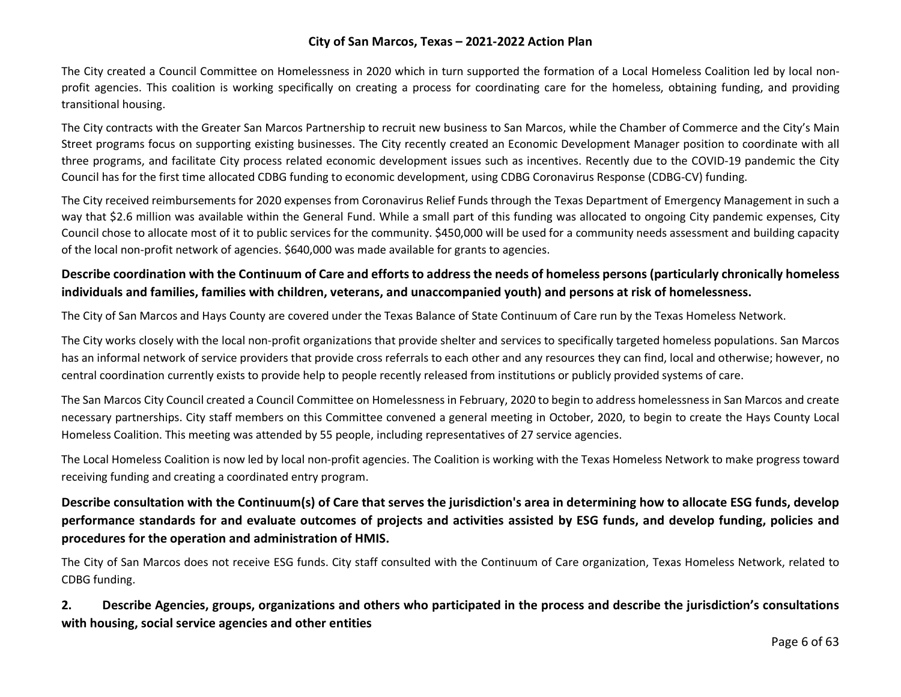The City created a Council Committee on Homelessness in 2020 which in turn supported the formation of a Local Homeless Coalition led by local non-profit agencies. This coalition is working specifically on creating a process for coordinating care for the homeless, obtaining funding, and providing transitional housing.

The City contracts with the Greater San Marcos Partnership to recruit new business to San Marcos, while the Chamber of Commerce and the City's Main Street programs focus on supporting existing businesses. The City recently created an Economic Development Manager position to coordinate with all three programs, and facilitate City process related economic development issues such as incentives. Recently due to the COVID-19 pandemic the City Council has for the first time allocated CDBG funding to economic development, using CDBG Coronavirus Response (CDBG-CV) funding.

The City received reimbursements for 2020 expenses from Coronavirus Relief Funds through the Texas Department of Emergency Management in such a way that $2.6 million was available within the General Fund. While a small part of this funding was allocated to ongoing City pandemic expenses, City Council chose to allocate most of it to public services for the community. $450,000 will be used for a community needs assessment and building capacity of the local non-profit network of agencies. $640,000 was made available for grants to agencies.

**Describe coordination with the Continuum of Care and efforts to address the needs of homeless persons (particularly chronically homeless individuals and families, families with children, veterans, and unaccompanied youth) and persons at risk of homelessness.**

The City of San Marcos and Hays County are covered under the Texas Balance of State Continuum of Care run by the Texas Homeless Network.

The City works closely with the local non-profit organizations that provide shelter and services to specifically targeted homeless populations. San Marcos has an informal network of service providers that provide cross referrals to each other and any resources they can find, local and otherwise; however, no central coordination currently exists to provide help to people recently released from institutions or publicly provided systems of care.

The San Marcos City Council created a Council Committee on Homelessness in February, 2020 to begin to address homelessness in San Marcos and create necessary partnerships. City staff members on this Committee convened a general meeting in October, 2020, to begin to create the Hays County Local Homeless Coalition. This meeting was attended by 55 people, including representatives of 27 service agencies.

The Local Homeless Coalition is now led by local non-profit agencies. The Coalition is working with the Texas Homeless Network to make progress toward receiving funding and creating a coordinated entry program.

**Describe consultation with the Continuum(s) of Care that serves the jurisdiction's area in determining how to allocate ESG funds, develop performance standards for and evaluate outcomes of projects and activities assisted by ESG funds, and develop funding, policies and procedures for the operation and administration of HMIS.**

The City of San Marcos does not receive ESG funds. City staff consulted with the Continuum of Care organization, Texas Homeless Network, related to CDBG funding.

**2. Describe Agencies, groups, organizations and others who participated in the process and describe the jurisdiction's consultations with housing, social service agencies and other entities**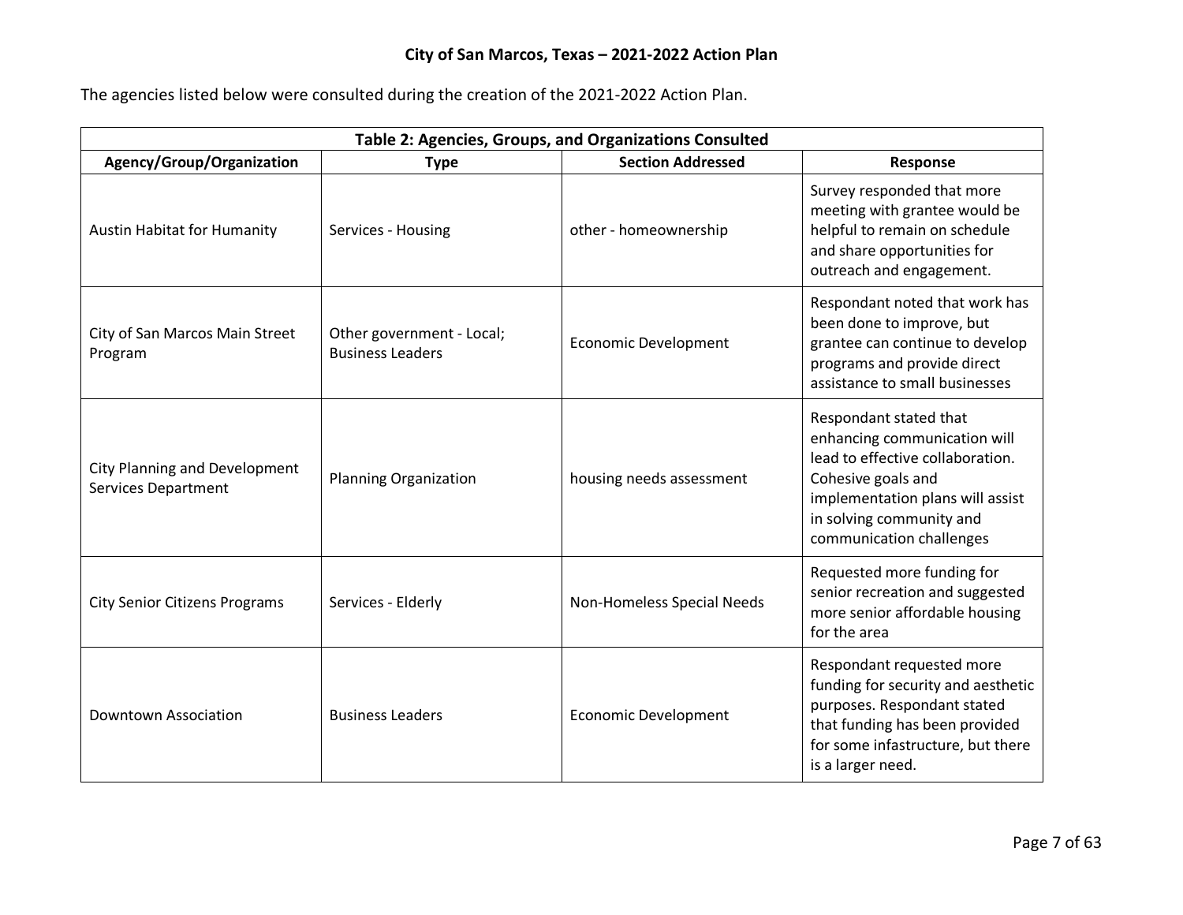The agencies listed below were consulted during the creation of the 2021-2022 Action Plan.

| Table 2: Agencies, Groups, and Organizations Consulted | | | |
|---|---|---|---|
| **Agency/Group/Organization** | **Type** | **Section Addressed** | **Response** |
| Austin Habitat for Humanity | Services - Housing | other - homeownership | Survey responded that more meeting with grantee would be helpful to remain on schedule and share opportunities for outreach and engagement. |
| City of San Marcos Main Street Program | Other government - Local; Business Leaders | Economic Development | Respondant noted that work has been done to improve, but grantee can continue to develop programs and provide direct assistance to small businesses |
| City Planning and Development Services Department | Planning Organization | housing needs assessment | Respondant stated that enhancing communication will lead to effective collaboration. Cohesive goals and implementation plans will assist in solving community and communication challenges |
| City Senior Citizens Programs | Services - Elderly | Non-Homeless Special Needs | Requested more funding for senior recreation and suggested more senior affordable housing for the area |
| Downtown Association | Business Leaders | Economic Development | Respondant requested more funding for security and aesthetic purposes. Respondant stated that funding has been provided for some infastructure, but there is a larger need. |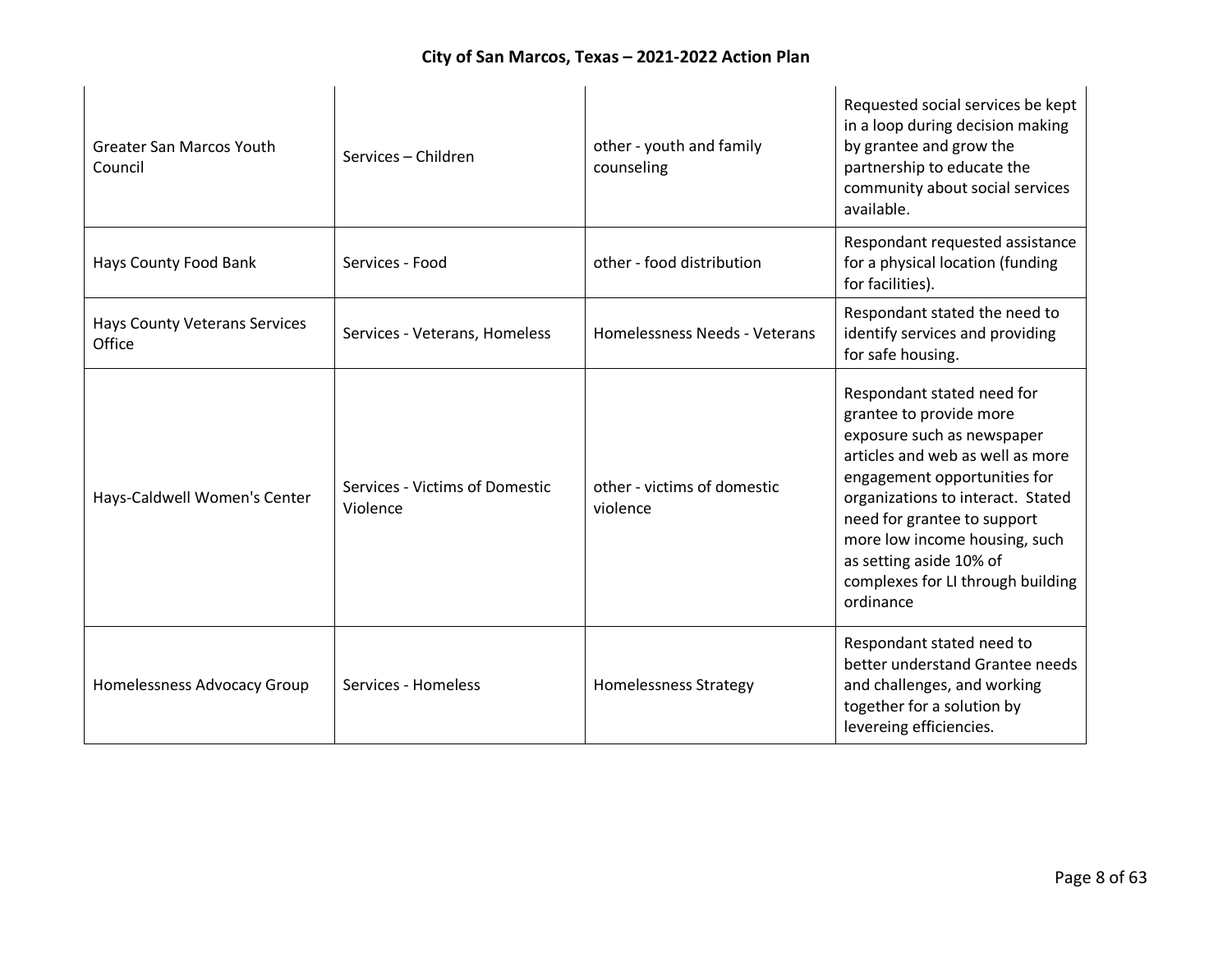| | | | |
|---|---|---|---|
| Greater San Marcos Youth Council | Services – Children | other - youth and family counseling | Requested social services be kept in a loop during decision making by grantee and grow the partnership to educate the community about social services available. |
| Hays County Food Bank | Services - Food | other - food distribution | Respondant requested assistance for a physical location (funding for facilities). |
| Hays County Veterans Services Office | Services - Veterans, Homeless | Homelessness Needs - Veterans | Respondant stated the need to identify services and providing for safe housing. |
| Hays-Caldwell Women's Center | Services - Victims of Domestic Violence | other - victims of domestic violence | Respondant stated need for grantee to provide more exposure such as newspaper articles and web as well as more engagement opportunities for organizations to interact. Stated need for grantee to support more low income housing, such as setting aside 10% of complexes for LI through building ordinance |
| Homelessness Advocacy Group | Services - Homeless | Homelessness Strategy | Respondant stated need to better understand Grantee needs and challenges, and working together for a solution by levereing efficiencies. |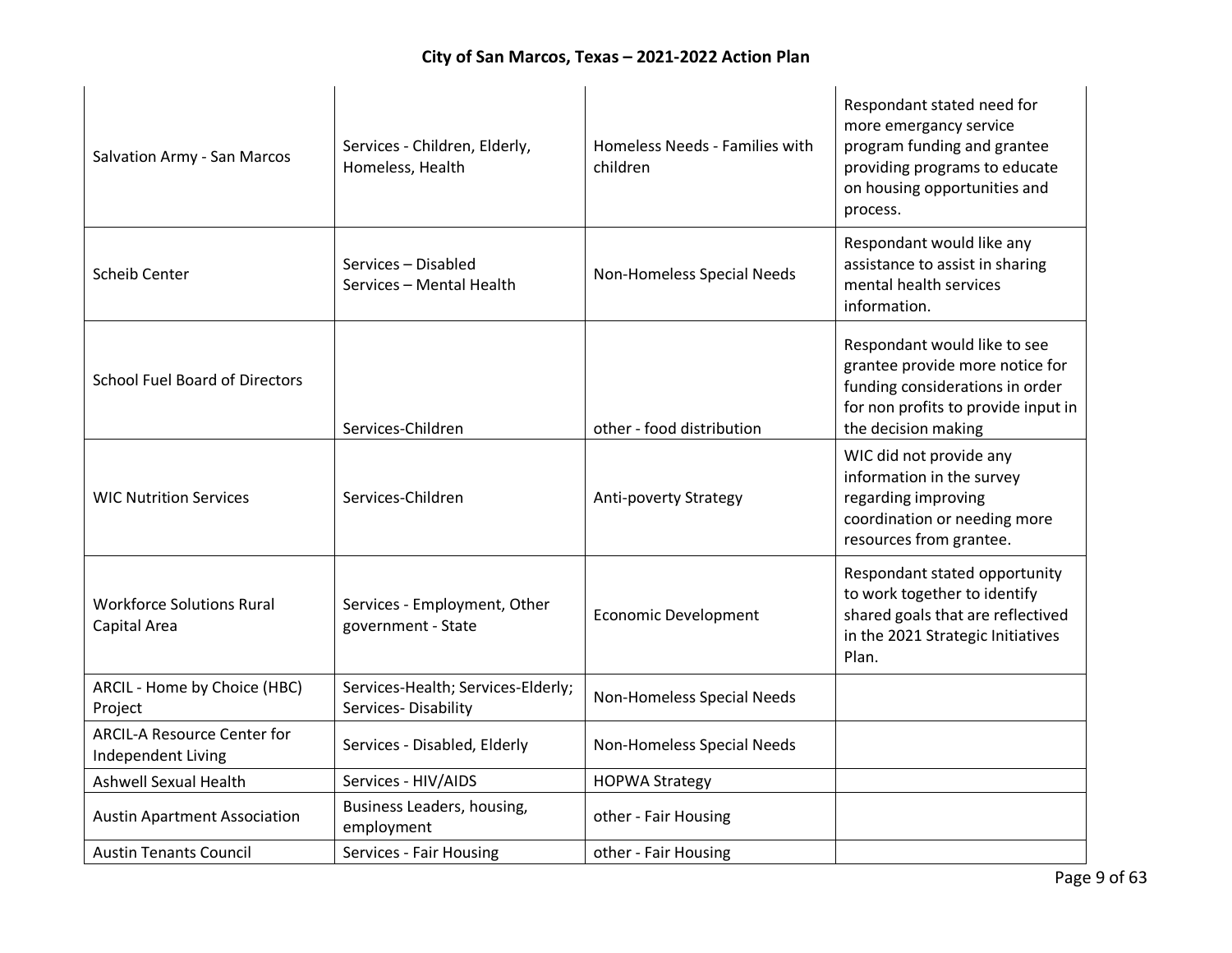| | | | |
|---|---|---|---|
| Salvation Army - San Marcos | Services - Children, Elderly, Homeless, Health | Homeless Needs - Families with children | Respondant stated need for more emergancy service program funding and grantee providing programs to educate on housing opportunities and process. |
| Scheib Center | Services – Disabled Services – Mental Health | Non-Homeless Special Needs | Respondant would like any assistance to assist in sharing mental health services information. |
| School Fuel Board of Directors | Services-Children | other - food distribution | Respondant would like to see grantee provide more notice for funding considerations in order for non profits to provide input in the decision making |
| WIC Nutrition Services | Services-Children | Anti-poverty Strategy | WIC did not provide any information in the survey regarding improving coordination or needing more resources from grantee. |
| Workforce Solutions Rural Capital Area | Services - Employment, Other government - State | Economic Development | Respondant stated opportunity to work together to identify shared goals that are reflectived in the 2021 Strategic Initiatives Plan. |
| ARCIL - Home by Choice (HBC) Project | Services-Health; Services-Elderly; Services- Disability | Non-Homeless Special Needs | |
| ARCIL-A Resource Center for Independent Living | Services - Disabled, Elderly | Non-Homeless Special Needs | |
| Ashwell Sexual Health | Services - HIV/AIDS | HOPWA Strategy | |
| Austin Apartment Association | Business Leaders, housing, employment | other - Fair Housing | |
| Austin Tenants Council | Services - Fair Housing | other - Fair Housing | |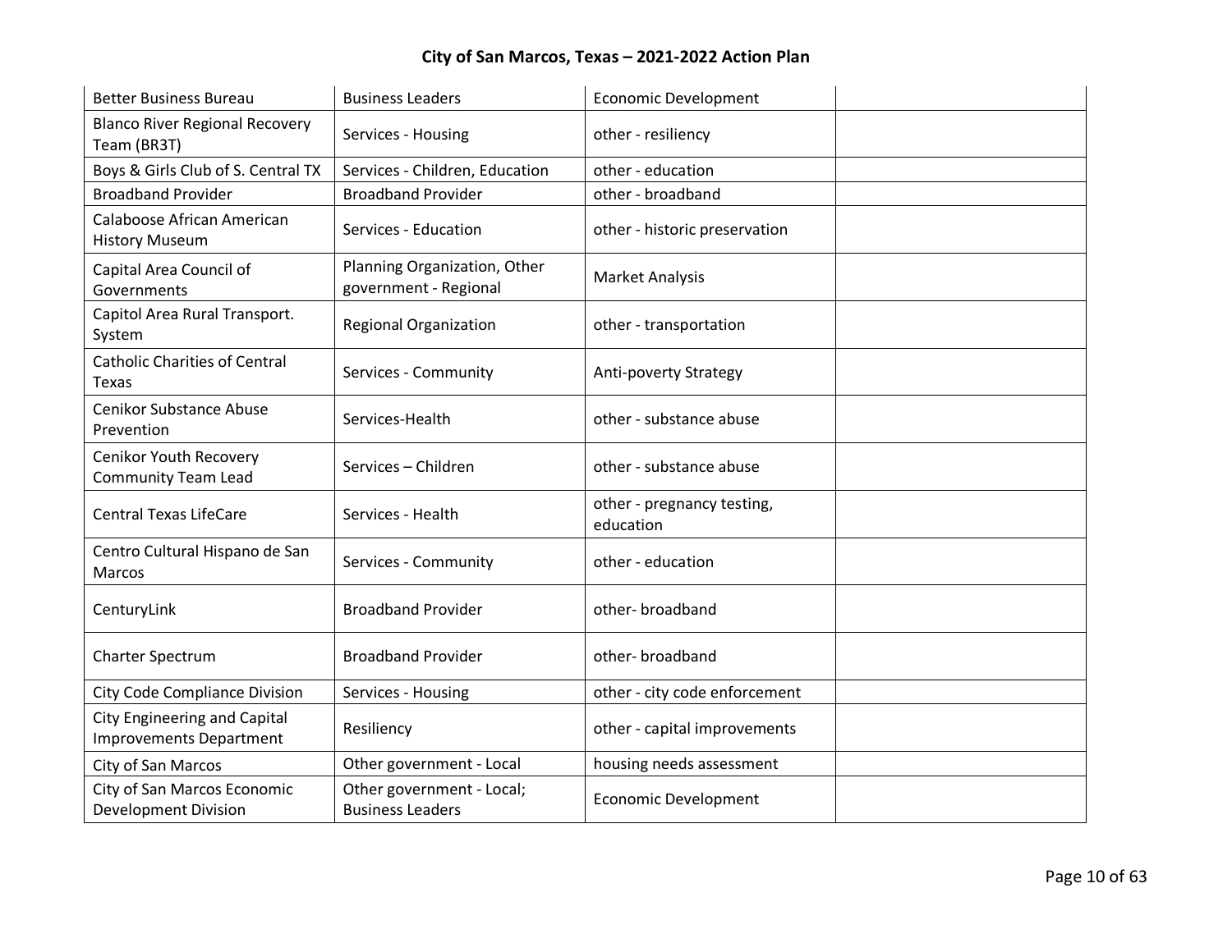| Better Business Bureau | Business Leaders | Economic Development | |
|---|---|---|---|
| Blanco River Regional Recovery Team (BR3T) | Services - Housing | other - resiliency | |
| Boys & Girls Club of S. Central TX | Services - Children, Education | other - education | |
| Broadband Provider | Broadband Provider | other - broadband | |
| Calaboose African American History Museum | Services - Education | other - historic preservation | |
| Capital Area Council of Governments | Planning Organization, Other government - Regional | Market Analysis | |
| Capitol Area Rural Transport. System | Regional Organization | other - transportation | |
| Catholic Charities of Central Texas | Services - Community | Anti-poverty Strategy | |
| Cenikor Substance Abuse Prevention | Services-Health | other - substance abuse | |
| Cenikor Youth Recovery Community Team Lead | Services – Children | other - substance abuse | |
| Central Texas LifeCare | Services - Health | other - pregnancy testing, education | |
| Centro Cultural Hispano de San Marcos | Services - Community | other - education | |
| CenturyLink | Broadband Provider | other- broadband | |
| Charter Spectrum | Broadband Provider | other- broadband | |
| City Code Compliance Division | Services - Housing | other - city code enforcement | |
| City Engineering and Capital Improvements Department | Resiliency | other - capital improvements | |
| City of San Marcos | Other government - Local | housing needs assessment | |
| City of San Marcos Economic Development Division | Other government - Local; Business Leaders | Economic Development | |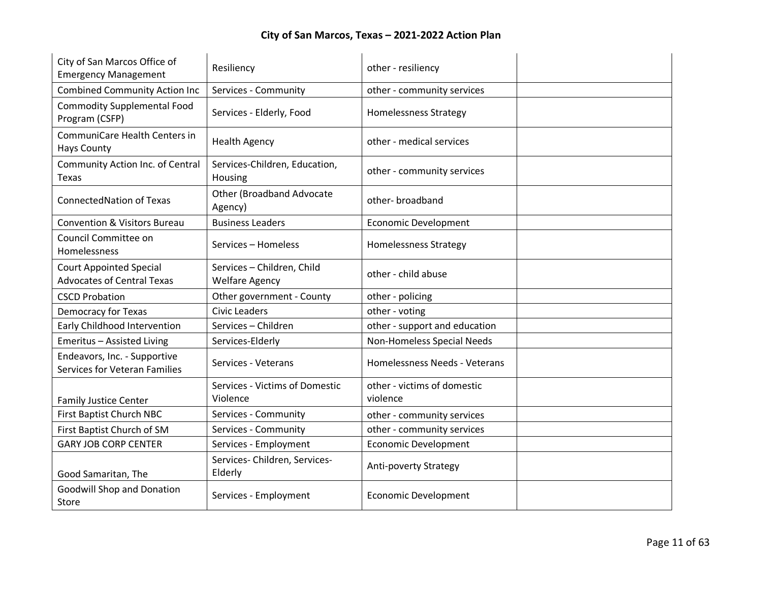| | | | |
|---|---|---|---|
| City of San Marcos Office of Emergency Management | Resiliency | other - resiliency | |
| Combined Community Action Inc | Services - Community | other - community services | |
| Commodity Supplemental Food Program (CSFP) | Services - Elderly, Food | Homelessness Strategy | |
| CommuniCare Health Centers in Hays County | Health Agency | other - medical services | |
| Community Action Inc. of Central Texas | Services-Children, Education, Housing | other - community services | |
| ConnectedNation of Texas | Other (Broadband Advocate Agency) | other- broadband | |
| Convention & Visitors Bureau | Business Leaders | Economic Development | |
| Council Committee on Homelessness | Services – Homeless | Homelessness Strategy | |
| Court Appointed Special Advocates of Central Texas | Services – Children, Child Welfare Agency | other - child abuse | |
| CSCD Probation | Other government - County | other - policing | |
| Democracy for Texas | Civic Leaders | other - voting | |
| Early Childhood Intervention | Services – Children | other - support and education | |
| Emeritus – Assisted Living | Services-Elderly | Non-Homeless Special Needs | |
| Endeavors, Inc. - Supportive Services for Veteran Families | Services - Veterans | Homelessness Needs - Veterans | |
| Family Justice Center | Services - Victims of Domestic Violence | other - victims of domestic violence | |
| First Baptist Church NBC | Services - Community | other - community services | |
| First Baptist Church of SM | Services - Community | other - community services | |
| GARY JOB CORP CENTER | Services - Employment | Economic Development | |
| Good Samaritan, The | Services- Children, Services-Elderly | Anti-poverty Strategy | |
| Goodwill Shop and Donation Store | Services - Employment | Economic Development | |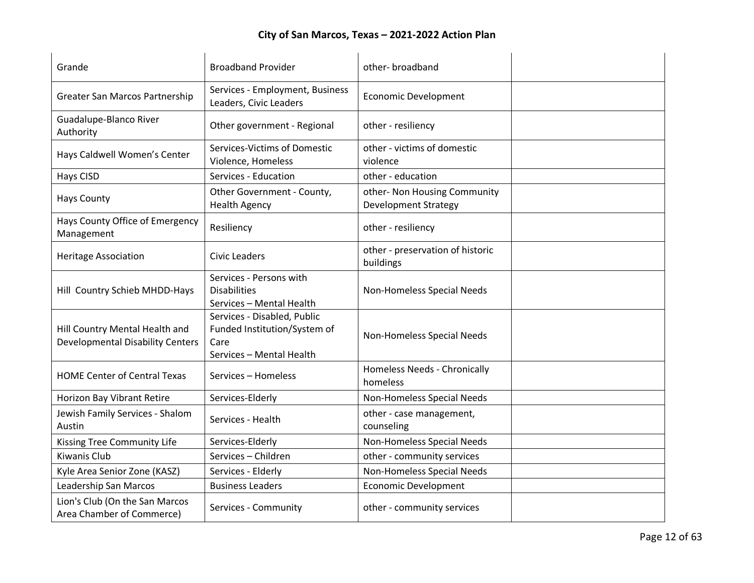| | | | |
|---|---|---|---|
| Grande | Broadband Provider | other- broadband | |
| Greater San Marcos Partnership | Services - Employment, Business Leaders, Civic Leaders | Economic Development | |
| Guadalupe-Blanco River Authority | Other government - Regional | other - resiliency | |
| Hays Caldwell Women's Center | Services-Victims of Domestic Violence, Homeless | other - victims of domestic violence | |
| Hays CISD | Services - Education | other - education | |
| Hays County | Other Government - County, Health Agency | other- Non Housing Community Development Strategy | |
| Hays County Office of Emergency Management | Resiliency | other - resiliency | |
| Heritage Association | Civic Leaders | other - preservation of historic buildings | |
| Hill Country Schieb MHDD-Hays | Services - Persons with Disabilities<br>Services – Mental Health | Non-Homeless Special Needs | |
| Hill Country Mental Health and Developmental Disability Centers | Services - Disabled, Public Funded Institution/System of Care<br>Services – Mental Health | Non-Homeless Special Needs | |
| HOME Center of Central Texas | Services – Homeless | Homeless Needs - Chronically homeless | |
| Horizon Bay Vibrant Retire | Services-Elderly | Non-Homeless Special Needs | |
| Jewish Family Services - Shalom Austin | Services - Health | other - case management, counseling | |
| Kissing Tree Community Life | Services-Elderly | Non-Homeless Special Needs | |
| Kiwanis Club | Services – Children | other - community services | |
| Kyle Area Senior Zone (KASZ) | Services - Elderly | Non-Homeless Special Needs | |
| Leadership San Marcos | Business Leaders | Economic Development | |
| Lion's Club (On the San Marcos Area Chamber of Commerce) | Services - Community | other - community services | |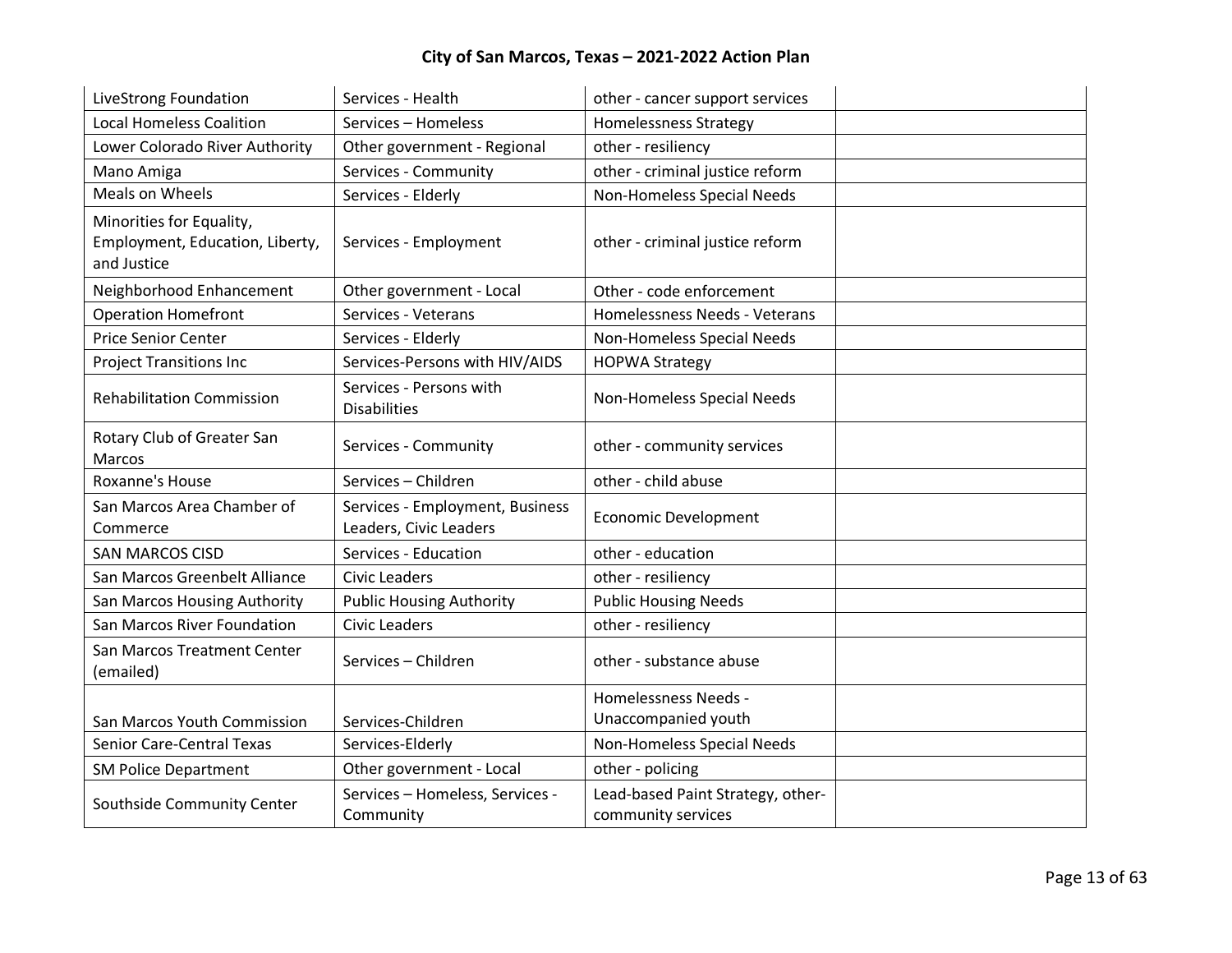| | | | |
|---|---|---|---|
| LiveStrong Foundation | Services - Health | other - cancer support services | |
| Local Homeless Coalition | Services – Homeless | Homelessness Strategy | |
| Lower Colorado River Authority | Other government - Regional | other - resiliency | |
| Mano Amiga | Services - Community | other - criminal justice reform | |
| Meals on Wheels | Services - Elderly | Non-Homeless Special Needs | |
| Minorities for Equality, Employment, Education, Liberty, and Justice | Services - Employment | other - criminal justice reform | |
| Neighborhood Enhancement | Other government - Local | Other - code enforcement | |
| Operation Homefront | Services - Veterans | Homelessness Needs - Veterans | |
| Price Senior Center | Services - Elderly | Non-Homeless Special Needs | |
| Project Transitions Inc | Services-Persons with HIV/AIDS | HOPWA Strategy | |
| Rehabilitation Commission | Services - Persons with Disabilities | Non-Homeless Special Needs | |
| Rotary Club of Greater San Marcos | Services - Community | other - community services | |
| Roxanne's House | Services – Children | other - child abuse | |
| San Marcos Area Chamber of Commerce | Services - Employment, Business Leaders, Civic Leaders | Economic Development | |
| SAN MARCOS CISD | Services - Education | other - education | |
| San Marcos Greenbelt Alliance | Civic Leaders | other - resiliency | |
| San Marcos Housing Authority | Public Housing Authority | Public Housing Needs | |
| San Marcos River Foundation | Civic Leaders | other - resiliency | |
| San Marcos Treatment Center (emailed) | Services – Children | other - substance abuse | |
| San Marcos Youth Commission | Services-Children | Homelessness Needs - Unaccompanied youth | |
| Senior Care-Central Texas | Services-Elderly | Non-Homeless Special Needs | |
| SM Police Department | Other government - Local | other - policing | |
| Southside Community Center | Services – Homeless, Services - Community | Lead-based Paint Strategy, other-community services | |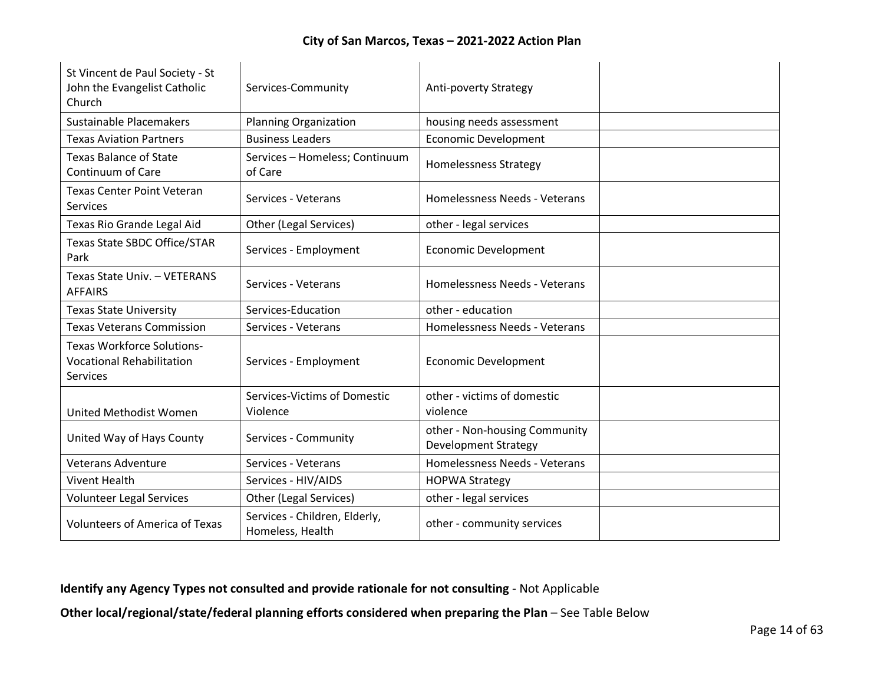| | | | |
|---|---|---|---|
| St Vincent de Paul Society - St John the Evangelist Catholic Church | Services-Community | Anti-poverty Strategy | |
| Sustainable Placemakers | Planning Organization | housing needs assessment | |
| Texas Aviation Partners | Business Leaders | Economic Development | |
| Texas Balance of State Continuum of Care | Services – Homeless; Continuum of Care | Homelessness Strategy | |
| Texas Center Point Veteran Services | Services - Veterans | Homelessness Needs - Veterans | |
| Texas Rio Grande Legal Aid | Other (Legal Services) | other - legal services | |
| Texas State SBDC Office/STAR Park | Services - Employment | Economic Development | |
| Texas State Univ. – VETERANS AFFAIRS | Services - Veterans | Homelessness Needs - Veterans | |
| Texas State University | Services-Education | other - education | |
| Texas Veterans Commission | Services - Veterans | Homelessness Needs - Veterans | |
| Texas Workforce Solutions-Vocational Rehabilitation Services | Services - Employment | Economic Development | |
| United Methodist Women | Services-Victims of Domestic Violence | other - victims of domestic violence | |
| United Way of Hays County | Services - Community | other - Non-housing Community Development Strategy | |
| Veterans Adventure | Services - Veterans | Homelessness Needs - Veterans | |
| Vivent Health | Services - HIV/AIDS | HOPWA Strategy | |
| Volunteer Legal Services | Other (Legal Services) | other - legal services | |
| Volunteers of America of Texas | Services - Children, Elderly, Homeless, Health | other - community services | |

**Identify any Agency Types not consulted and provide rationale for not consulting** - Not Applicable

**Other local/regional/state/federal planning efforts considered when preparing the Plan** – See Table Below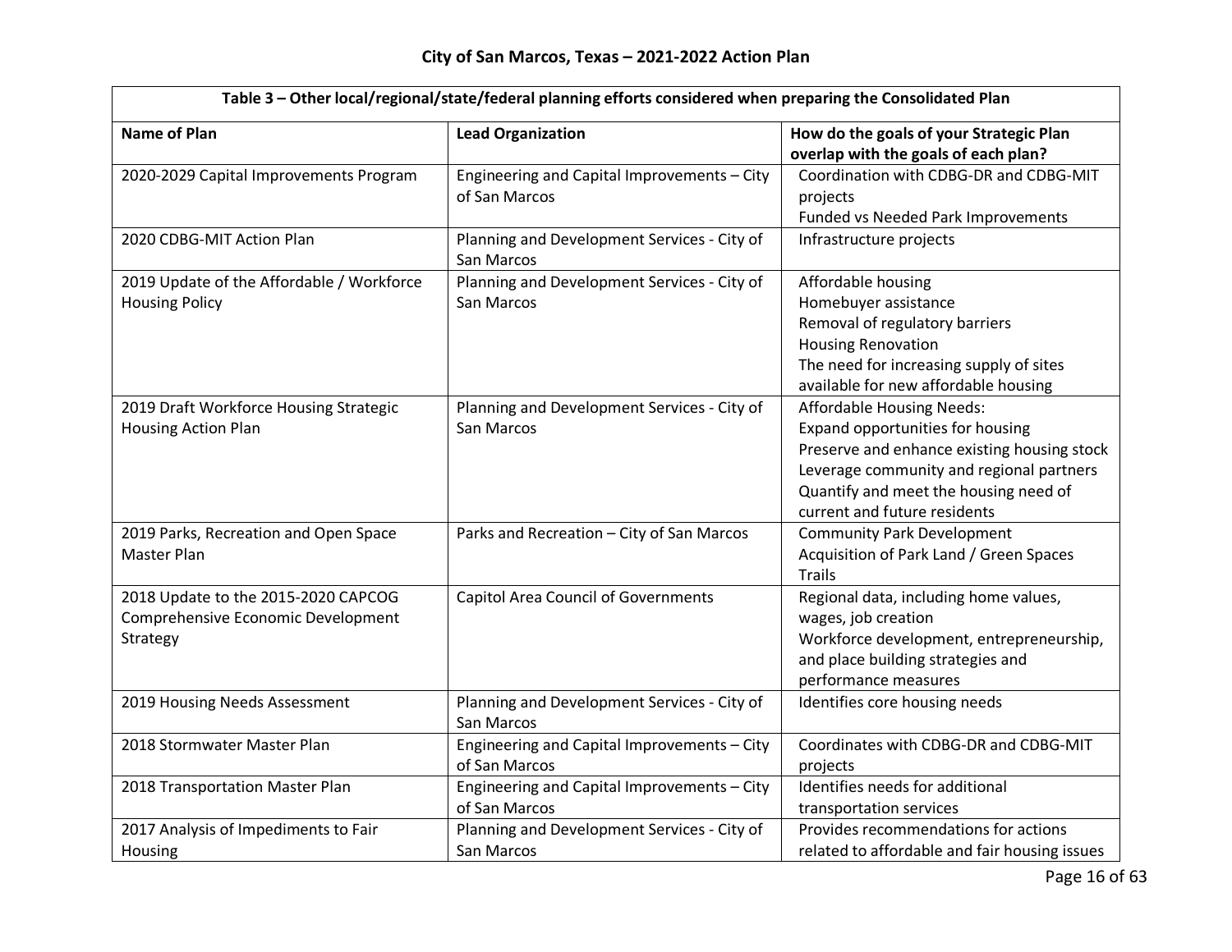| Table 3 – Other local/regional/state/federal planning efforts considered when preparing the Consolidated Plan | | |
|---|---|---|
| **Name of Plan** | **Lead Organization** | **How do the goals of your Strategic Plan overlap with the goals of each plan?** |
| 2020-2029 Capital Improvements Program | Engineering and Capital Improvements – City of San Marcos | Coordination with CDBG-DR and CDBG-MIT projects<br>Funded vs Needed Park Improvements |
| 2020 CDBG-MIT Action Plan | Planning and Development Services - City of San Marcos | Infrastructure projects |
| 2019 Update of the Affordable / Workforce Housing Policy | Planning and Development Services - City of San Marcos | Affordable housing<br>Homebuyer assistance<br>Removal of regulatory barriers<br>Housing Renovation<br>The need for increasing supply of sites available for new affordable housing |
| 2019 Draft Workforce Housing Strategic Housing Action Plan | Planning and Development Services - City of San Marcos | Affordable Housing Needs:<br>Expand opportunities for housing<br>Preserve and enhance existing housing stock<br>Leverage community and regional partners<br>Quantify and meet the housing need of current and future residents |
| 2019 Parks, Recreation and Open Space Master Plan | Parks and Recreation – City of San Marcos | Community Park Development<br>Acquisition of Park Land / Green Spaces<br>Trails |
| 2018 Update to the 2015-2020 CAPCOG Comprehensive Economic Development Strategy | Capitol Area Council of Governments | Regional data, including home values, wages, job creation<br>Workforce development, entrepreneurship, and place building strategies and performance measures |
| 2019 Housing Needs Assessment | Planning and Development Services - City of San Marcos | Identifies core housing needs |
| 2018 Stormwater Master Plan | Engineering and Capital Improvements – City of San Marcos | Coordinates with CDBG-DR and CDBG-MIT projects |
| 2018 Transportation Master Plan | Engineering and Capital Improvements – City of San Marcos | Identifies needs for additional transportation services |
| 2017 Analysis of Impediments to Fair Housing | Planning and Development Services - City of San Marcos | Provides recommendations for actions related to affordable and fair housing issues |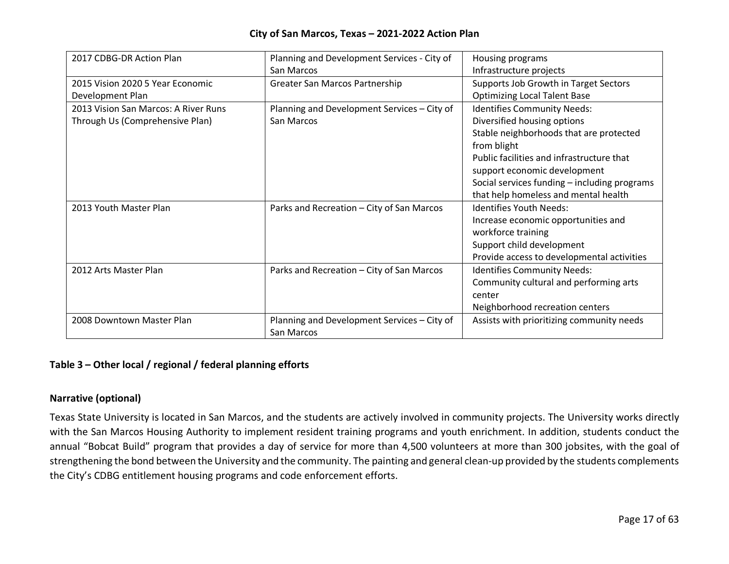| | | |
|---|---|---|
| 2017 CDBG-DR Action Plan | Planning and Development Services - City of San Marcos | Housing programs<br>Infrastructure projects |
| 2015 Vision 2020 5 Year Economic Development Plan | Greater San Marcos Partnership | Supports Job Growth in Target Sectors<br>Optimizing Local Talent Base |
| 2013 Vision San Marcos: A River Runs Through Us (Comprehensive Plan) | Planning and Development Services – City of San Marcos | Identifies Community Needs:<br>Diversified housing options<br>Stable neighborhoods that are protected from blight<br>Public facilities and infrastructure that support economic development<br>Social services funding – including programs that help homeless and mental health |
| 2013 Youth Master Plan | Parks and Recreation – City of San Marcos | Identifies Youth Needs:<br>Increase economic opportunities and workforce training<br>Support child development<br>Provide access to developmental activities |
| 2012 Arts Master Plan | Parks and Recreation – City of San Marcos | Identifies Community Needs:<br>Community cultural and performing arts center<br>Neighborhood recreation centers |
| 2008 Downtown Master Plan | Planning and Development Services – City of San Marcos | Assists with prioritizing community needs |

**Table 3 – Other local / regional / federal planning efforts**

**Narrative (optional)**

Texas State University is located in San Marcos, and the students are actively involved in community projects. The University works directly with the San Marcos Housing Authority to implement resident training programs and youth enrichment. In addition, students conduct the annual "Bobcat Build" program that provides a day of service for more than 4,500 volunteers at more than 300 jobsites, with the goal of strengthening the bond between the University and the community. The painting and general clean-up provided by the students complements the City's CDBG entitlement housing programs and code enforcement efforts.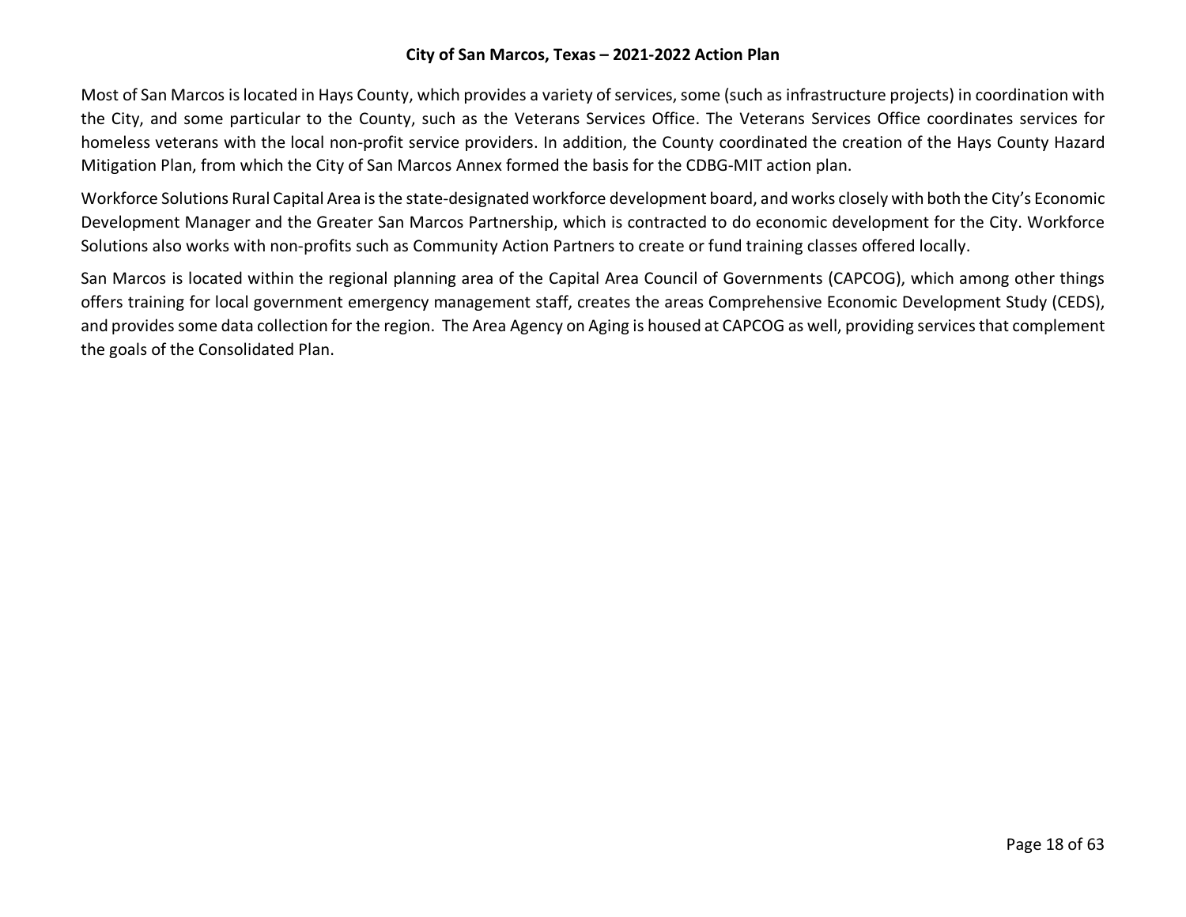Most of San Marcos is located in Hays County, which provides a variety of services, some (such as infrastructure projects) in coordination with the City, and some particular to the County, such as the Veterans Services Office. The Veterans Services Office coordinates services for homeless veterans with the local non-profit service providers. In addition, the County coordinated the creation of the Hays County Hazard Mitigation Plan, from which the City of San Marcos Annex formed the basis for the CDBG-MIT action plan.

Workforce Solutions Rural Capital Area is the state-designated workforce development board, and works closely with both the City's Economic Development Manager and the Greater San Marcos Partnership, which is contracted to do economic development for the City. Workforce Solutions also works with non-profits such as Community Action Partners to create or fund training classes offered locally.

San Marcos is located within the regional planning area of the Capital Area Council of Governments (CAPCOG), which among other things offers training for local government emergency management staff, creates the areas Comprehensive Economic Development Study (CEDS), and provides some data collection for the region. The Area Agency on Aging is housed at CAPCOG as well, providing services that complement the goals of the Consolidated Plan.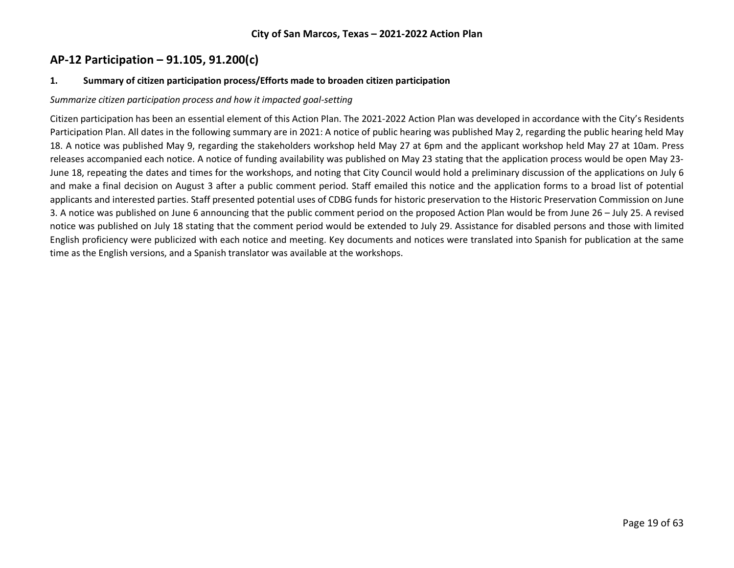## AP-12 Participation – 91.105, 91.200(c)

### 1. Summary of citizen participation process/Efforts made to broaden citizen participation

*Summarize citizen participation process and how it impacted goal-setting*

Citizen participation has been an essential element of this Action Plan. The 2021-2022 Action Plan was developed in accordance with the City's Residents Participation Plan. All dates in the following summary are in 2021: A notice of public hearing was published May 2, regarding the public hearing held May 18. A notice was published May 9, regarding the stakeholders workshop held May 27 at 6pm and the applicant workshop held May 27 at 10am. Press releases accompanied each notice. A notice of funding availability was published on May 23 stating that the application process would be open May 23-June 18, repeating the dates and times for the workshops, and noting that City Council would hold a preliminary discussion of the applications on July 6 and make a final decision on August 3 after a public comment period. Staff emailed this notice and the application forms to a broad list of potential applicants and interested parties. Staff presented potential uses of CDBG funds for historic preservation to the Historic Preservation Commission on June 3. A notice was published on June 6 announcing that the public comment period on the proposed Action Plan would be from June 26 – July 25. A revised notice was published on July 18 stating that the comment period would be extended to July 29. Assistance for disabled persons and those with limited English proficiency were publicized with each notice and meeting. Key documents and notices were translated into Spanish for publication at the same time as the English versions, and a Spanish translator was available at the workshops.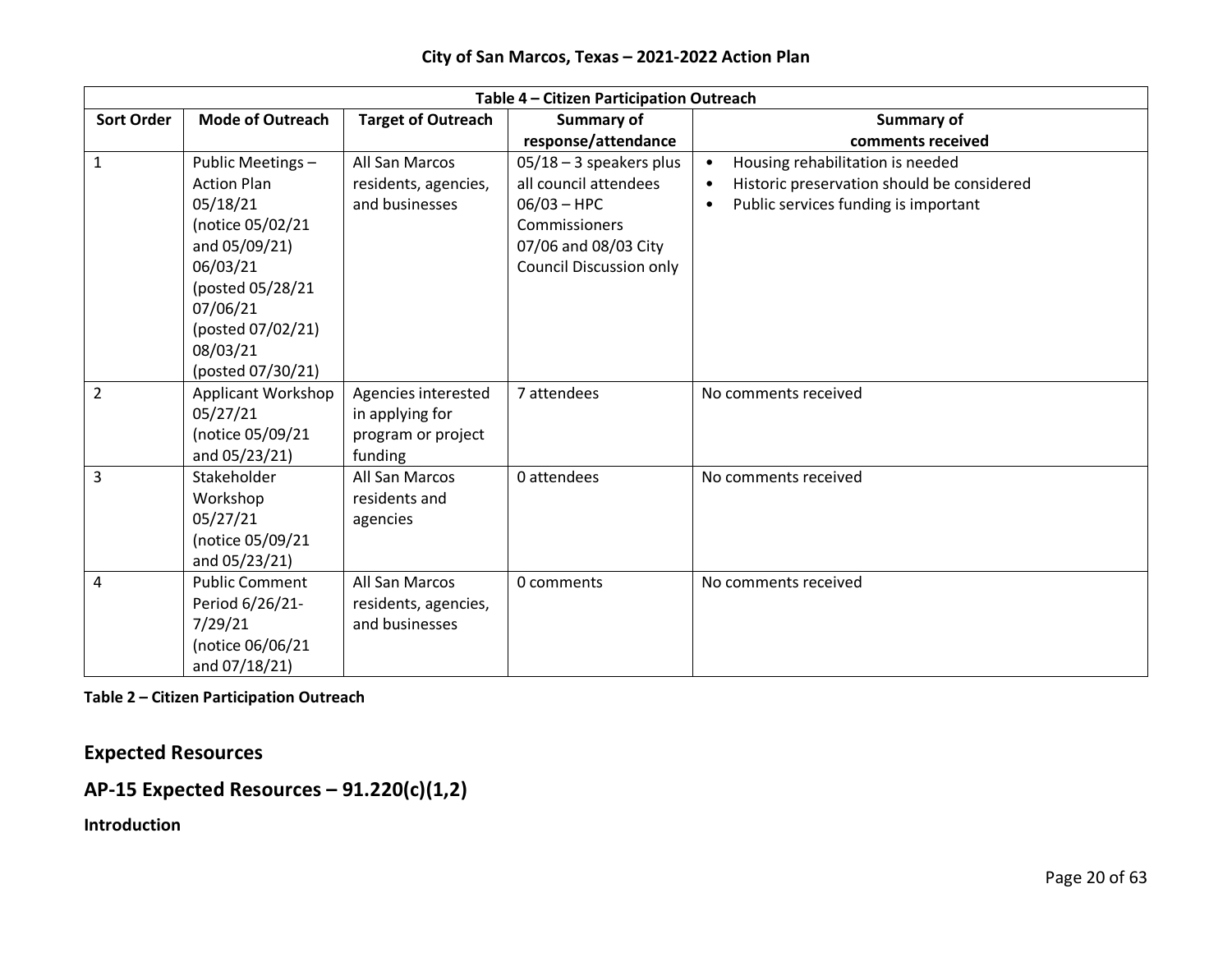| Table 4 – Citizen Participation Outreach | | | | |
|---|---|---|---|---|
| **Sort Order** | **Mode of Outreach** | **Target of Outreach** | **Summary of response/attendance** | **Summary of comments received** |
| 1 | Public Meetings – Action Plan 05/18/21 (notice 05/02/21 and 05/09/21) 06/03/21 (posted 05/28/21 07/06/21 (posted 07/02/21) 08/03/21 (posted 07/30/21) | All San Marcos residents, agencies, and businesses | 05/18 – 3 speakers plus all council attendees 06/03 – HPC Commissioners 07/06 and 08/03 City Council Discussion only | • Housing rehabilitation is needed<br>• Historic preservation should be considered<br>• Public services funding is important |
| 2 | Applicant Workshop 05/27/21 (notice 05/09/21 and 05/23/21) | Agencies interested in applying for program or project funding | 7 attendees | No comments received |
| 3 | Stakeholder Workshop 05/27/21 (notice 05/09/21 and 05/23/21) | All San Marcos residents and agencies | 0 attendees | No comments received |
| 4 | Public Comment Period 6/26/21-7/29/21 (notice 06/06/21 and 07/18/21) | All San Marcos residents, agencies, and businesses | 0 comments | No comments received |

**Table 2 – Citizen Participation Outreach**

## Expected Resources

## AP-15 Expected Resources – 91.220(c)(1,2)

**Introduction**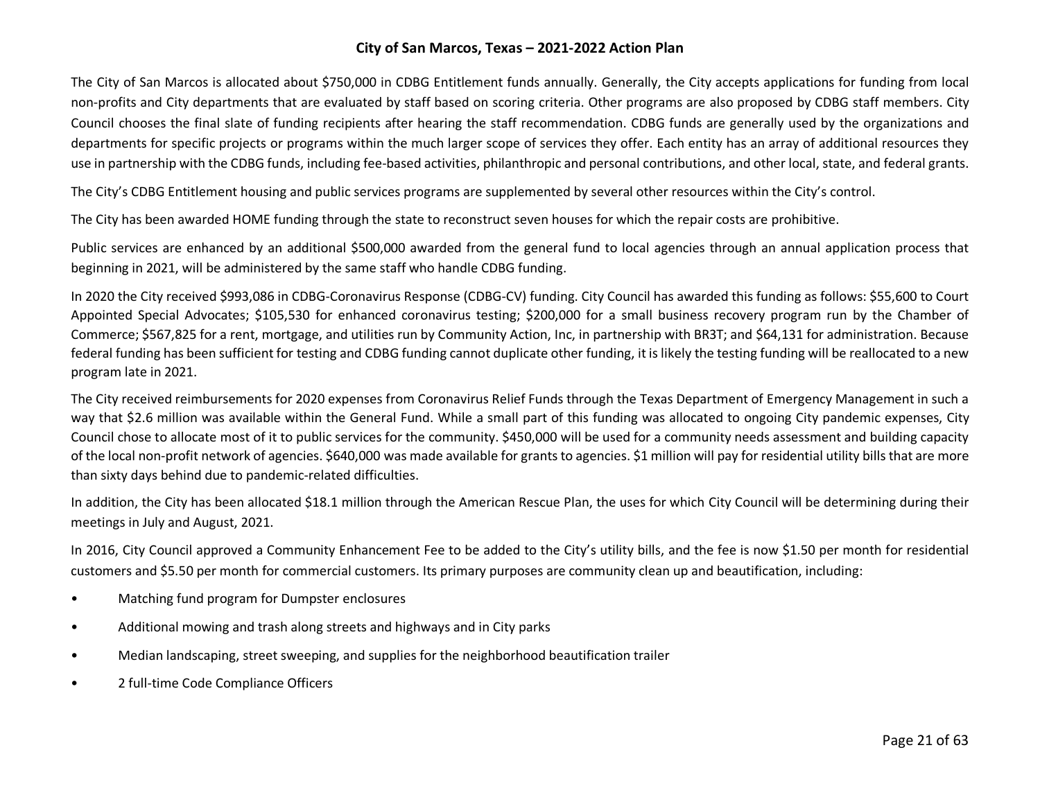The City of San Marcos is allocated about $750,000 in CDBG Entitlement funds annually. Generally, the City accepts applications for funding from local non-profits and City departments that are evaluated by staff based on scoring criteria. Other programs are also proposed by CDBG staff members. City Council chooses the final slate of funding recipients after hearing the staff recommendation. CDBG funds are generally used by the organizations and departments for specific projects or programs within the much larger scope of services they offer. Each entity has an array of additional resources they use in partnership with the CDBG funds, including fee-based activities, philanthropic and personal contributions, and other local, state, and federal grants.

The City's CDBG Entitlement housing and public services programs are supplemented by several other resources within the City's control.

The City has been awarded HOME funding through the state to reconstruct seven houses for which the repair costs are prohibitive.

Public services are enhanced by an additional $500,000 awarded from the general fund to local agencies through an annual application process that beginning in 2021, will be administered by the same staff who handle CDBG funding.

In 2020 the City received $993,086 in CDBG-Coronavirus Response (CDBG-CV) funding. City Council has awarded this funding as follows: $55,600 to Court Appointed Special Advocates; $105,530 for enhanced coronavirus testing; $200,000 for a small business recovery program run by the Chamber of Commerce; $567,825 for a rent, mortgage, and utilities run by Community Action, Inc, in partnership with BR3T; and $64,131 for administration. Because federal funding has been sufficient for testing and CDBG funding cannot duplicate other funding, it is likely the testing funding will be reallocated to a new program late in 2021.

The City received reimbursements for 2020 expenses from Coronavirus Relief Funds through the Texas Department of Emergency Management in such a way that $2.6 million was available within the General Fund. While a small part of this funding was allocated to ongoing City pandemic expenses, City Council chose to allocate most of it to public services for the community. $450,000 will be used for a community needs assessment and building capacity of the local non-profit network of agencies. $640,000 was made available for grants to agencies. $1 million will pay for residential utility bills that are more than sixty days behind due to pandemic-related difficulties.

In addition, the City has been allocated $18.1 million through the American Rescue Plan, the uses for which City Council will be determining during their meetings in July and August, 2021.

In 2016, City Council approved a Community Enhancement Fee to be added to the City's utility bills, and the fee is now $1.50 per month for residential customers and $5.50 per month for commercial customers. Its primary purposes are community clean up and beautification, including:

- Matching fund program for Dumpster enclosures
- Additional mowing and trash along streets and highways and in City parks
- Median landscaping, street sweeping, and supplies for the neighborhood beautification trailer
- 2 full-time Code Compliance Officers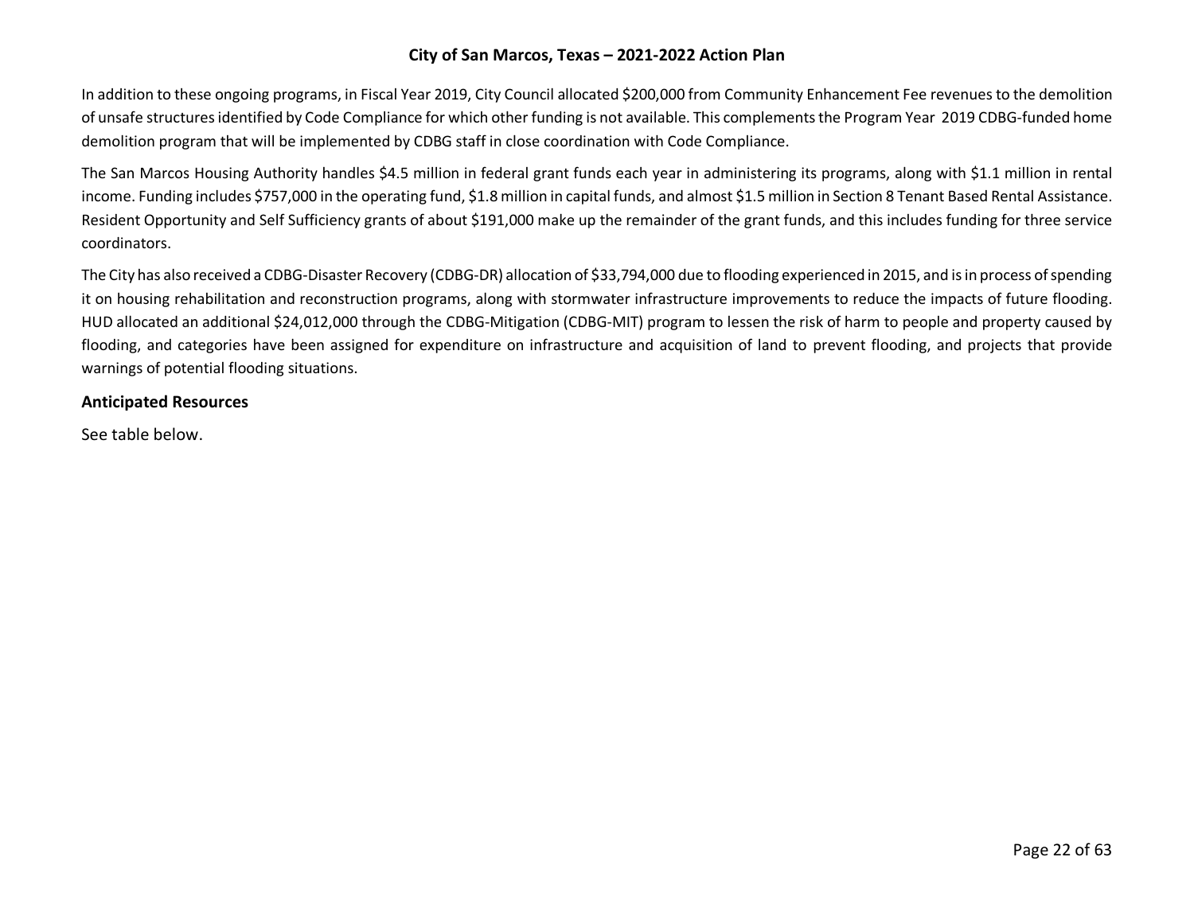In addition to these ongoing programs, in Fiscal Year 2019, City Council allocated $200,000 from Community Enhancement Fee revenues to the demolition of unsafe structures identified by Code Compliance for which other funding is not available. This complements the Program Year 2019 CDBG-funded home demolition program that will be implemented by CDBG staff in close coordination with Code Compliance.

The San Marcos Housing Authority handles $4.5 million in federal grant funds each year in administering its programs, along with $1.1 million in rental income. Funding includes $757,000 in the operating fund, $1.8 million in capital funds, and almost $1.5 million in Section 8 Tenant Based Rental Assistance. Resident Opportunity and Self Sufficiency grants of about $191,000 make up the remainder of the grant funds, and this includes funding for three service coordinators.

The City has also received a CDBG-Disaster Recovery (CDBG-DR) allocation of $33,794,000 due to flooding experienced in 2015, and is in process of spending it on housing rehabilitation and reconstruction programs, along with stormwater infrastructure improvements to reduce the impacts of future flooding. HUD allocated an additional $24,012,000 through the CDBG-Mitigation (CDBG-MIT) program to lessen the risk of harm to people and property caused by flooding, and categories have been assigned for expenditure on infrastructure and acquisition of land to prevent flooding, and projects that provide warnings of potential flooding situations.

## Anticipated Resources

See table below.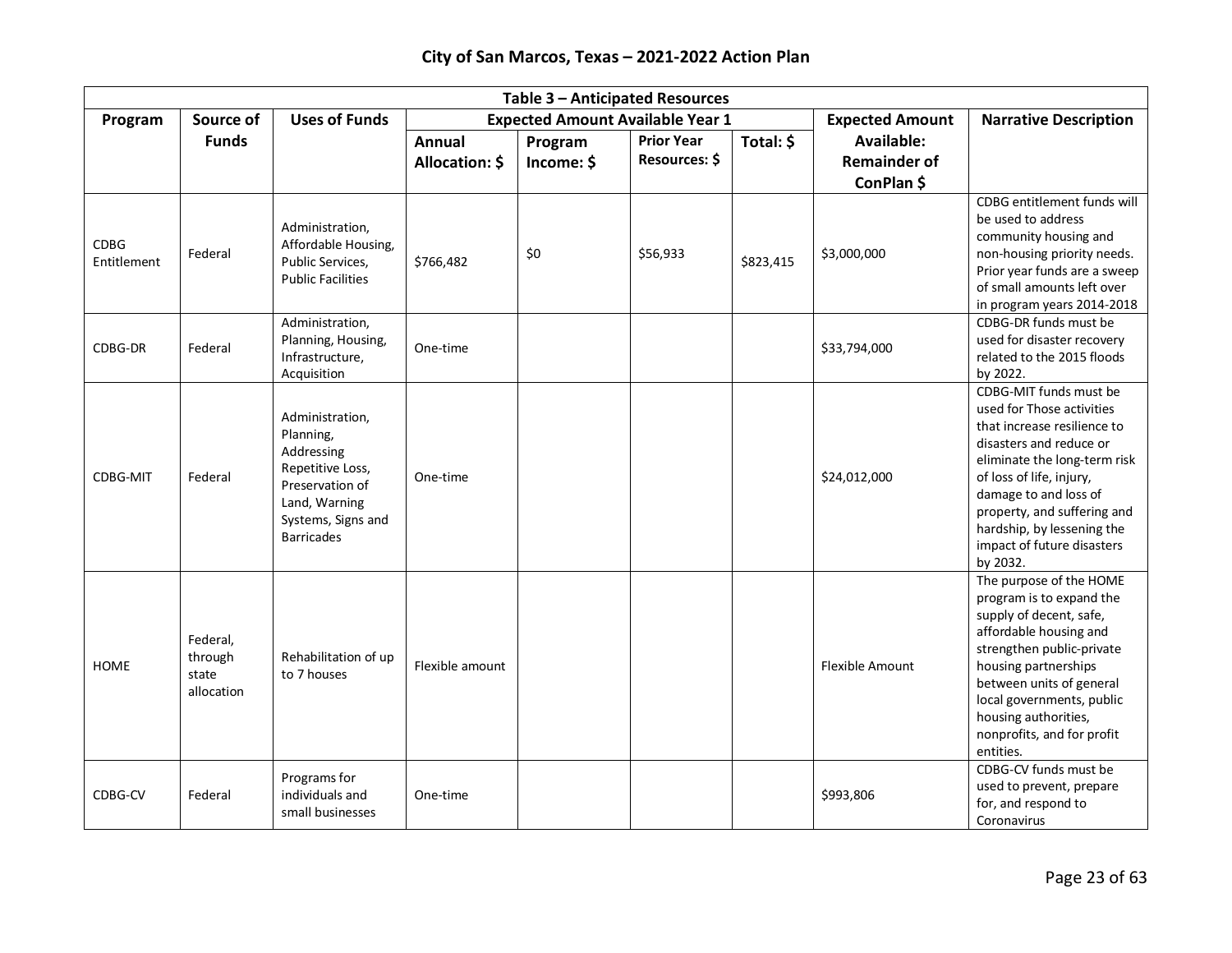| Table 3 – Anticipated Resources | | | | | | | | |
|---|---|---|---|---|---|---|---|---|
| Program | Source of Funds | Uses of Funds | Expected Amount Available Year 1 | | | | Expected Amount Available: Remainder of ConPlan $ | Narrative Description |
| | | | Annual Allocation: $ | Program Income: $ | Prior Year Resources: $ | Total: $ | | |
| CDBG Entitlement | Federal | Administration, Affordable Housing, Public Services, Public Facilities | $766,482 | $0 | $56,933 | $823,415 | $3,000,000 | CDBG entitlement funds will be used to address community housing and non-housing priority needs. Prior year funds are a sweep of small amounts left over in program years 2014-2018 |
| CDBG-DR | Federal | Administration, Planning, Housing, Infrastructure, Acquisition | One-time | | | | $33,794,000 | CDBG-DR funds must be used for disaster recovery related to the 2015 floods by 2022. |
| CDBG-MIT | Federal | Administration, Planning, Addressing Repetitive Loss, Preservation of Land, Warning Systems, Signs and Barricades | One-time | | | | $24,012,000 | CDBG-MIT funds must be used for Those activities that increase resilience to disasters and reduce or eliminate the long-term risk of loss of life, injury, damage to and loss of property, and suffering and hardship, by lessening the impact of future disasters by 2032. |
| HOME | Federal, through state allocation | Rehabilitation of up to 7 houses | Flexible amount | | | | Flexible Amount | The purpose of the HOME program is to expand the supply of decent, safe, affordable housing and strengthen public-private housing partnerships between units of general local governments, public housing authorities, nonprofits, and for profit entities. |
| CDBG-CV | Federal | Programs for individuals and small businesses | One-time | | | | $993,806 | CDBG-CV funds must be used to prevent, prepare for, and respond to Coronavirus |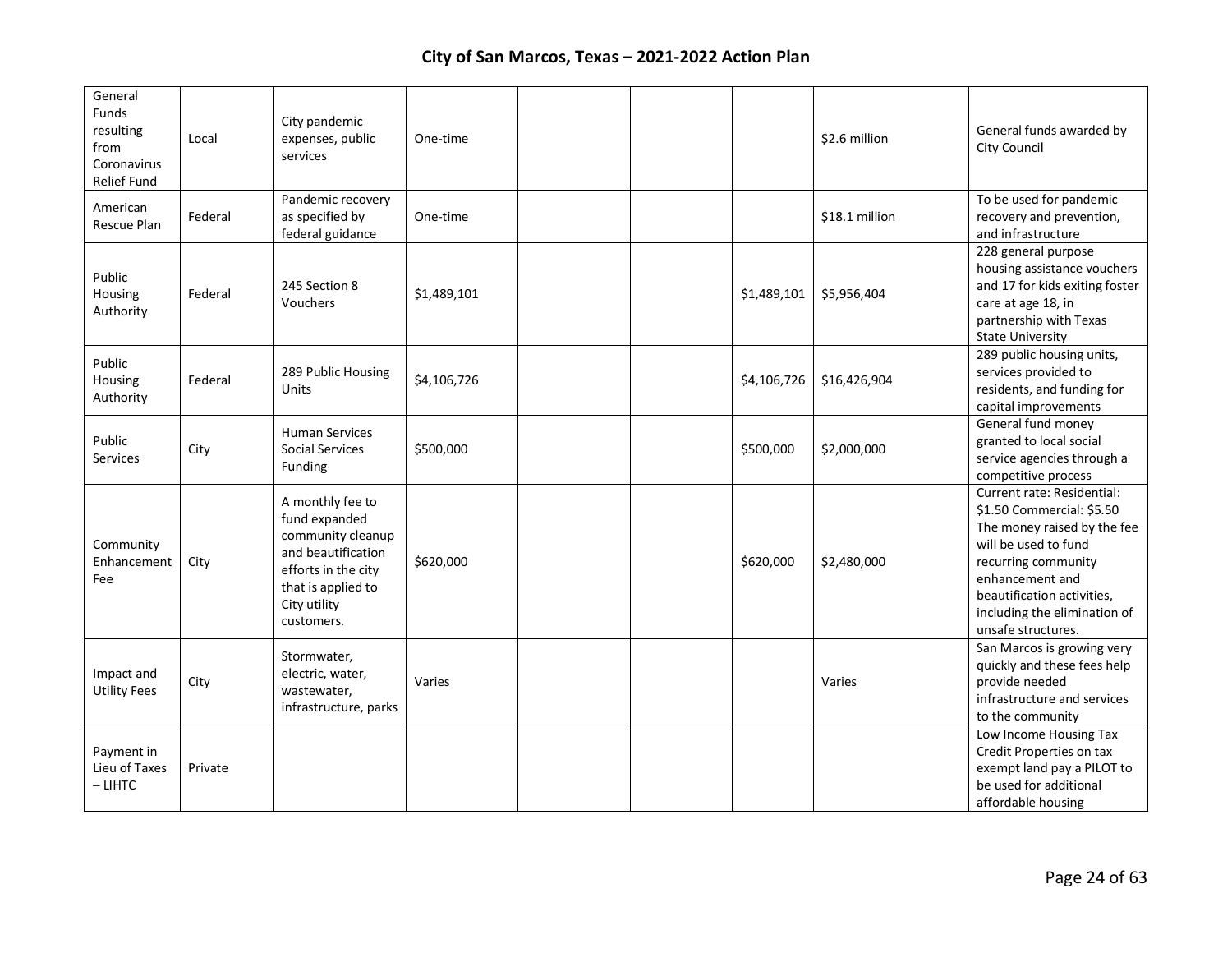| | | | | | | | | |
|---|---|---|---|---|---|---|---|---|
| General Funds resulting from Coronavirus Relief Fund | Local | City pandemic expenses, public services | One-time | | | | $2.6 million | General funds awarded by City Council |
| American Rescue Plan | Federal | Pandemic recovery as specified by federal guidance | One-time | | | | $18.1 million | To be used for pandemic recovery and prevention, and infrastructure |
| Public Housing Authority | Federal | 245 Section 8 Vouchers | $1,489,101 | | | $1,489,101 | $5,956,404 | 228 general purpose housing assistance vouchers and 17 for kids exiting foster care at age 18, in partnership with Texas State University |
| Public Housing Authority | Federal | 289 Public Housing Units | $4,106,726 | | | $4,106,726 | $16,426,904 | 289 public housing units, services provided to residents, and funding for capital improvements |
| Public Services | City | Human Services Social Services Funding | $500,000 | | | $500,000 | $2,000,000 | General fund money granted to local social service agencies through a competitive process |
| Community Enhancement Fee | City | A monthly fee to fund expanded community cleanup and beautification efforts in the city that is applied to City utility customers. | $620,000 | | | $620,000 | $2,480,000 | Current rate: Residential: $1.50 Commercial: $5.50 The money raised by the fee will be used to fund recurring community enhancement and beautification activities, including the elimination of unsafe structures. |
| Impact and Utility Fees | City | Stormwater, electric, water, wastewater, infrastructure, parks | Varies | | | | Varies | San Marcos is growing very quickly and these fees help provide needed infrastructure and services to the community |
| Payment in Lieu of Taxes – LIHTC | Private | | | | | | | Low Income Housing Tax Credit Properties on tax exempt land pay a PILOT to be used for additional affordable housing |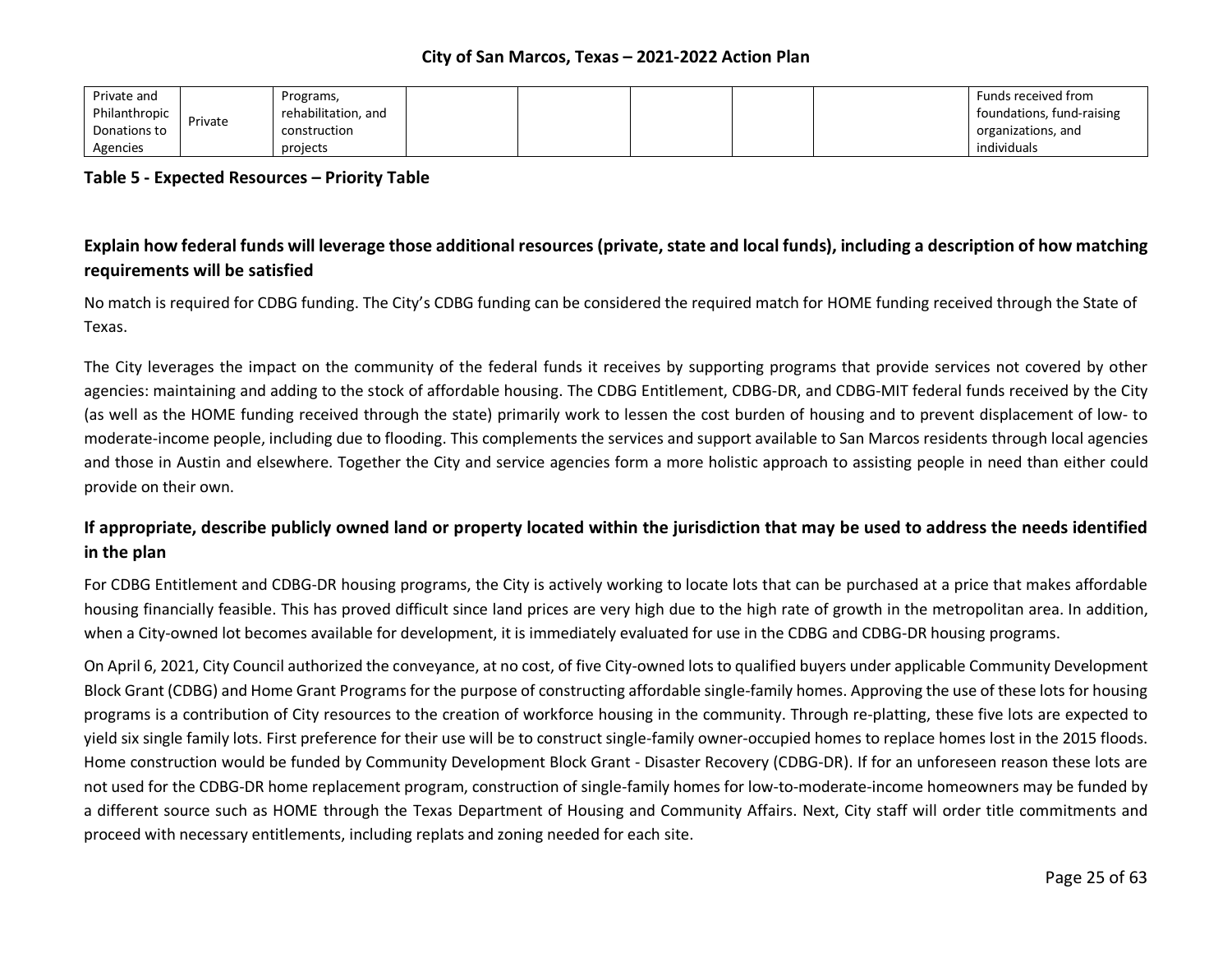| Private and Philanthropic Donations to Agencies | Private | Programs, rehabilitation, and construction projects | | | | | | Funds received from foundations, fund-raising organizations, and individuals |
|---|---|---|---|---|---|---|---|---|

**Table 5 - Expected Resources – Priority Table**

## Explain how federal funds will leverage those additional resources (private, state and local funds), including a description of how matching requirements will be satisfied

No match is required for CDBG funding. The City's CDBG funding can be considered the required match for HOME funding received through the State of Texas.

The City leverages the impact on the community of the federal funds it receives by supporting programs that provide services not covered by other agencies: maintaining and adding to the stock of affordable housing. The CDBG Entitlement, CDBG-DR, and CDBG-MIT federal funds received by the City (as well as the HOME funding received through the state) primarily work to lessen the cost burden of housing and to prevent displacement of low- to moderate-income people, including due to flooding. This complements the services and support available to San Marcos residents through local agencies and those in Austin and elsewhere. Together the City and service agencies form a more holistic approach to assisting people in need than either could provide on their own.

## If appropriate, describe publicly owned land or property located within the jurisdiction that may be used to address the needs identified in the plan

For CDBG Entitlement and CDBG-DR housing programs, the City is actively working to locate lots that can be purchased at a price that makes affordable housing financially feasible. This has proved difficult since land prices are very high due to the high rate of growth in the metropolitan area. In addition, when a City-owned lot becomes available for development, it is immediately evaluated for use in the CDBG and CDBG-DR housing programs.

On April 6, 2021, City Council authorized the conveyance, at no cost, of five City-owned lots to qualified buyers under applicable Community Development Block Grant (CDBG) and Home Grant Programs for the purpose of constructing affordable single-family homes. Approving the use of these lots for housing programs is a contribution of City resources to the creation of workforce housing in the community. Through re-platting, these five lots are expected to yield six single family lots. First preference for their use will be to construct single-family owner-occupied homes to replace homes lost in the 2015 floods. Home construction would be funded by Community Development Block Grant - Disaster Recovery (CDBG-DR). If for an unforeseen reason these lots are not used for the CDBG-DR home replacement program, construction of single-family homes for low-to-moderate-income homeowners may be funded by a different source such as HOME through the Texas Department of Housing and Community Affairs. Next, City staff will order title commitments and proceed with necessary entitlements, including replats and zoning needed for each site.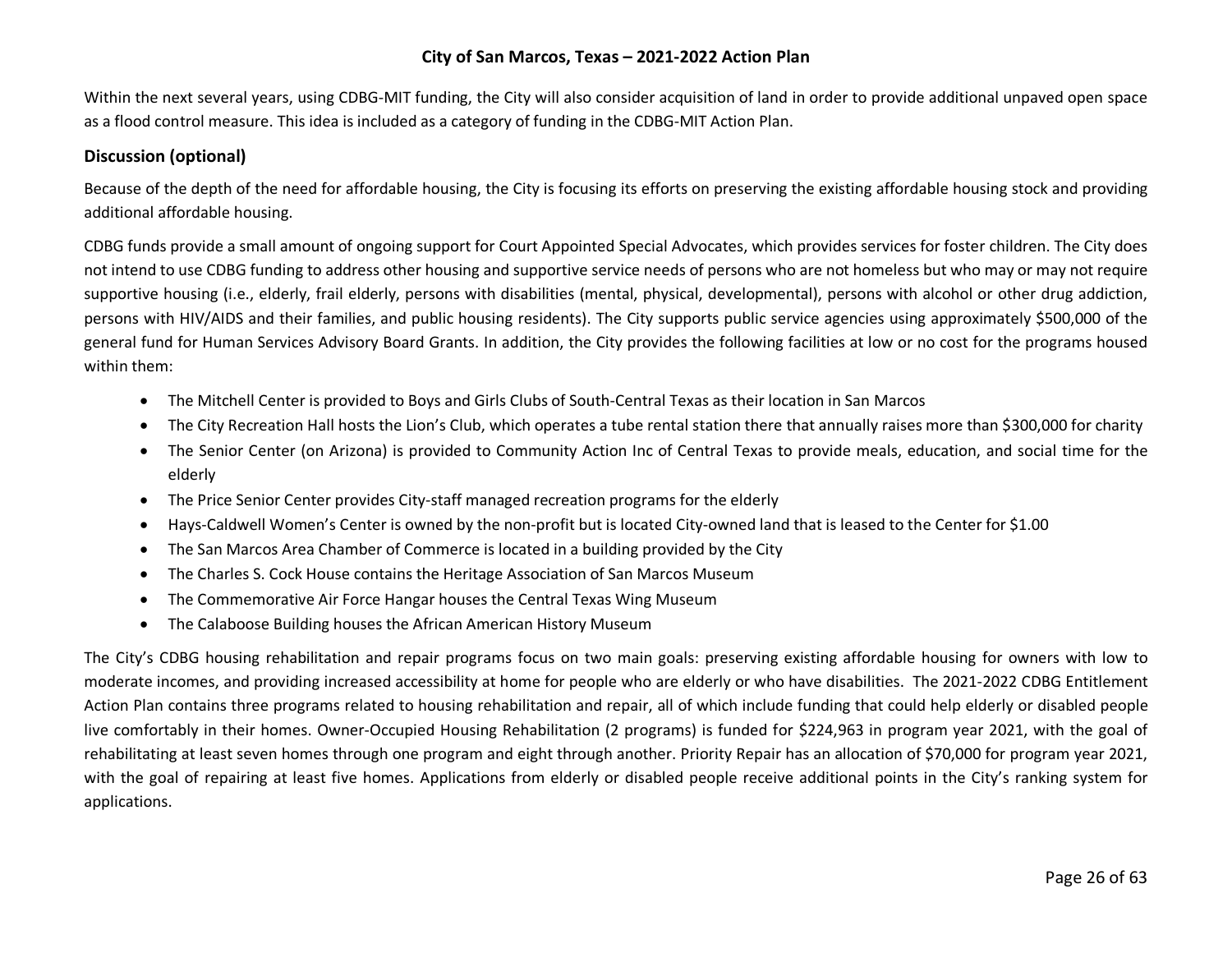Within the next several years, using CDBG-MIT funding, the City will also consider acquisition of land in order to provide additional unpaved open space as a flood control measure. This idea is included as a category of funding in the CDBG-MIT Action Plan.

## Discussion (optional)

Because of the depth of the need for affordable housing, the City is focusing its efforts on preserving the existing affordable housing stock and providing additional affordable housing.

CDBG funds provide a small amount of ongoing support for Court Appointed Special Advocates, which provides services for foster children. The City does not intend to use CDBG funding to address other housing and supportive service needs of persons who are not homeless but who may or may not require supportive housing (i.e., elderly, frail elderly, persons with disabilities (mental, physical, developmental), persons with alcohol or other drug addiction, persons with HIV/AIDS and their families, and public housing residents). The City supports public service agencies using approximately $500,000 of the general fund for Human Services Advisory Board Grants. In addition, the City provides the following facilities at low or no cost for the programs housed within them:

- The Mitchell Center is provided to Boys and Girls Clubs of South-Central Texas as their location in San Marcos
- The City Recreation Hall hosts the Lion's Club, which operates a tube rental station there that annually raises more than $300,000 for charity
- The Senior Center (on Arizona) is provided to Community Action Inc of Central Texas to provide meals, education, and social time for the elderly
- The Price Senior Center provides City-staff managed recreation programs for the elderly
- Hays-Caldwell Women's Center is owned by the non-profit but is located City-owned land that is leased to the Center for $1.00
- The San Marcos Area Chamber of Commerce is located in a building provided by the City
- The Charles S. Cock House contains the Heritage Association of San Marcos Museum
- The Commemorative Air Force Hangar houses the Central Texas Wing Museum
- The Calaboose Building houses the African American History Museum

The City's CDBG housing rehabilitation and repair programs focus on two main goals: preserving existing affordable housing for owners with low to moderate incomes, and providing increased accessibility at home for people who are elderly or who have disabilities. The 2021-2022 CDBG Entitlement Action Plan contains three programs related to housing rehabilitation and repair, all of which include funding that could help elderly or disabled people live comfortably in their homes. Owner-Occupied Housing Rehabilitation (2 programs) is funded for $224,963 in program year 2021, with the goal of rehabilitating at least seven homes through one program and eight through another. Priority Repair has an allocation of $70,000 for program year 2021, with the goal of repairing at least five homes. Applications from elderly or disabled people receive additional points in the City's ranking system for applications.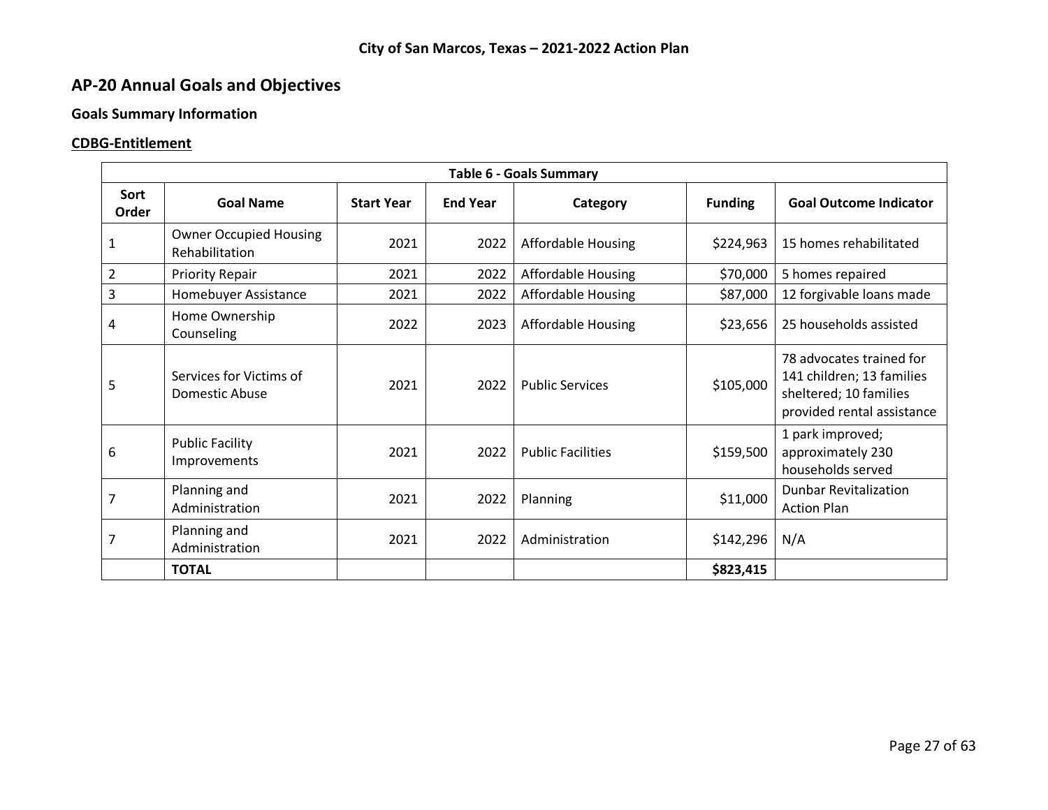## AP-20 Annual Goals and Objectives

### Goals Summary Information

**CDBG-Entitlement**

| Table 6 - Goals Summary | | | | | | |
|---|---|---|---|---|---|---|
| **Sort Order** | **Goal Name** | **Start Year** | **End Year** | **Category** | **Funding** | **Goal Outcome Indicator** |
| 1 | Owner Occupied Housing Rehabilitation | 2021 | 2022 | Affordable Housing | $224,963 | 15 homes rehabilitated |
| 2 | Priority Repair | 2021 | 2022 | Affordable Housing | $70,000 | 5 homes repaired |
| 3 | Homebuyer Assistance | 2021 | 2022 | Affordable Housing | $87,000 | 12 forgivable loans made |
| 4 | Home Ownership Counseling | 2022 | 2023 | Affordable Housing | $23,656 | 25 households assisted |
| 5 | Services for Victims of Domestic Abuse | 2021 | 2022 | Public Services | $105,000 | 78 advocates trained for 141 children; 13 families sheltered; 10 families provided rental assistance |
| 6 | Public Facility Improvements | 2021 | 2022 | Public Facilities | $159,500 | 1 park improved; approximately 230 households served |
| 7 | Planning and Administration | 2021 | 2022 | Planning | $11,000 | Dunbar Revitalization Action Plan |
| 7 | Planning and Administration | 2021 | 2022 | Administration | $142,296 | N/A |
| | **TOTAL** | | | | **$823,415** | |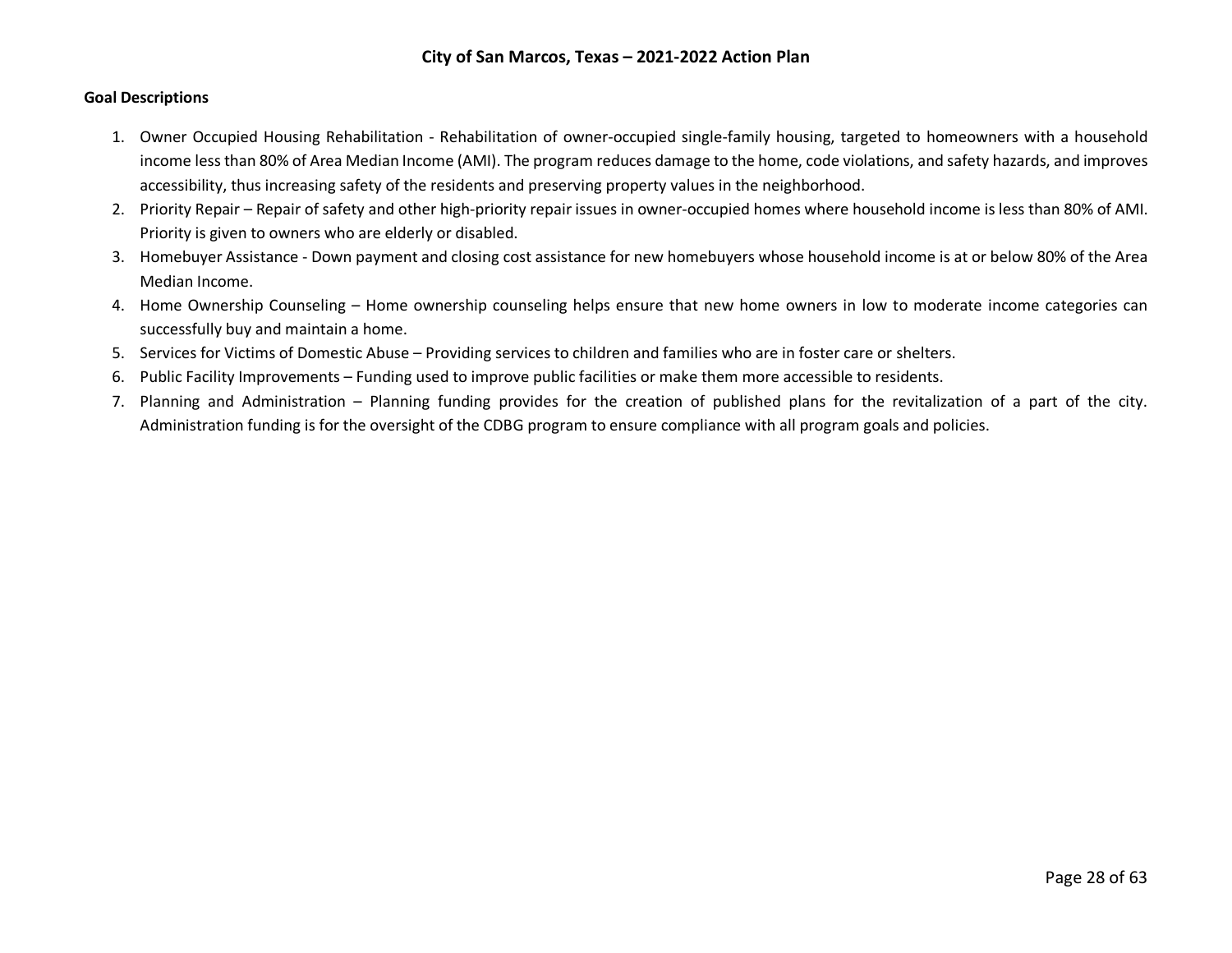**Goal Descriptions**

1. Owner Occupied Housing Rehabilitation - Rehabilitation of owner-occupied single-family housing, targeted to homeowners with a household income less than 80% of Area Median Income (AMI). The program reduces damage to the home, code violations, and safety hazards, and improves accessibility, thus increasing safety of the residents and preserving property values in the neighborhood.
2. Priority Repair – Repair of safety and other high-priority repair issues in owner-occupied homes where household income is less than 80% of AMI. Priority is given to owners who are elderly or disabled.
3. Homebuyer Assistance - Down payment and closing cost assistance for new homebuyers whose household income is at or below 80% of the Area Median Income.
4. Home Ownership Counseling – Home ownership counseling helps ensure that new home owners in low to moderate income categories can successfully buy and maintain a home.
5. Services for Victims of Domestic Abuse – Providing services to children and families who are in foster care or shelters.
6. Public Facility Improvements – Funding used to improve public facilities or make them more accessible to residents.
7. Planning and Administration – Planning funding provides for the creation of published plans for the revitalization of a part of the city. Administration funding is for the oversight of the CDBG program to ensure compliance with all program goals and policies.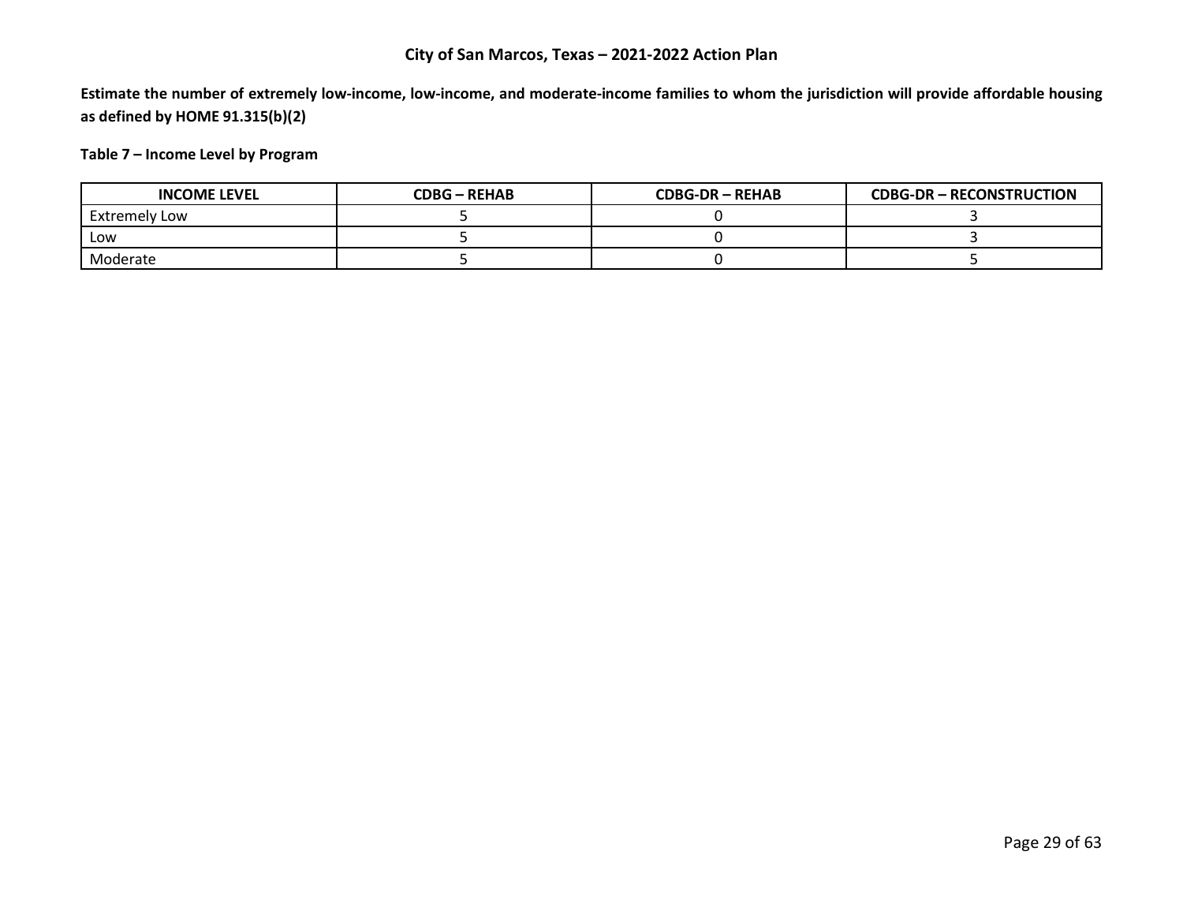**Estimate the number of extremely low-income, low-income, and moderate-income families to whom the jurisdiction will provide affordable housing as defined by HOME 91.315(b)(2)**

**Table 7 – Income Level by Program**

| INCOME LEVEL | CDBG – REHAB | CDBG-DR – REHAB | CDBG-DR – RECONSTRUCTION |
|---|---|---|---|
| Extremely Low | 5 | 0 | 3 |
| Low | 5 | 0 | 3 |
| Moderate | 5 | 0 | 5 |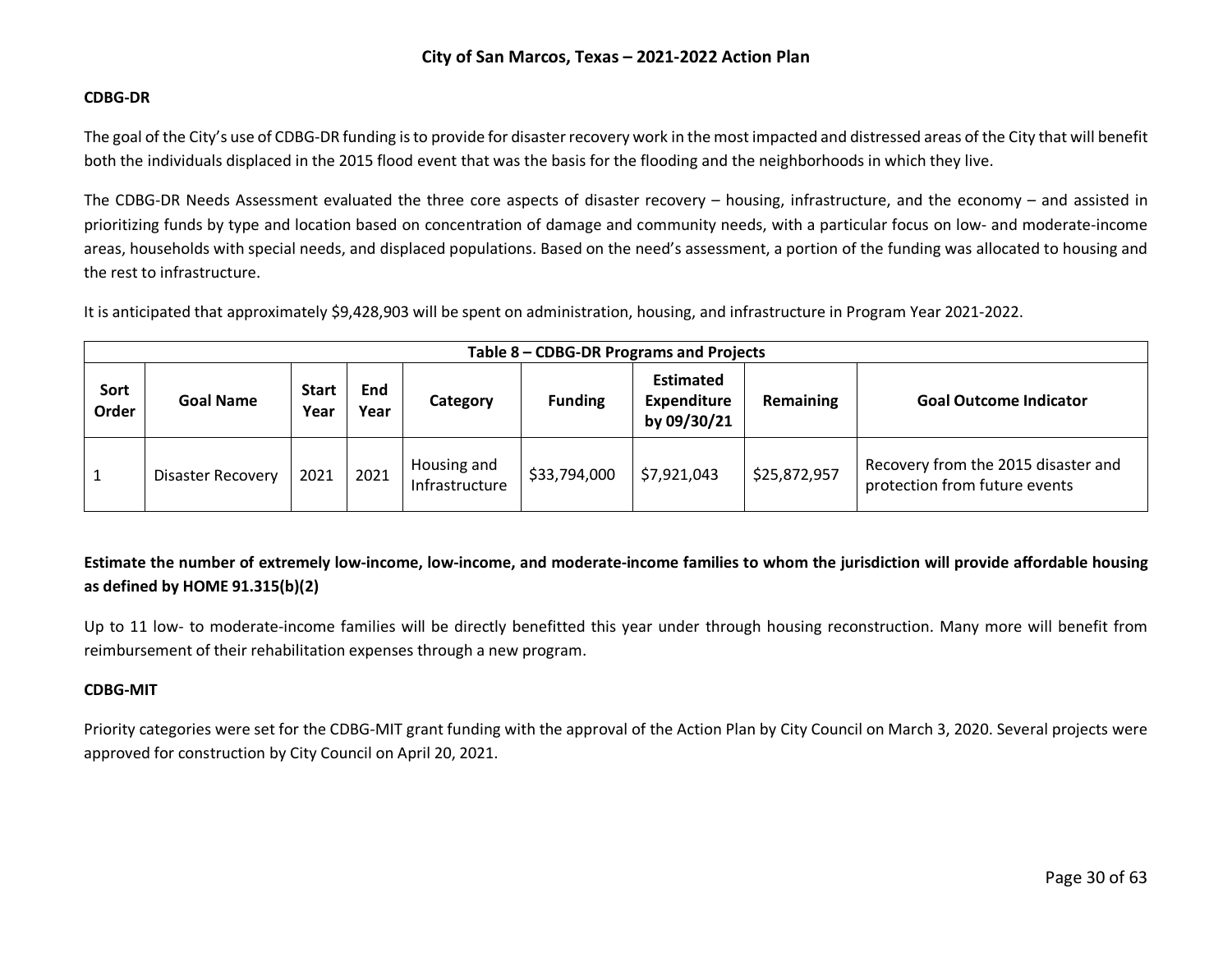**CDBG-DR**

The goal of the City's use of CDBG-DR funding is to provide for disaster recovery work in the most impacted and distressed areas of the City that will benefit both the individuals displaced in the 2015 flood event that was the basis for the flooding and the neighborhoods in which they live.

The CDBG-DR Needs Assessment evaluated the three core aspects of disaster recovery – housing, infrastructure, and the economy – and assisted in prioritizing funds by type and location based on concentration of damage and community needs, with a particular focus on low- and moderate-income areas, households with special needs, and displaced populations. Based on the need's assessment, a portion of the funding was allocated to housing and the rest to infrastructure.

It is anticipated that approximately $9,428,903 will be spent on administration, housing, and infrastructure in Program Year 2021-2022.

**Table 8 – CDBG-DR Programs and Projects**

| Sort Order | Goal Name | Start Year | End Year | Category | Funding | Estimated Expenditure by 09/30/21 | Remaining | Goal Outcome Indicator |
|---|---|---|---|---|---|---|---|---|
| 1 | Disaster Recovery | 2021 | 2021 | Housing and Infrastructure | $33,794,000 | $7,921,043 | $25,872,957 | Recovery from the 2015 disaster and protection from future events |

**Estimate the number of extremely low-income, low-income, and moderate-income families to whom the jurisdiction will provide affordable housing as defined by HOME 91.315(b)(2)**

Up to 11 low- to moderate-income families will be directly benefitted this year under through housing reconstruction. Many more will benefit from reimbursement of their rehabilitation expenses through a new program.

**CDBG-MIT**

Priority categories were set for the CDBG-MIT grant funding with the approval of the Action Plan by City Council on March 3, 2020. Several projects were approved for construction by City Council on April 20, 2021.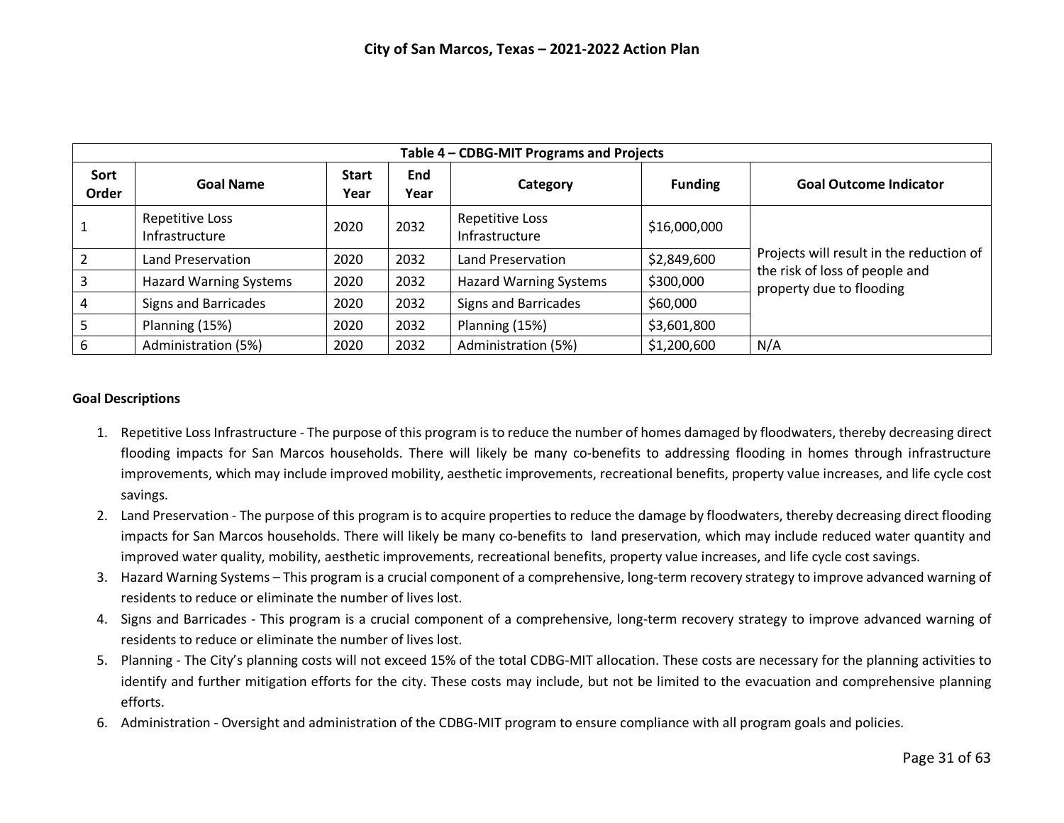| Table 4 – CDBG-MIT Programs and Projects | | | | | | |
|---|---|---|---|---|---|---|
| **Sort Order** | **Goal Name** | **Start Year** | **End Year** | **Category** | **Funding** | **Goal Outcome Indicator** |
| 1 | Repetitive Loss Infrastructure | 2020 | 2032 | Repetitive Loss Infrastructure | $16,000,000 | Projects will result in the reduction of the risk of loss of people and property due to flooding |
| 2 | Land Preservation | 2020 | 2032 | Land Preservation | $2,849,600 | |
| 3 | Hazard Warning Systems | 2020 | 2032 | Hazard Warning Systems | $300,000 | |
| 4 | Signs and Barricades | 2020 | 2032 | Signs and Barricades | $60,000 | |
| 5 | Planning (15%) | 2020 | 2032 | Planning (15%) | $3,601,800 | |
| 6 | Administration (5%) | 2020 | 2032 | Administration (5%) | $1,200,600 | N/A |

**Goal Descriptions**

1. Repetitive Loss Infrastructure - The purpose of this program is to reduce the number of homes damaged by floodwaters, thereby decreasing direct flooding impacts for San Marcos households. There will likely be many co-benefits to addressing flooding in homes through infrastructure improvements, which may include improved mobility, aesthetic improvements, recreational benefits, property value increases, and life cycle cost savings.
2. Land Preservation - The purpose of this program is to acquire properties to reduce the damage by floodwaters, thereby decreasing direct flooding impacts for San Marcos households. There will likely be many co-benefits to land preservation, which may include reduced water quantity and improved water quality, mobility, aesthetic improvements, recreational benefits, property value increases, and life cycle cost savings.
3. Hazard Warning Systems – This program is a crucial component of a comprehensive, long-term recovery strategy to improve advanced warning of residents to reduce or eliminate the number of lives lost.
4. Signs and Barricades - This program is a crucial component of a comprehensive, long-term recovery strategy to improve advanced warning of residents to reduce or eliminate the number of lives lost.
5. Planning - The City's planning costs will not exceed 15% of the total CDBG-MIT allocation. These costs are necessary for the planning activities to identify and further mitigation efforts for the city. These costs may include, but not be limited to the evacuation and comprehensive planning efforts.
6. Administration - Oversight and administration of the CDBG-MIT program to ensure compliance with all program goals and policies.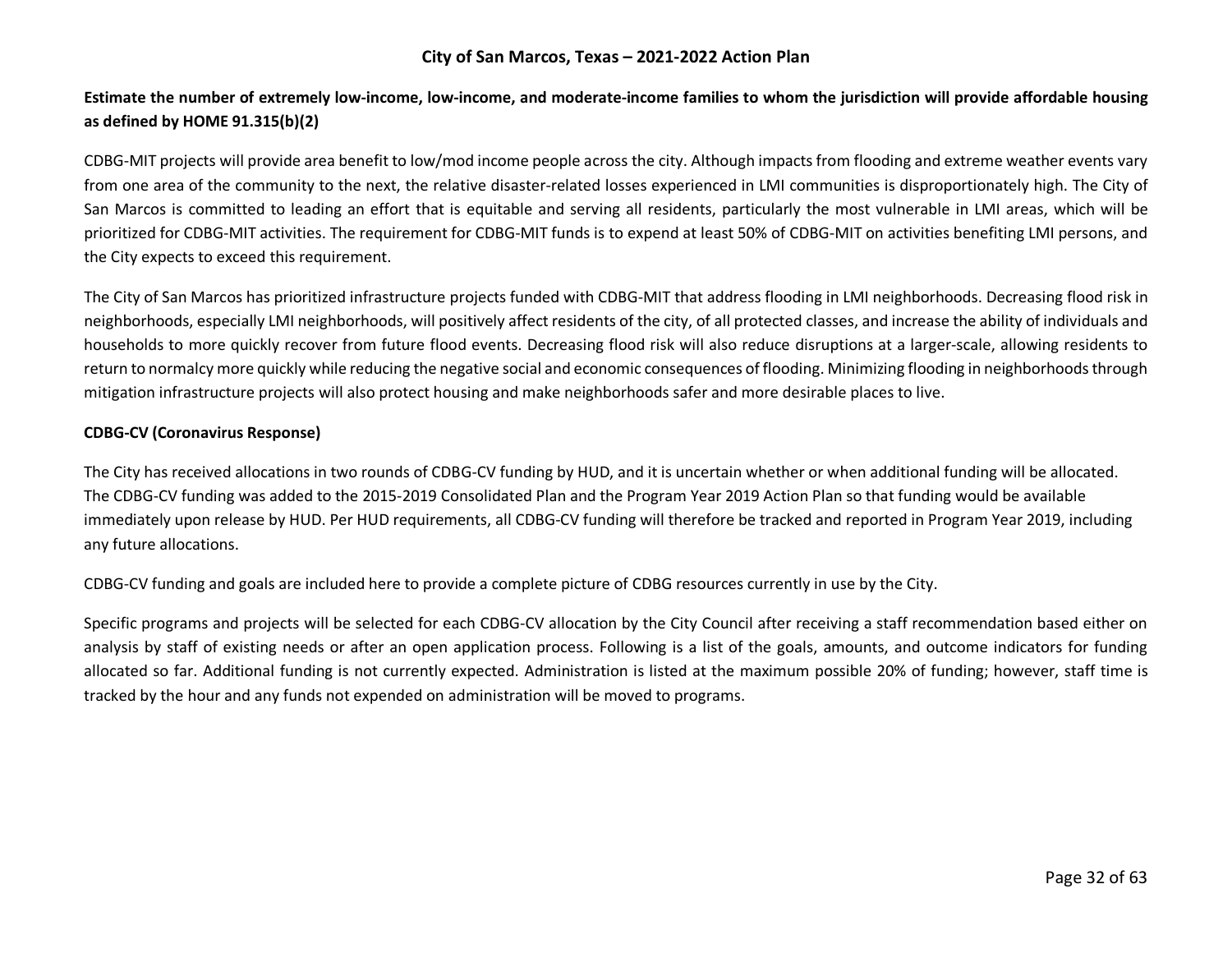**Estimate the number of extremely low-income, low-income, and moderate-income families to whom the jurisdiction will provide affordable housing as defined by HOME 91.315(b)(2)**

CDBG-MIT projects will provide area benefit to low/mod income people across the city. Although impacts from flooding and extreme weather events vary from one area of the community to the next, the relative disaster-related losses experienced in LMI communities is disproportionately high. The City of San Marcos is committed to leading an effort that is equitable and serving all residents, particularly the most vulnerable in LMI areas, which will be prioritized for CDBG-MIT activities. The requirement for CDBG-MIT funds is to expend at least 50% of CDBG-MIT on activities benefiting LMI persons, and the City expects to exceed this requirement.

The City of San Marcos has prioritized infrastructure projects funded with CDBG-MIT that address flooding in LMI neighborhoods. Decreasing flood risk in neighborhoods, especially LMI neighborhoods, will positively affect residents of the city, of all protected classes, and increase the ability of individuals and households to more quickly recover from future flood events. Decreasing flood risk will also reduce disruptions at a larger-scale, allowing residents to return to normalcy more quickly while reducing the negative social and economic consequences of flooding. Minimizing flooding in neighborhoods through mitigation infrastructure projects will also protect housing and make neighborhoods safer and more desirable places to live.

**CDBG-CV (Coronavirus Response)**

The City has received allocations in two rounds of CDBG-CV funding by HUD, and it is uncertain whether or when additional funding will be allocated. The CDBG-CV funding was added to the 2015-2019 Consolidated Plan and the Program Year 2019 Action Plan so that funding would be available immediately upon release by HUD. Per HUD requirements, all CDBG-CV funding will therefore be tracked and reported in Program Year 2019, including any future allocations.

CDBG-CV funding and goals are included here to provide a complete picture of CDBG resources currently in use by the City.

Specific programs and projects will be selected for each CDBG-CV allocation by the City Council after receiving a staff recommendation based either on analysis by staff of existing needs or after an open application process. Following is a list of the goals, amounts, and outcome indicators for funding allocated so far. Additional funding is not currently expected. Administration is listed at the maximum possible 20% of funding; however, staff time is tracked by the hour and any funds not expended on administration will be moved to programs.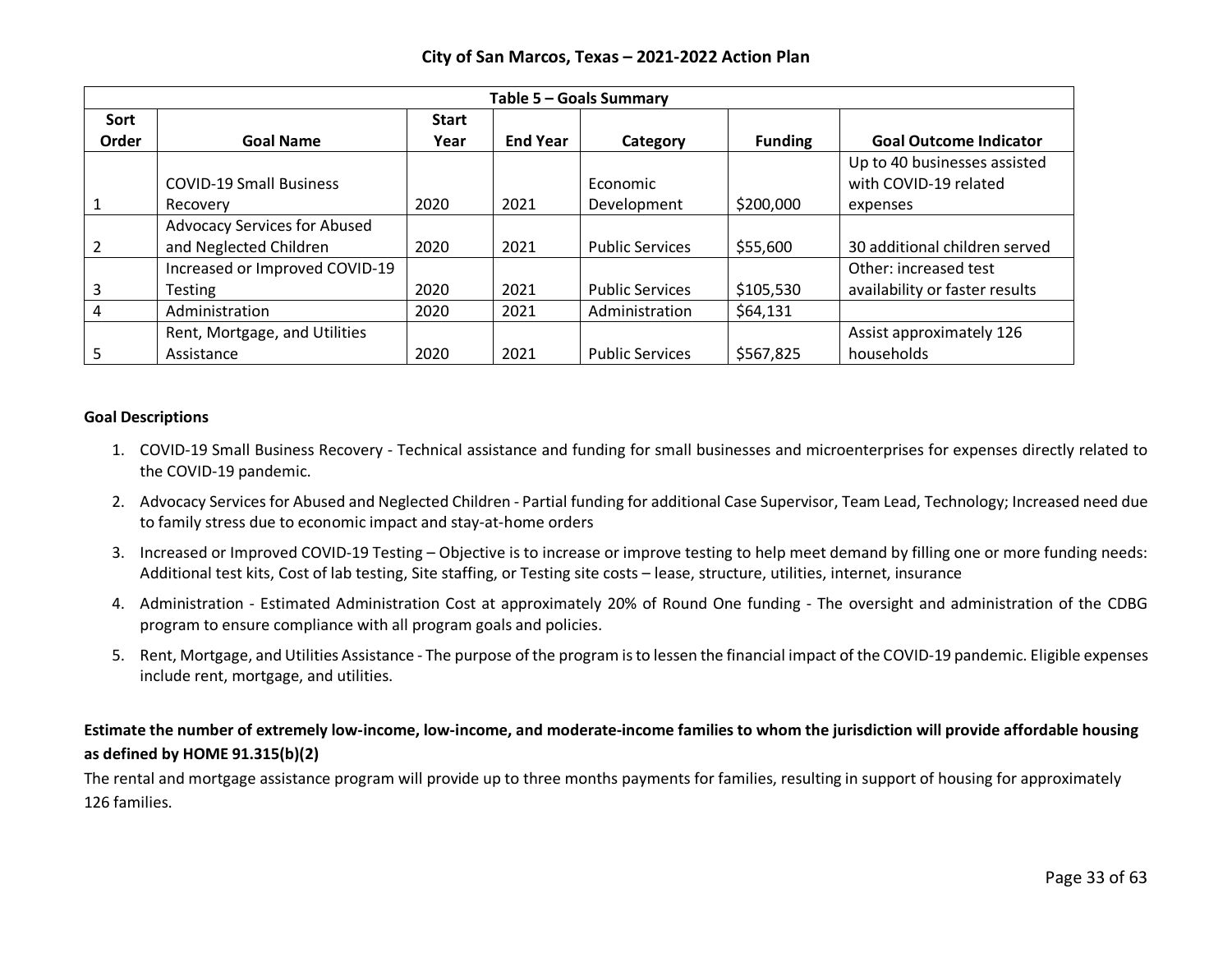**Table 5 – Goals Summary**

| Sort Order | Goal Name | Start Year | End Year | Category | Funding | Goal Outcome Indicator |
|---|---|---|---|---|---|---|
| 1 | COVID-19 Small Business Recovery | 2020 | 2021 | Economic Development | $200,000 | Up to 40 businesses assisted with COVID-19 related expenses |
| 2 | Advocacy Services for Abused and Neglected Children | 2020 | 2021 | Public Services | $55,600 | 30 additional children served |
| 3 | Increased or Improved COVID-19 Testing | 2020 | 2021 | Public Services | $105,530 | Other: increased test availability or faster results |
| 4 | Administration | 2020 | 2021 | Administration | $64,131 | |
| 5 | Rent, Mortgage, and Utilities Assistance | 2020 | 2021 | Public Services | $567,825 | Assist approximately 126 households |

**Goal Descriptions**

1. COVID-19 Small Business Recovery - Technical assistance and funding for small businesses and microenterprises for expenses directly related to the COVID-19 pandemic.
2. Advocacy Services for Abused and Neglected Children - Partial funding for additional Case Supervisor, Team Lead, Technology; Increased need due to family stress due to economic impact and stay-at-home orders
3. Increased or Improved COVID-19 Testing – Objective is to increase or improve testing to help meet demand by filling one or more funding needs: Additional test kits, Cost of lab testing, Site staffing, or Testing site costs – lease, structure, utilities, internet, insurance
4. Administration - Estimated Administration Cost at approximately 20% of Round One funding - The oversight and administration of the CDBG program to ensure compliance with all program goals and policies.
5. Rent, Mortgage, and Utilities Assistance - The purpose of the program is to lessen the financial impact of the COVID-19 pandemic. Eligible expenses include rent, mortgage, and utilities.

**Estimate the number of extremely low-income, low-income, and moderate-income families to whom the jurisdiction will provide affordable housing as defined by HOME 91.315(b)(2)**

The rental and mortgage assistance program will provide up to three months payments for families, resulting in support of housing for approximately 126 families.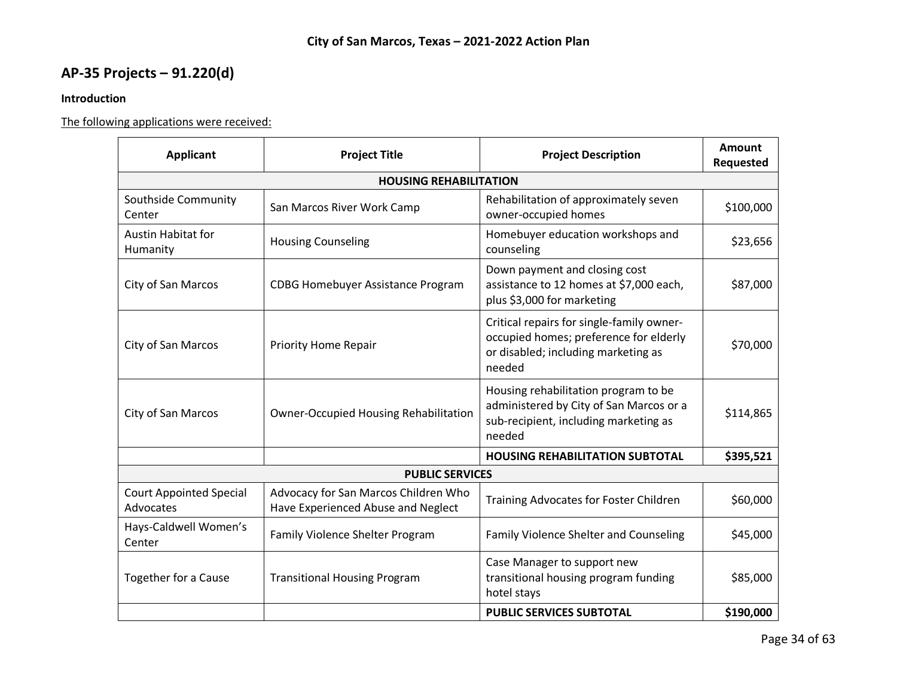## AP-35 Projects – 91.220(d)

**Introduction**

The following applications were received:

| Applicant | Project Title | Project Description | Amount Requested |
|---|---|---|---|
| **HOUSING REHABILITATION** | | | |
| Southside Community Center | San Marcos River Work Camp | Rehabilitation of approximately seven owner-occupied homes | $100,000 |
| Austin Habitat for Humanity | Housing Counseling | Homebuyer education workshops and counseling | $23,656 |
| City of San Marcos | CDBG Homebuyer Assistance Program | Down payment and closing cost assistance to 12 homes at $7,000 each, plus $3,000 for marketing | $87,000 |
| City of San Marcos | Priority Home Repair | Critical repairs for single-family owner-occupied homes; preference for elderly or disabled; including marketing as needed | $70,000 |
| City of San Marcos | Owner-Occupied Housing Rehabilitation | Housing rehabilitation program to be administered by City of San Marcos or a sub-recipient, including marketing as needed | $114,865 |
| | | **HOUSING REHABILITATION SUBTOTAL** | **$395,521** |
| **PUBLIC SERVICES** | | | |
| Court Appointed Special Advocates | Advocacy for San Marcos Children Who Have Experienced Abuse and Neglect | Training Advocates for Foster Children | $60,000 |
| Hays-Caldwell Women's Center | Family Violence Shelter Program | Family Violence Shelter and Counseling | $45,000 |
| Together for a Cause | Transitional Housing Program | Case Manager to support new transitional housing program funding hotel stays | $85,000 |
| | | **PUBLIC SERVICES SUBTOTAL** | **$190,000** |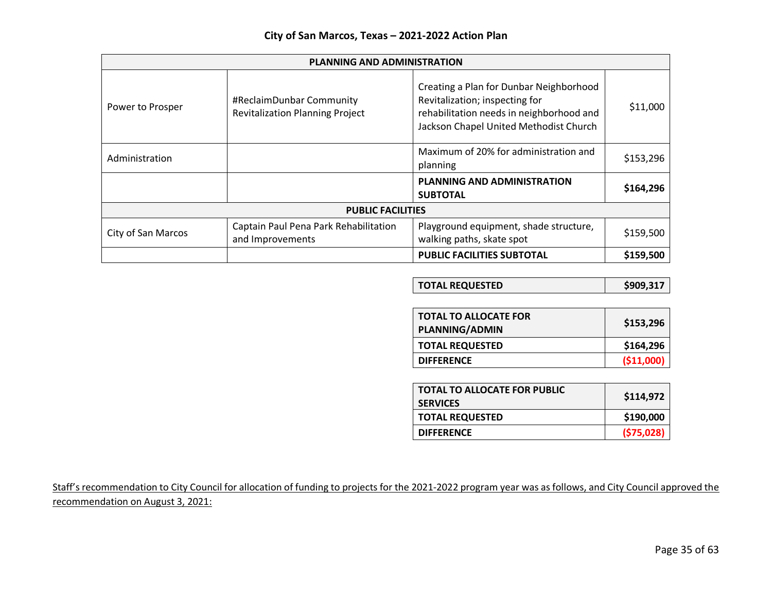| PLANNING AND ADMINISTRATION | | | |
|---|---|---|---|
| Power to Prosper | #ReclaimDunbar Community Revitalization Planning Project | Creating a Plan for Dunbar Neighborhood Revitalization; inspecting for rehabilitation needs in neighborhood and Jackson Chapel United Methodist Church | $11,000 |
| Administration | | Maximum of 20% for administration and planning | $153,296 |
| | | **PLANNING AND ADMINISTRATION SUBTOTAL** | **$164,296** |
| **PUBLIC FACILITIES** | | | |
| City of San Marcos | Captain Paul Pena Park Rehabilitation and Improvements | Playground equipment, shade structure, walking paths, skate spot | $159,500 |
| | | **PUBLIC FACILITIES SUBTOTAL** | **$159,500** |

| **TOTAL REQUESTED** | **$909,317** |
|---|---|

| **TOTAL TO ALLOCATE FOR PLANNING/ADMIN** | **$153,296** |
|---|---|
| **TOTAL REQUESTED** | **$164,296** |
| **DIFFERENCE** | **($11,000)** |

| **TOTAL TO ALLOCATE FOR PUBLIC SERVICES** | **$114,972** |
|---|---|
| **TOTAL REQUESTED** | **$190,000** |
| **DIFFERENCE** | **($75,028)** |

Staff's recommendation to City Council for allocation of funding to projects for the 2021-2022 program year was as follows, and City Council approved the recommendation on August 3, 2021: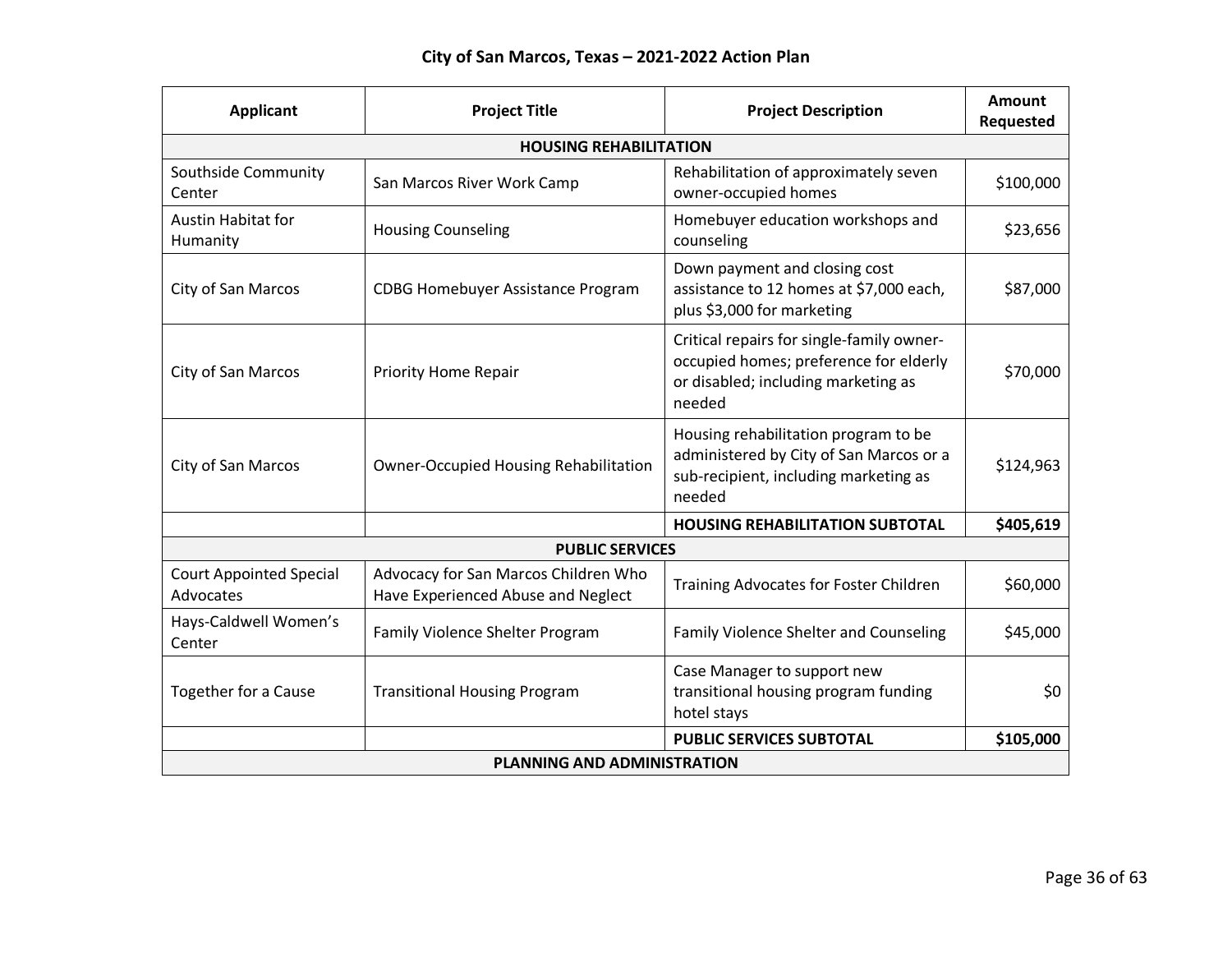| Applicant | Project Title | Project Description | Amount Requested |
|---|---|---|---|
| **HOUSING REHABILITATION** | | | |
| Southside Community Center | San Marcos River Work Camp | Rehabilitation of approximately seven owner-occupied homes | $100,000 |
| Austin Habitat for Humanity | Housing Counseling | Homebuyer education workshops and counseling | $23,656 |
| City of San Marcos | CDBG Homebuyer Assistance Program | Down payment and closing cost assistance to 12 homes at $7,000 each, plus $3,000 for marketing | $87,000 |
| City of San Marcos | Priority Home Repair | Critical repairs for single-family owner-occupied homes; preference for elderly or disabled; including marketing as needed | $70,000 |
| City of San Marcos | Owner-Occupied Housing Rehabilitation | Housing rehabilitation program to be administered by City of San Marcos or a sub-recipient, including marketing as needed | $124,963 |
| | | **HOUSING REHABILITATION SUBTOTAL** | **$405,619** |
| **PUBLIC SERVICES** | | | |
| Court Appointed Special Advocates | Advocacy for San Marcos Children Who Have Experienced Abuse and Neglect | Training Advocates for Foster Children | $60,000 |
| Hays-Caldwell Women's Center | Family Violence Shelter Program | Family Violence Shelter and Counseling | $45,000 |
| Together for a Cause | Transitional Housing Program | Case Manager to support new transitional housing program funding hotel stays | $0 |
| | | **PUBLIC SERVICES SUBTOTAL** | **$105,000** |
| **PLANNING AND ADMINISTRATION** | | | |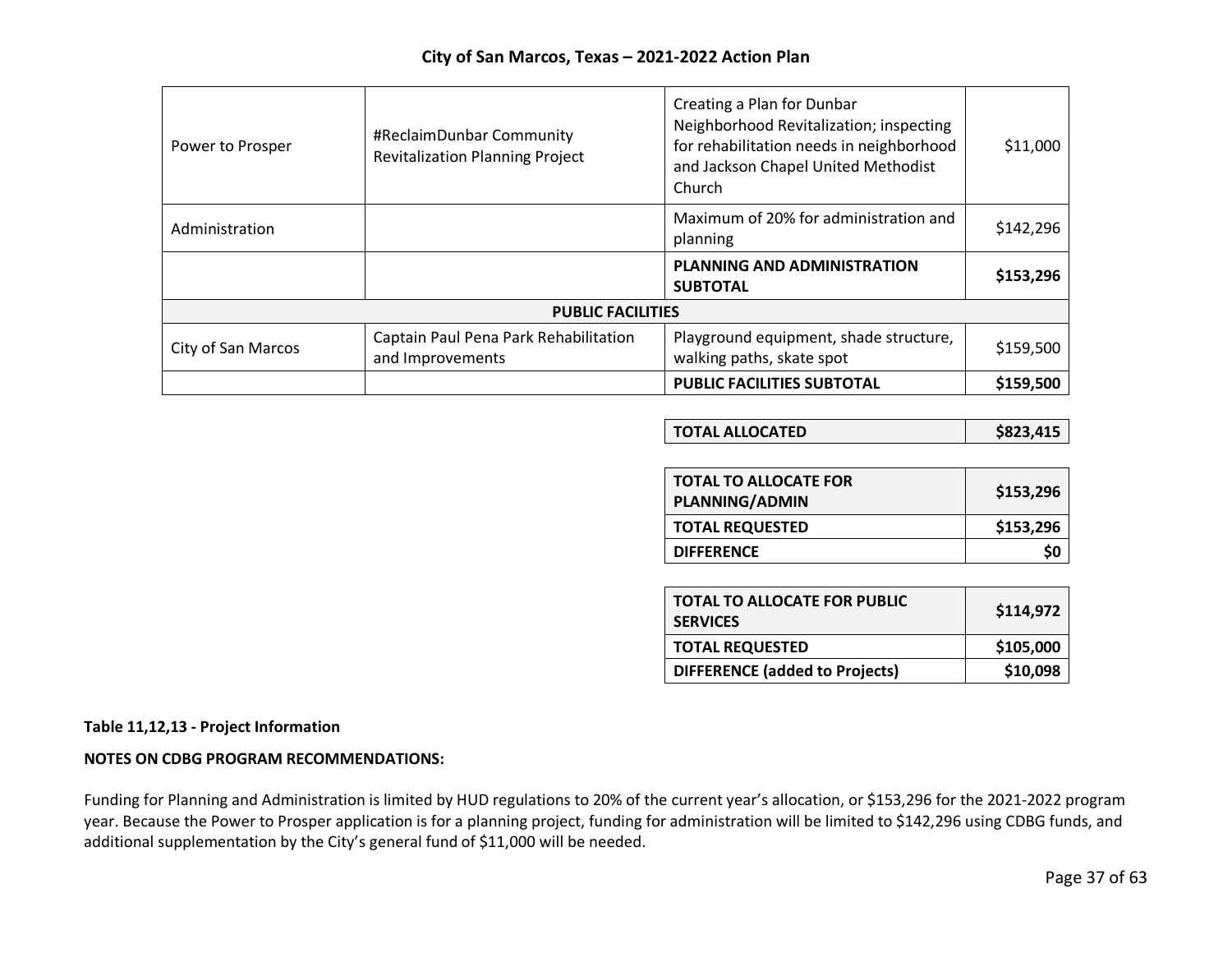| | | | |
|---|---|---|---|
| Power to Prosper | #ReclaimDunbar Community Revitalization Planning Project | Creating a Plan for Dunbar Neighborhood Revitalization; inspecting for rehabilitation needs in neighborhood and Jackson Chapel United Methodist Church | $11,000 |
| Administration | | Maximum of 20% for administration and planning | $142,296 |
| | | **PLANNING AND ADMINISTRATION SUBTOTAL** | **$153,296** |
| **PUBLIC FACILITIES** | | | |
| City of San Marcos | Captain Paul Pena Park Rehabilitation and Improvements | Playground equipment, shade structure, walking paths, skate spot | $159,500 |
| | | **PUBLIC FACILITIES SUBTOTAL** | **$159,500** |

| | |
|---|---|
| **TOTAL ALLOCATED** | **$823,415** |

| | |
|---|---|
| **TOTAL TO ALLOCATE FOR PLANNING/ADMIN** | **$153,296** |
| **TOTAL REQUESTED** | **$153,296** |
| **DIFFERENCE** | **$0** |

| | |
|---|---|
| **TOTAL TO ALLOCATE FOR PUBLIC SERVICES** | **$114,972** |
| **TOTAL REQUESTED** | **$105,000** |
| **DIFFERENCE (added to Projects)** | **$10,098** |

**Table 11,12,13 - Project Information**

**NOTES ON CDBG PROGRAM RECOMMENDATIONS:**

Funding for Planning and Administration is limited by HUD regulations to 20% of the current year's allocation, or $153,296 for the 2021-2022 program year. Because the Power to Prosper application is for a planning project, funding for administration will be limited to $142,296 using CDBG funds, and additional supplementation by the City's general fund of $11,000 will be needed.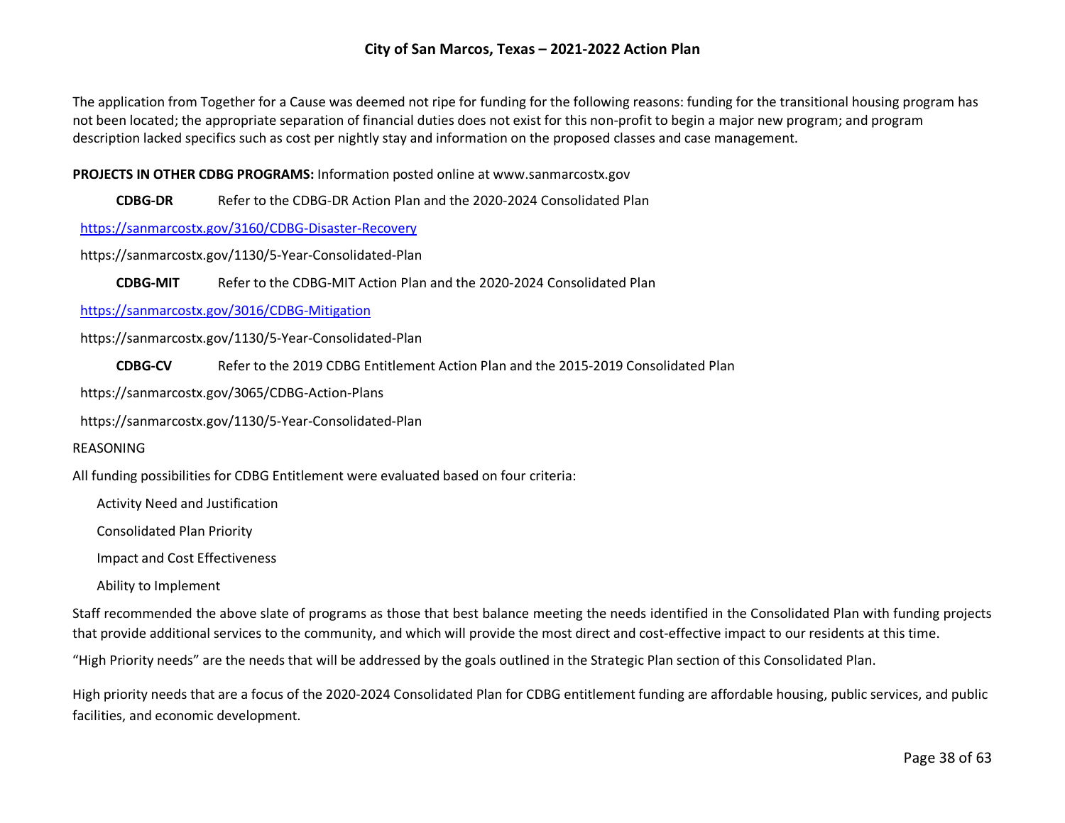The application from Together for a Cause was deemed not ripe for funding for the following reasons: funding for the transitional housing program has not been located; the appropriate separation of financial duties does not exist for this non-profit to begin a major new program; and program description lacked specifics such as cost per nightly stay and information on the proposed classes and case management.

**PROJECTS IN OTHER CDBG PROGRAMS:** Information posted online at www.sanmarcostx.gov

**CDBG-DR** Refer to the CDBG-DR Action Plan and the 2020-2024 Consolidated Plan

https://sanmarcostx.gov/3160/CDBG-Disaster-Recovery

https://sanmarcostx.gov/1130/5-Year-Consolidated-Plan

**CDBG-MIT** Refer to the CDBG-MIT Action Plan and the 2020-2024 Consolidated Plan

https://sanmarcostx.gov/3016/CDBG-Mitigation

https://sanmarcostx.gov/1130/5-Year-Consolidated-Plan

**CDBG-CV** Refer to the 2019 CDBG Entitlement Action Plan and the 2015-2019 Consolidated Plan

https://sanmarcostx.gov/3065/CDBG-Action-Plans

https://sanmarcostx.gov/1130/5-Year-Consolidated-Plan

REASONING

All funding possibilities for CDBG Entitlement were evaluated based on four criteria:

Activity Need and Justification

Consolidated Plan Priority

Impact and Cost Effectiveness

Ability to Implement

Staff recommended the above slate of programs as those that best balance meeting the needs identified in the Consolidated Plan with funding projects that provide additional services to the community, and which will provide the most direct and cost-effective impact to our residents at this time.

"High Priority needs" are the needs that will be addressed by the goals outlined in the Strategic Plan section of this Consolidated Plan.

High priority needs that are a focus of the 2020-2024 Consolidated Plan for CDBG entitlement funding are affordable housing, public services, and public facilities, and economic development.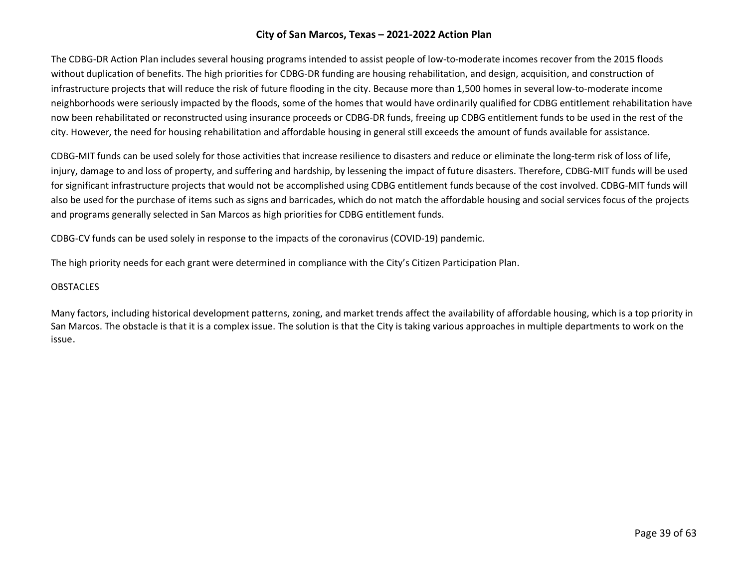The CDBG-DR Action Plan includes several housing programs intended to assist people of low-to-moderate incomes recover from the 2015 floods without duplication of benefits. The high priorities for CDBG-DR funding are housing rehabilitation, and design, acquisition, and construction of infrastructure projects that will reduce the risk of future flooding in the city. Because more than 1,500 homes in several low-to-moderate income neighborhoods were seriously impacted by the floods, some of the homes that would have ordinarily qualified for CDBG entitlement rehabilitation have now been rehabilitated or reconstructed using insurance proceeds or CDBG-DR funds, freeing up CDBG entitlement funds to be used in the rest of the city. However, the need for housing rehabilitation and affordable housing in general still exceeds the amount of funds available for assistance.

CDBG-MIT funds can be used solely for those activities that increase resilience to disasters and reduce or eliminate the long-term risk of loss of life, injury, damage to and loss of property, and suffering and hardship, by lessening the impact of future disasters. Therefore, CDBG-MIT funds will be used for significant infrastructure projects that would not be accomplished using CDBG entitlement funds because of the cost involved. CDBG-MIT funds will also be used for the purchase of items such as signs and barricades, which do not match the affordable housing and social services focus of the projects and programs generally selected in San Marcos as high priorities for CDBG entitlement funds.

CDBG-CV funds can be used solely in response to the impacts of the coronavirus (COVID-19) pandemic.

The high priority needs for each grant were determined in compliance with the City's Citizen Participation Plan.

OBSTACLES

Many factors, including historical development patterns, zoning, and market trends affect the availability of affordable housing, which is a top priority in San Marcos. The obstacle is that it is a complex issue. The solution is that the City is taking various approaches in multiple departments to work on the issue.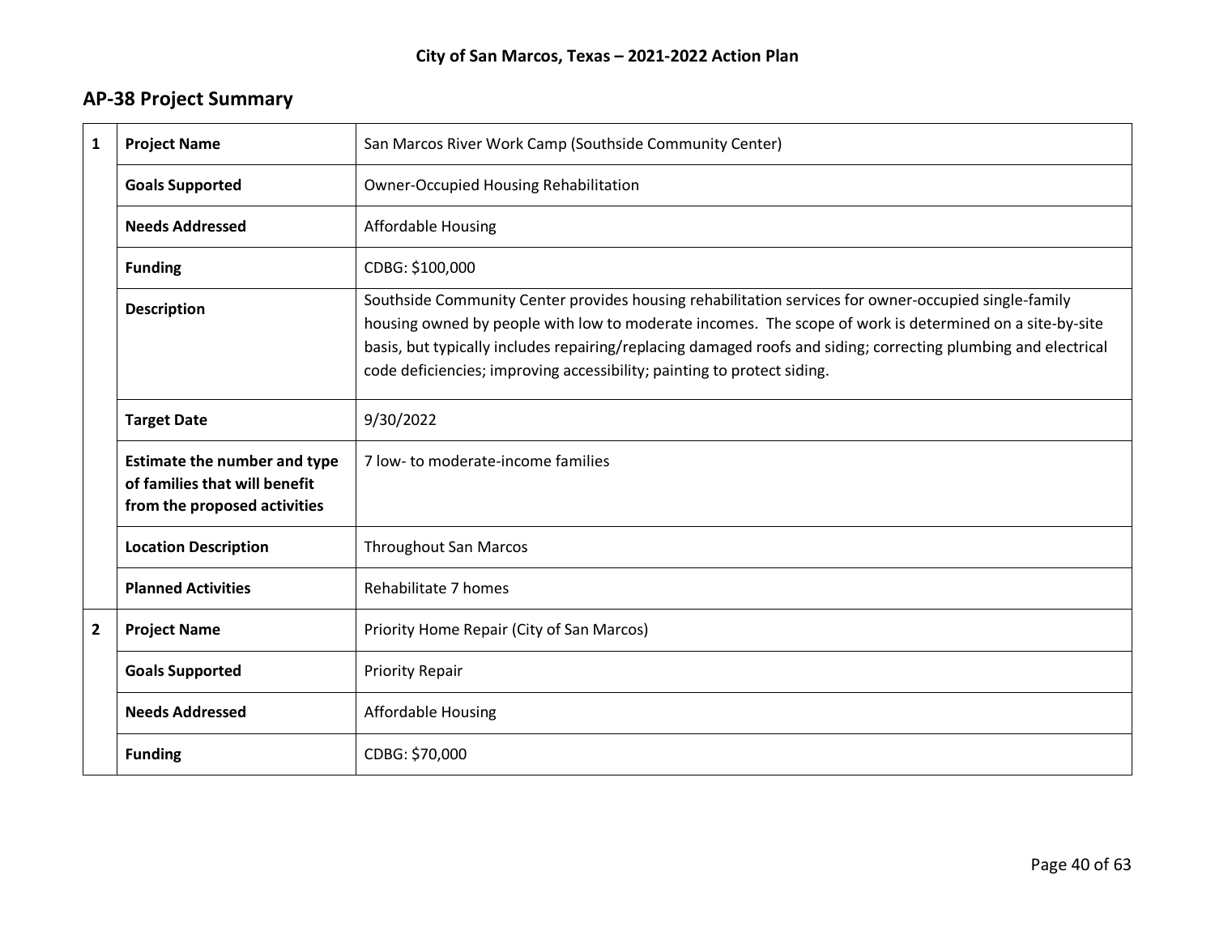## AP-38 Project Summary

| | | |
|---|---|---|
| **1** | **Project Name** | San Marcos River Work Camp (Southside Community Center) |
| | **Goals Supported** | Owner-Occupied Housing Rehabilitation |
| | **Needs Addressed** | Affordable Housing |
| | **Funding** | CDBG: $100,000 |
| | **Description** | Southside Community Center provides housing rehabilitation services for owner-occupied single-family housing owned by people with low to moderate incomes. The scope of work is determined on a site-by-site basis, but typically includes repairing/replacing damaged roofs and siding; correcting plumbing and electrical code deficiencies; improving accessibility; painting to protect siding. |
| | **Target Date** | 9/30/2022 |
| | **Estimate the number and type of families that will benefit from the proposed activities** | 7 low- to moderate-income families |
| | **Location Description** | Throughout San Marcos |
| | **Planned Activities** | Rehabilitate 7 homes |
| **2** | **Project Name** | Priority Home Repair (City of San Marcos) |
| | **Goals Supported** | Priority Repair |
| | **Needs Addressed** | Affordable Housing |
| | **Funding** | CDBG: $70,000 |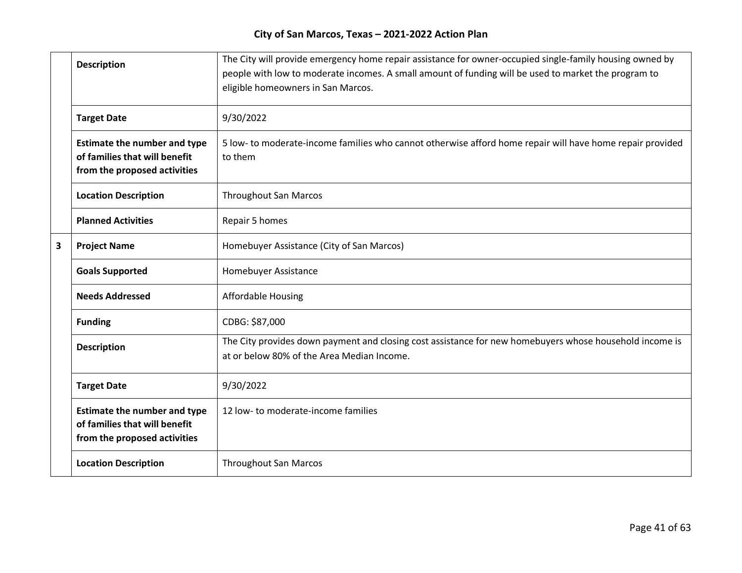| | | |
|---|---|---|
| | **Description** | The City will provide emergency home repair assistance for owner-occupied single-family housing owned by people with low to moderate incomes. A small amount of funding will be used to market the program to eligible homeowners in San Marcos. |
| | **Target Date** | 9/30/2022 |
| | **Estimate the number and type of families that will benefit from the proposed activities** | 5 low- to moderate-income families who cannot otherwise afford home repair will have home repair provided to them |
| | **Location Description** | Throughout San Marcos |
| | **Planned Activities** | Repair 5 homes |
| **3** | **Project Name** | Homebuyer Assistance (City of San Marcos) |
| | **Goals Supported** | Homebuyer Assistance |
| | **Needs Addressed** | Affordable Housing |
| | **Funding** | CDBG: $87,000 |
| | **Description** | The City provides down payment and closing cost assistance for new homebuyers whose household income is at or below 80% of the Area Median Income. |
| | **Target Date** | 9/30/2022 |
| | **Estimate the number and type of families that will benefit from the proposed activities** | 12 low- to moderate-income families |
| | **Location Description** | Throughout San Marcos |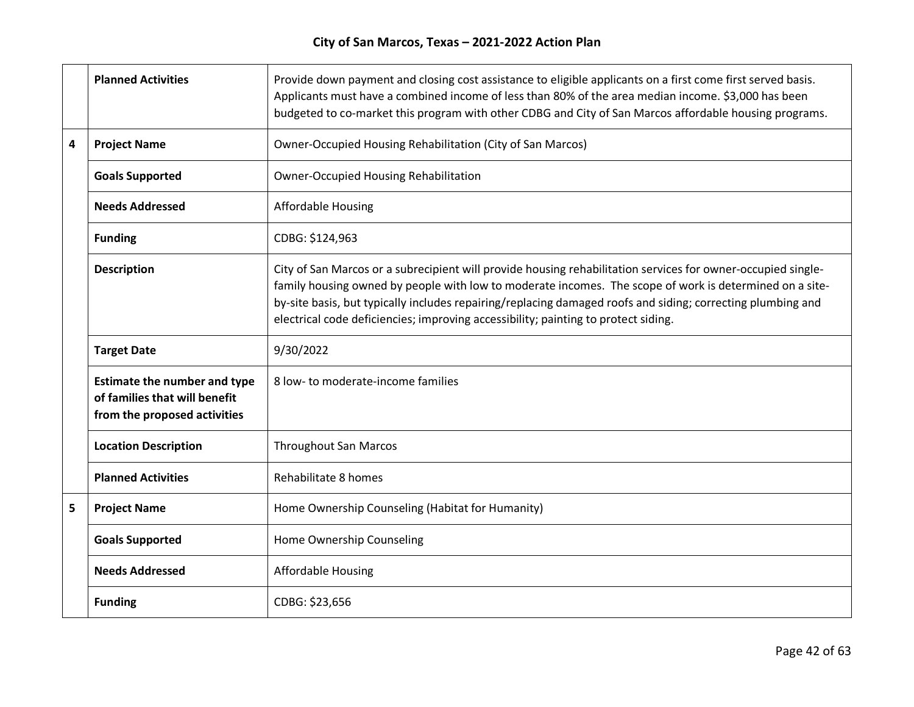| | | |
|---|---|---|
| | **Planned Activities** | Provide down payment and closing cost assistance to eligible applicants on a first come first served basis. Applicants must have a combined income of less than 80% of the area median income. $3,000 has been budgeted to co-market this program with other CDBG and City of San Marcos affordable housing programs. |
| **4** | **Project Name** | Owner-Occupied Housing Rehabilitation (City of San Marcos) |
| | **Goals Supported** | Owner-Occupied Housing Rehabilitation |
| | **Needs Addressed** | Affordable Housing |
| | **Funding** | CDBG: $124,963 |
| | **Description** | City of San Marcos or a subrecipient will provide housing rehabilitation services for owner-occupied single-family housing owned by people with low to moderate incomes. The scope of work is determined on a site-by-site basis, but typically includes repairing/replacing damaged roofs and siding; correcting plumbing and electrical code deficiencies; improving accessibility; painting to protect siding. |
| | **Target Date** | 9/30/2022 |
| | **Estimate the number and type of families that will benefit from the proposed activities** | 8 low- to moderate-income families |
| | **Location Description** | Throughout San Marcos |
| | **Planned Activities** | Rehabilitate 8 homes |
| **5** | **Project Name** | Home Ownership Counseling (Habitat for Humanity) |
| | **Goals Supported** | Home Ownership Counseling |
| | **Needs Addressed** | Affordable Housing |
| | **Funding** | CDBG: $23,656 |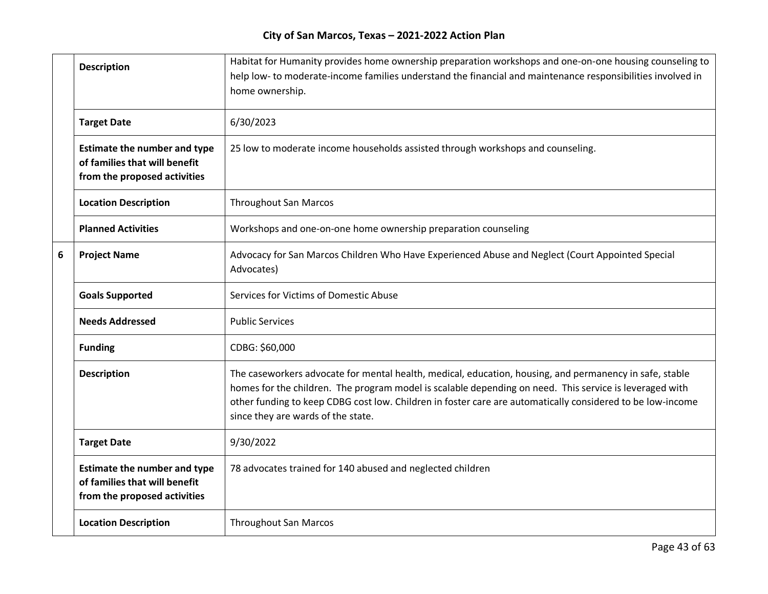| | | |
|---|---|---|
| | **Description** | Habitat for Humanity provides home ownership preparation workshops and one-on-one housing counseling to help low- to moderate-income families understand the financial and maintenance responsibilities involved in home ownership. |
| | **Target Date** | 6/30/2023 |
| | **Estimate the number and type of families that will benefit from the proposed activities** | 25 low to moderate income households assisted through workshops and counseling. |
| | **Location Description** | Throughout San Marcos |
| | **Planned Activities** | Workshops and one-on-one home ownership preparation counseling |
| 6 | **Project Name** | Advocacy for San Marcos Children Who Have Experienced Abuse and Neglect (Court Appointed Special Advocates) |
| | **Goals Supported** | Services for Victims of Domestic Abuse |
| | **Needs Addressed** | Public Services |
| | **Funding** | CDBG: $60,000 |
| | **Description** | The caseworkers advocate for mental health, medical, education, housing, and permanency in safe, stable homes for the children. The program model is scalable depending on need. This service is leveraged with other funding to keep CDBG cost low. Children in foster care are automatically considered to be low-income since they are wards of the state. |
| | **Target Date** | 9/30/2022 |
| | **Estimate the number and type of families that will benefit from the proposed activities** | 78 advocates trained for 140 abused and neglected children |
| | **Location Description** | Throughout San Marcos |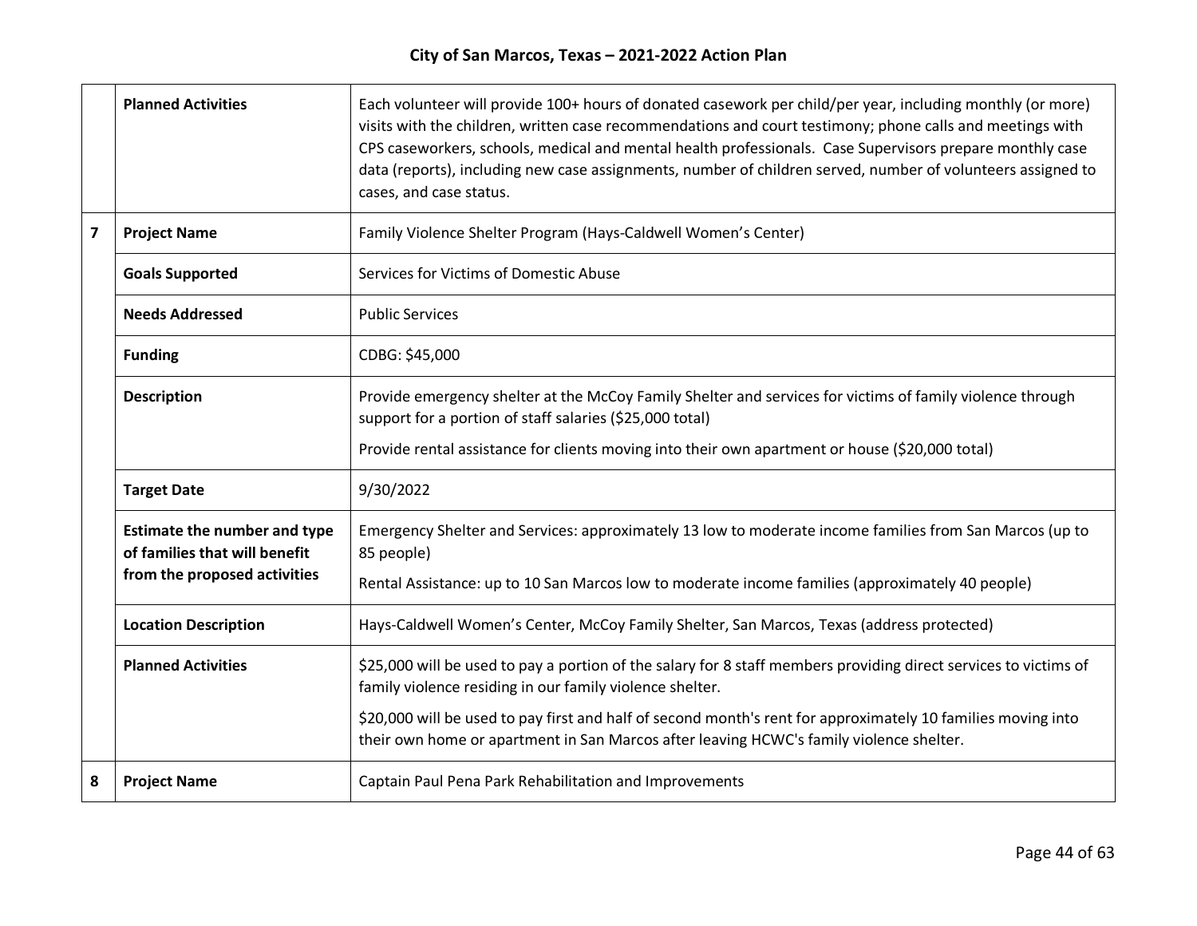| | | |
|---|---|---|
| | **Planned Activities** | Each volunteer will provide 100+ hours of donated casework per child/per year, including monthly (or more) visits with the children, written case recommendations and court testimony; phone calls and meetings with CPS caseworkers, schools, medical and mental health professionals. Case Supervisors prepare monthly case data (reports), including new case assignments, number of children served, number of volunteers assigned to cases, and case status. |
| **7** | **Project Name** | Family Violence Shelter Program (Hays-Caldwell Women's Center) |
| | **Goals Supported** | Services for Victims of Domestic Abuse |
| | **Needs Addressed** | Public Services |
| | **Funding** | CDBG: $45,000 |
| | **Description** | Provide emergency shelter at the McCoy Family Shelter and services for victims of family violence through support for a portion of staff salaries ($25,000 total)<br><br>Provide rental assistance for clients moving into their own apartment or house ($20,000 total) |
| | **Target Date** | 9/30/2022 |
| | **Estimate the number and type of families that will benefit from the proposed activities** | Emergency Shelter and Services: approximately 13 low to moderate income families from San Marcos (up to 85 people)<br><br>Rental Assistance: up to 10 San Marcos low to moderate income families (approximately 40 people) |
| | **Location Description** | Hays-Caldwell Women's Center, McCoy Family Shelter, San Marcos, Texas (address protected) |
| | **Planned Activities** | $25,000 will be used to pay a portion of the salary for 8 staff members providing direct services to victims of family violence residing in our family violence shelter.<br><br>$20,000 will be used to pay first and half of second month's rent for approximately 10 families moving into their own home or apartment in San Marcos after leaving HCWC's family violence shelter. |
| **8** | **Project Name** | Captain Paul Pena Park Rehabilitation and Improvements |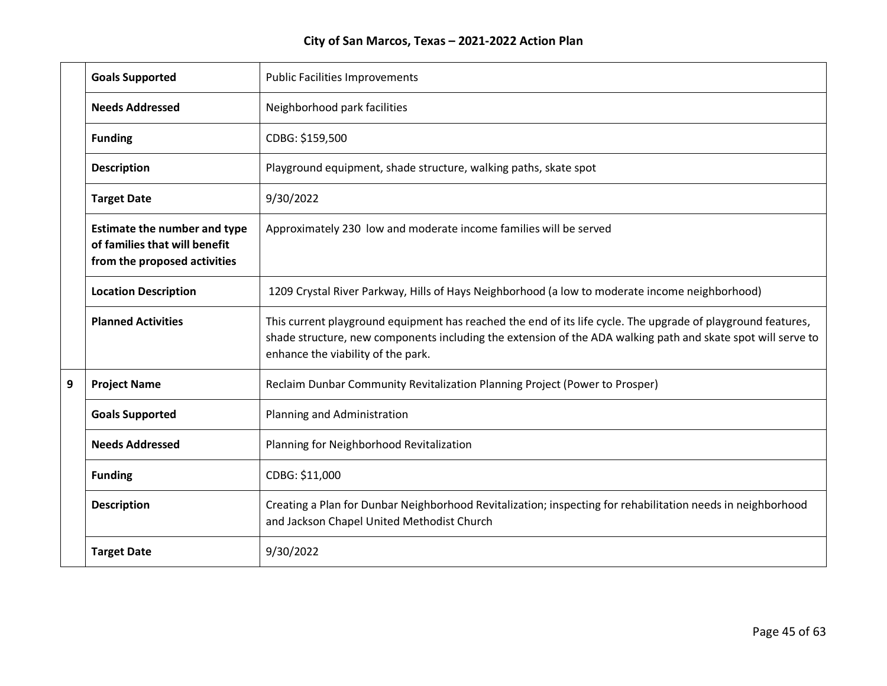| | | |
|---|---|---|
| | **Goals Supported** | Public Facilities Improvements |
| | **Needs Addressed** | Neighborhood park facilities |
| | **Funding** | CDBG: $159,500 |
| | **Description** | Playground equipment, shade structure, walking paths, skate spot |
| | **Target Date** | 9/30/2022 |
| | **Estimate the number and type of families that will benefit from the proposed activities** | Approximately 230 low and moderate income families will be served |
| | **Location Description** | 1209 Crystal River Parkway, Hills of Hays Neighborhood (a low to moderate income neighborhood) |
| | **Planned Activities** | This current playground equipment has reached the end of its life cycle. The upgrade of playground features, shade structure, new components including the extension of the ADA walking path and skate spot will serve to enhance the viability of the park. |
| 9 | **Project Name** | Reclaim Dunbar Community Revitalization Planning Project (Power to Prosper) |
| | **Goals Supported** | Planning and Administration |
| | **Needs Addressed** | Planning for Neighborhood Revitalization |
| | **Funding** | CDBG: $11,000 |
| | **Description** | Creating a Plan for Dunbar Neighborhood Revitalization; inspecting for rehabilitation needs in neighborhood and Jackson Chapel United Methodist Church |
| | **Target Date** | 9/30/2022 |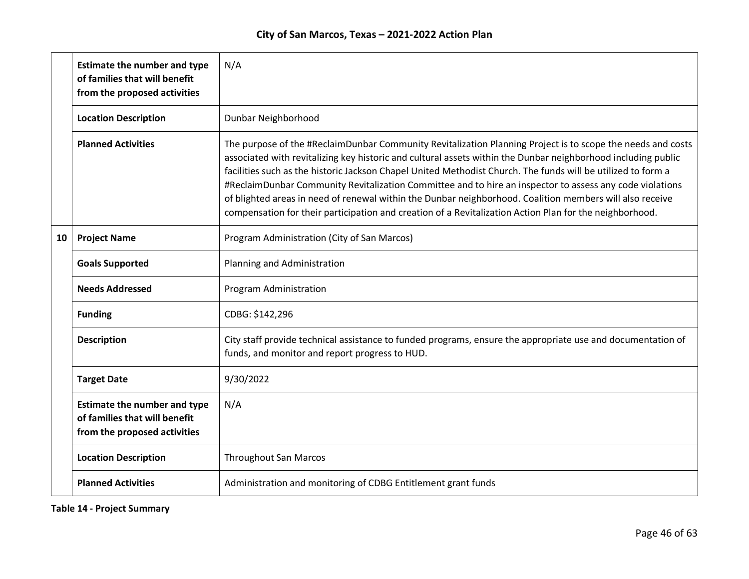| | | |
|---|---|---|
| | **Estimate the number and type of families that will benefit from the proposed activities** | N/A |
| | **Location Description** | Dunbar Neighborhood |
| | **Planned Activities** | The purpose of the #ReclaimDunbar Community Revitalization Planning Project is to scope the needs and costs associated with revitalizing key historic and cultural assets within the Dunbar neighborhood including public facilities such as the historic Jackson Chapel United Methodist Church. The funds will be utilized to form a #ReclaimDunbar Community Revitalization Committee and to hire an inspector to assess any code violations of blighted areas in need of renewal within the Dunbar neighborhood. Coalition members will also receive compensation for their participation and creation of a Revitalization Action Plan for the neighborhood. |
| **10** | **Project Name** | Program Administration (City of San Marcos) |
| | **Goals Supported** | Planning and Administration |
| | **Needs Addressed** | Program Administration |
| | **Funding** | CDBG: $142,296 |
| | **Description** | City staff provide technical assistance to funded programs, ensure the appropriate use and documentation of funds, and monitor and report progress to HUD. |
| | **Target Date** | 9/30/2022 |
| | **Estimate the number and type of families that will benefit from the proposed activities** | N/A |
| | **Location Description** | Throughout San Marcos |
| | **Planned Activities** | Administration and monitoring of CDBG Entitlement grant funds |

**Table 14 - Project Summary**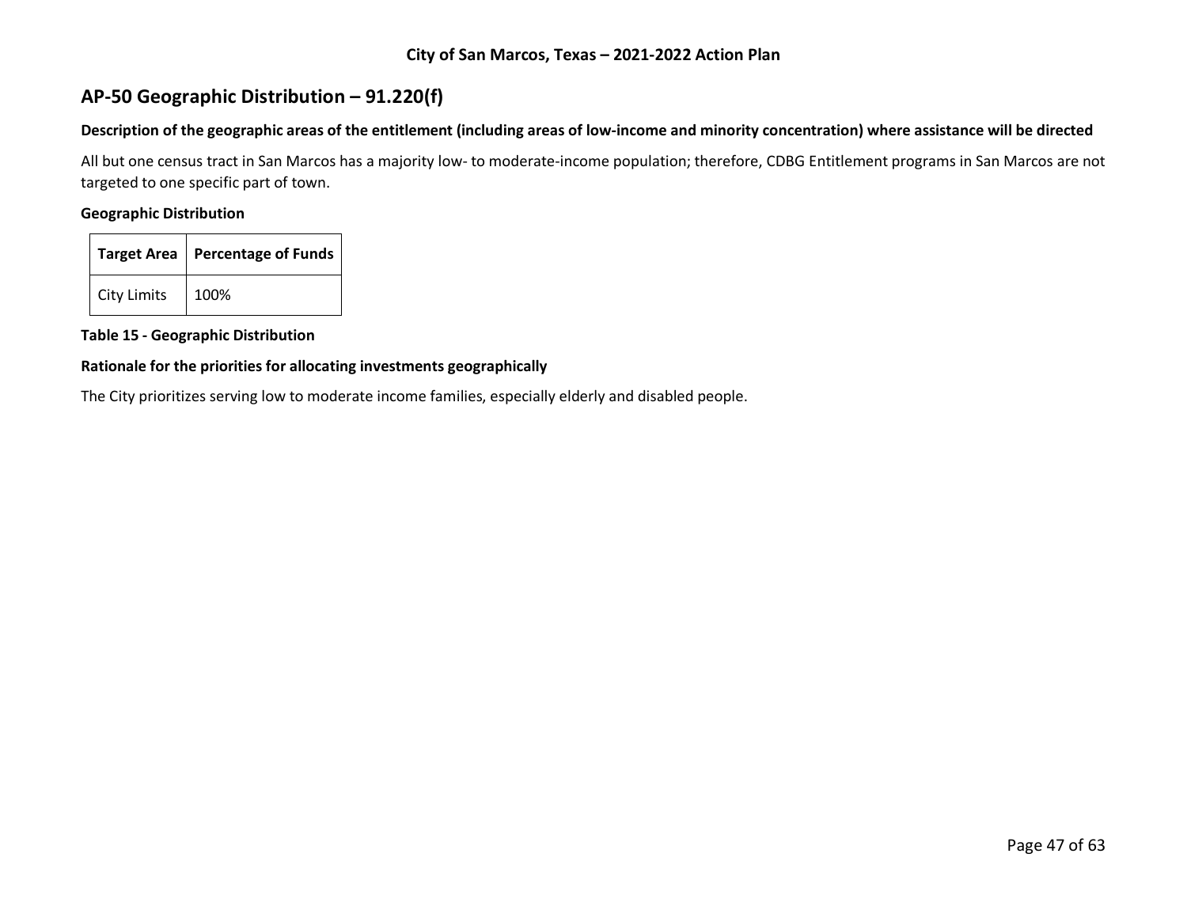## AP-50 Geographic Distribution – 91.220(f)

**Description of the geographic areas of the entitlement (including areas of low-income and minority concentration) where assistance will be directed**

All but one census tract in San Marcos has a majority low- to moderate-income population; therefore, CDBG Entitlement programs in San Marcos are not targeted to one specific part of town.

**Geographic Distribution**

| Target Area | Percentage of Funds |
|---|---|
| City Limits | 100% |

**Table 15 - Geographic Distribution**

**Rationale for the priorities for allocating investments geographically**

The City prioritizes serving low to moderate income families, especially elderly and disabled people.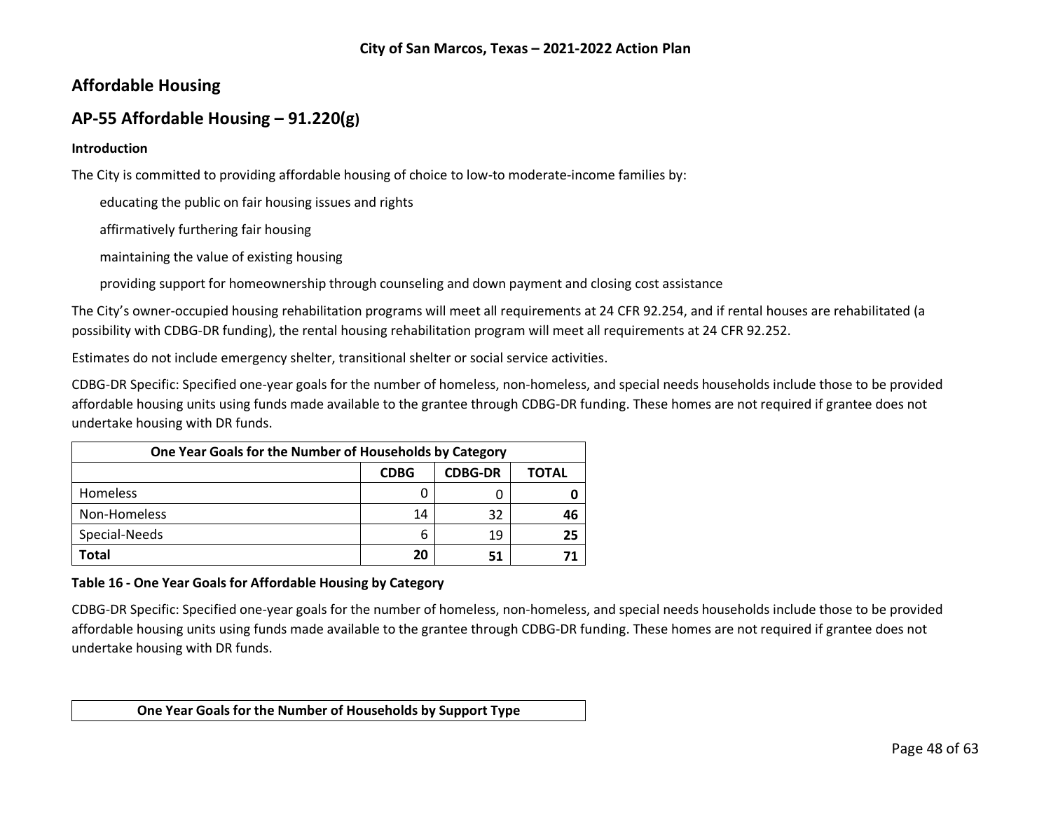## Affordable Housing

## AP-55 Affordable Housing – 91.220(g)

**Introduction**

The City is committed to providing affordable housing of choice to low-to moderate-income families by:

educating the public on fair housing issues and rights

affirmatively furthering fair housing

maintaining the value of existing housing

providing support for homeownership through counseling and down payment and closing cost assistance

The City's owner-occupied housing rehabilitation programs will meet all requirements at 24 CFR 92.254, and if rental houses are rehabilitated (a possibility with CDBG-DR funding), the rental housing rehabilitation program will meet all requirements at 24 CFR 92.252.

Estimates do not include emergency shelter, transitional shelter or social service activities.

CDBG-DR Specific: Specified one-year goals for the number of homeless, non-homeless, and special needs households include those to be provided affordable housing units using funds made available to the grantee through CDBG-DR funding. These homes are not required if grantee does not undertake housing with DR funds.

| One Year Goals for the Number of Households by Category | | | |
|---|---|---|---|
| | **CDBG** | **CDBG-DR** | **TOTAL** |
| Homeless | 0 | 0 | **0** |
| Non-Homeless | 14 | 32 | **46** |
| Special-Needs | 6 | 19 | **25** |
| **Total** | **20** | **51** | **71** |

**Table 16 - One Year Goals for Affordable Housing by Category**

CDBG-DR Specific: Specified one-year goals for the number of homeless, non-homeless, and special needs households include those to be provided affordable housing units using funds made available to the grantee through CDBG-DR funding. These homes are not required if grantee does not undertake housing with DR funds.

| One Year Goals for the Number of Households by Support Type |
|---|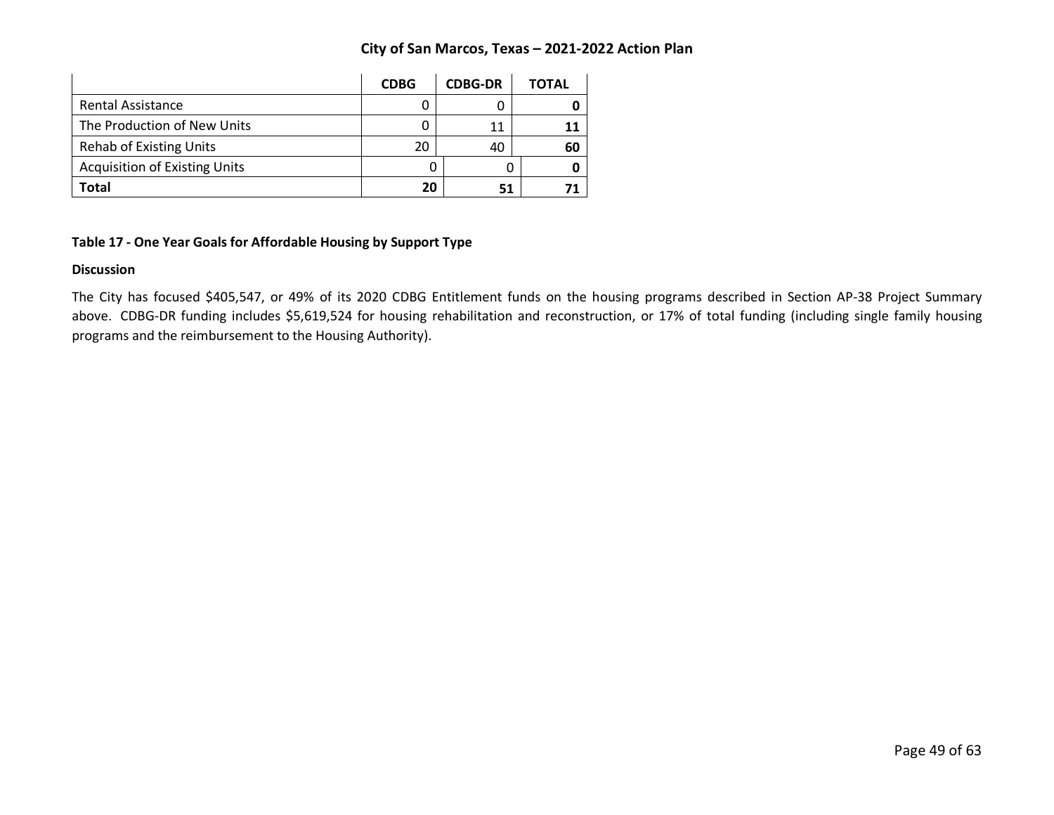| | CDBG | CDBG-DR | TOTAL |
|---|---|---|---|
| Rental Assistance | 0 | 0 | **0** |
| The Production of New Units | 0 | 11 | **11** |
| Rehab of Existing Units | 20 | 40 | **60** |
| Acquisition of Existing Units | 0 | 0 | **0** |
| **Total** | **20** | **51** | **71** |

**Table 17 - One Year Goals for Affordable Housing by Support Type**

**Discussion**

The City has focused $405,547, or 49% of its 2020 CDBG Entitlement funds on the housing programs described in Section AP-38 Project Summary above. CDBG-DR funding includes $5,619,524 for housing rehabilitation and reconstruction, or 17% of total funding (including single family housing programs and the reimbursement to the Housing Authority).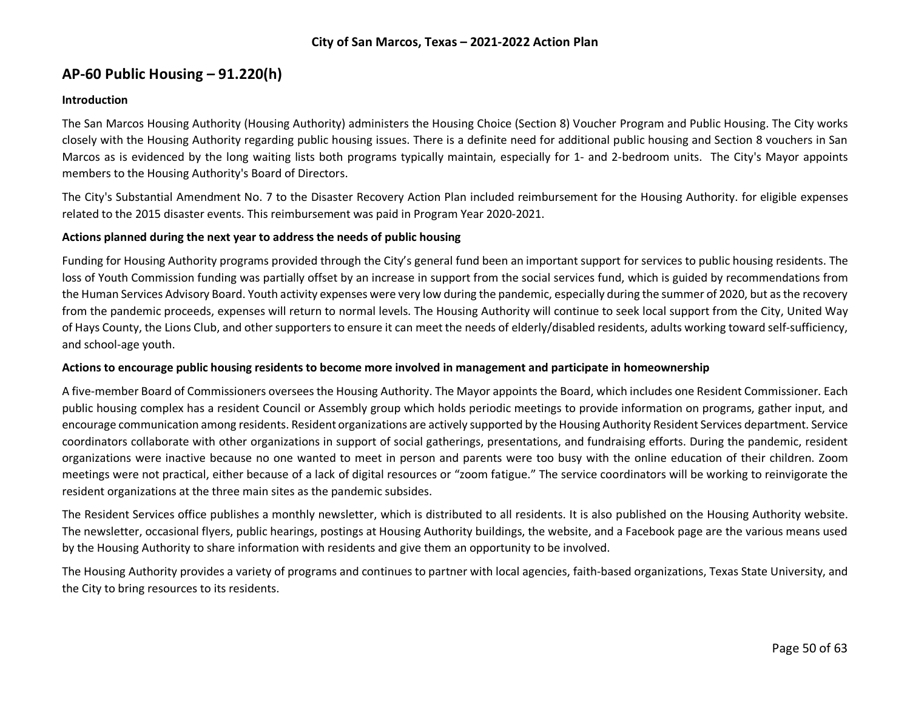## AP-60 Public Housing – 91.220(h)

**Introduction**

The San Marcos Housing Authority (Housing Authority) administers the Housing Choice (Section 8) Voucher Program and Public Housing. The City works closely with the Housing Authority regarding public housing issues. There is a definite need for additional public housing and Section 8 vouchers in San Marcos as is evidenced by the long waiting lists both programs typically maintain, especially for 1- and 2-bedroom units. The City's Mayor appoints members to the Housing Authority's Board of Directors.

The City's Substantial Amendment No. 7 to the Disaster Recovery Action Plan included reimbursement for the Housing Authority. for eligible expenses related to the 2015 disaster events. This reimbursement was paid in Program Year 2020-2021.

**Actions planned during the next year to address the needs of public housing**

Funding for Housing Authority programs provided through the City's general fund been an important support for services to public housing residents. The loss of Youth Commission funding was partially offset by an increase in support from the social services fund, which is guided by recommendations from the Human Services Advisory Board. Youth activity expenses were very low during the pandemic, especially during the summer of 2020, but as the recovery from the pandemic proceeds, expenses will return to normal levels. The Housing Authority will continue to seek local support from the City, United Way of Hays County, the Lions Club, and other supporters to ensure it can meet the needs of elderly/disabled residents, adults working toward self-sufficiency, and school-age youth.

**Actions to encourage public housing residents to become more involved in management and participate in homeownership**

A five-member Board of Commissioners oversees the Housing Authority. The Mayor appoints the Board, which includes one Resident Commissioner. Each public housing complex has a resident Council or Assembly group which holds periodic meetings to provide information on programs, gather input, and encourage communication among residents. Resident organizations are actively supported by the Housing Authority Resident Services department. Service coordinators collaborate with other organizations in support of social gatherings, presentations, and fundraising efforts. During the pandemic, resident organizations were inactive because no one wanted to meet in person and parents were too busy with the online education of their children. Zoom meetings were not practical, either because of a lack of digital resources or "zoom fatigue." The service coordinators will be working to reinvigorate the resident organizations at the three main sites as the pandemic subsides.

The Resident Services office publishes a monthly newsletter, which is distributed to all residents. It is also published on the Housing Authority website. The newsletter, occasional flyers, public hearings, postings at Housing Authority buildings, the website, and a Facebook page are the various means used by the Housing Authority to share information with residents and give them an opportunity to be involved.

The Housing Authority provides a variety of programs and continues to partner with local agencies, faith-based organizations, Texas State University, and the City to bring resources to its residents.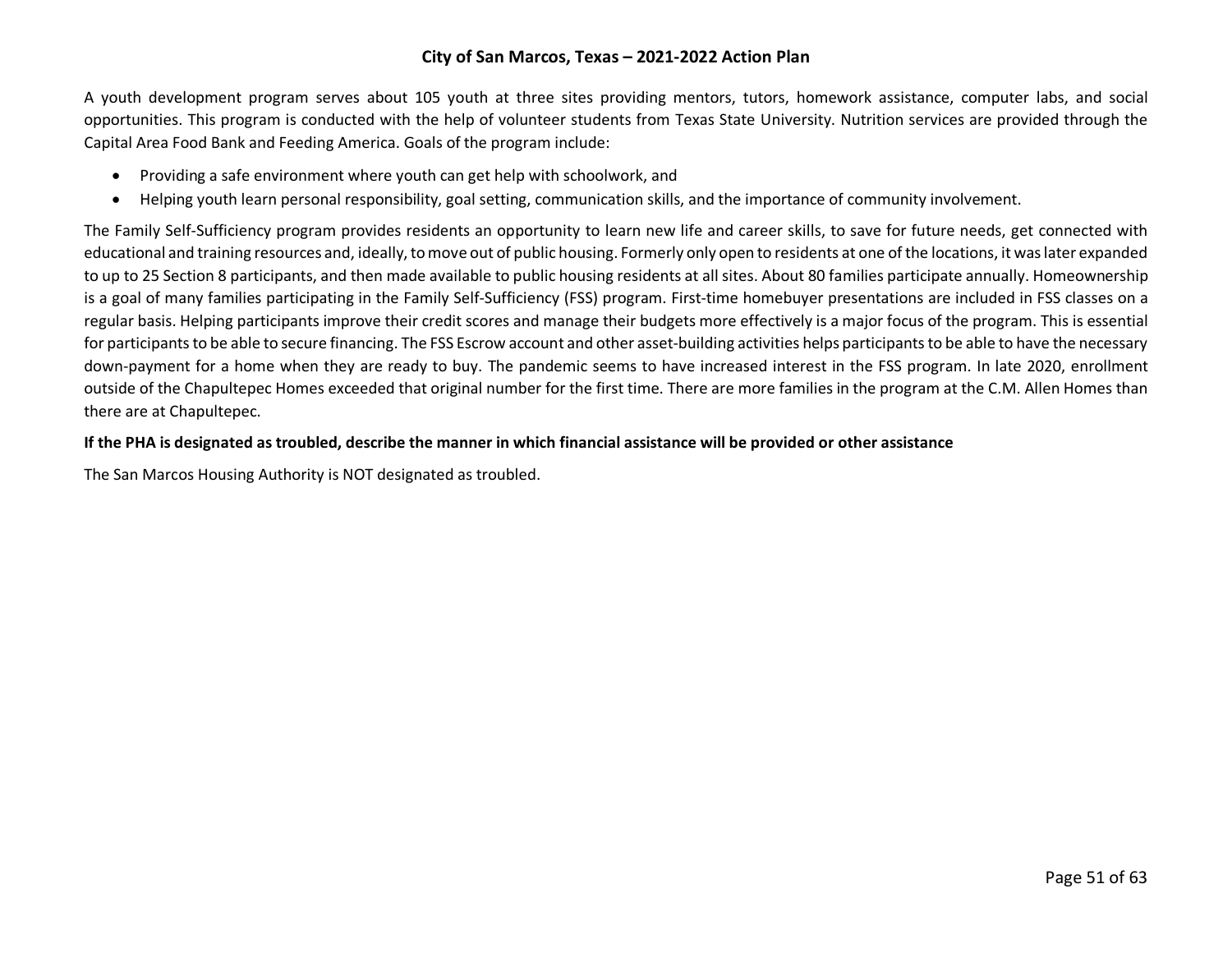A youth development program serves about 105 youth at three sites providing mentors, tutors, homework assistance, computer labs, and social opportunities. This program is conducted with the help of volunteer students from Texas State University. Nutrition services are provided through the Capital Area Food Bank and Feeding America. Goals of the program include:

- Providing a safe environment where youth can get help with schoolwork, and
- Helping youth learn personal responsibility, goal setting, communication skills, and the importance of community involvement.

The Family Self-Sufficiency program provides residents an opportunity to learn new life and career skills, to save for future needs, get connected with educational and training resources and, ideally, to move out of public housing. Formerly only open to residents at one of the locations, it was later expanded to up to 25 Section 8 participants, and then made available to public housing residents at all sites. About 80 families participate annually. Homeownership is a goal of many families participating in the Family Self-Sufficiency (FSS) program. First-time homebuyer presentations are included in FSS classes on a regular basis. Helping participants improve their credit scores and manage their budgets more effectively is a major focus of the program. This is essential for participants to be able to secure financing. The FSS Escrow account and other asset-building activities helps participants to be able to have the necessary down-payment for a home when they are ready to buy. The pandemic seems to have increased interest in the FSS program. In late 2020, enrollment outside of the Chapultepec Homes exceeded that original number for the first time. There are more families in the program at the C.M. Allen Homes than there are at Chapultepec.

**If the PHA is designated as troubled, describe the manner in which financial assistance will be provided or other assistance**

The San Marcos Housing Authority is NOT designated as troubled.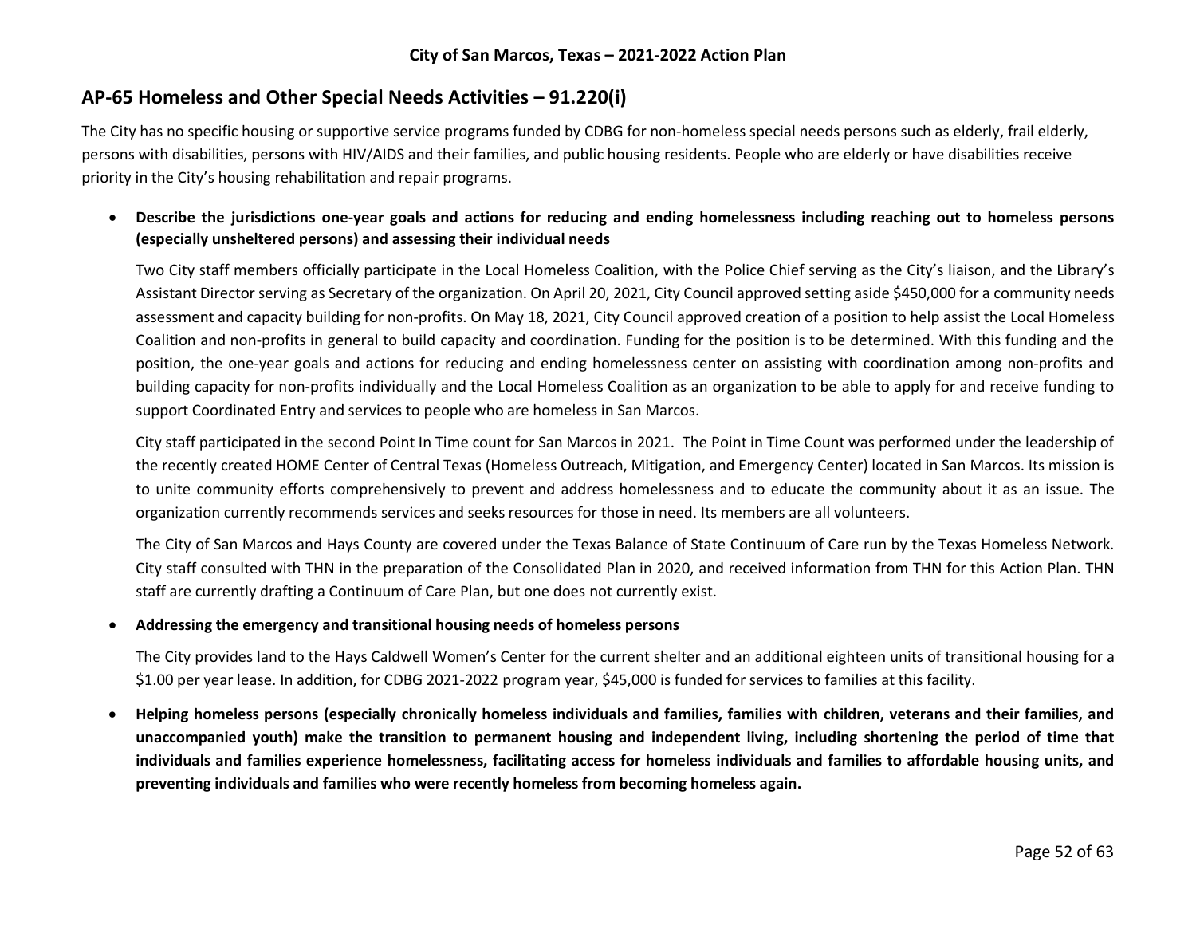## AP-65 Homeless and Other Special Needs Activities – 91.220(i)

The City has no specific housing or supportive service programs funded by CDBG for non-homeless special needs persons such as elderly, frail elderly, persons with disabilities, persons with HIV/AIDS and their families, and public housing residents. People who are elderly or have disabilities receive priority in the City's housing rehabilitation and repair programs.

- **Describe the jurisdictions one-year goals and actions for reducing and ending homelessness including reaching out to homeless persons (especially unsheltered persons) and assessing their individual needs**

  Two City staff members officially participate in the Local Homeless Coalition, with the Police Chief serving as the City's liaison, and the Library's Assistant Director serving as Secretary of the organization. On April 20, 2021, City Council approved setting aside $450,000 for a community needs assessment and capacity building for non-profits. On May 18, 2021, City Council approved creation of a position to help assist the Local Homeless Coalition and non-profits in general to build capacity and coordination. Funding for the position is to be determined. With this funding and the position, the one-year goals and actions for reducing and ending homelessness center on assisting with coordination among non-profits and building capacity for non-profits individually and the Local Homeless Coalition as an organization to be able to apply for and receive funding to support Coordinated Entry and services to people who are homeless in San Marcos.

  City staff participated in the second Point In Time count for San Marcos in 2021. The Point in Time Count was performed under the leadership of the recently created HOME Center of Central Texas (Homeless Outreach, Mitigation, and Emergency Center) located in San Marcos. Its mission is to unite community efforts comprehensively to prevent and address homelessness and to educate the community about it as an issue. The organization currently recommends services and seeks resources for those in need. Its members are all volunteers.

  The City of San Marcos and Hays County are covered under the Texas Balance of State Continuum of Care run by the Texas Homeless Network. City staff consulted with THN in the preparation of the Consolidated Plan in 2020, and received information from THN for this Action Plan. THN staff are currently drafting a Continuum of Care Plan, but one does not currently exist.

- **Addressing the emergency and transitional housing needs of homeless persons**

  The City provides land to the Hays Caldwell Women's Center for the current shelter and an additional eighteen units of transitional housing for a $1.00 per year lease. In addition, for CDBG 2021-2022 program year, $45,000 is funded for services to families at this facility.

- **Helping homeless persons (especially chronically homeless individuals and families, families with children, veterans and their families, and unaccompanied youth) make the transition to permanent housing and independent living, including shortening the period of time that individuals and families experience homelessness, facilitating access for homeless individuals and families to affordable housing units, and preventing individuals and families who were recently homeless from becoming homeless again.**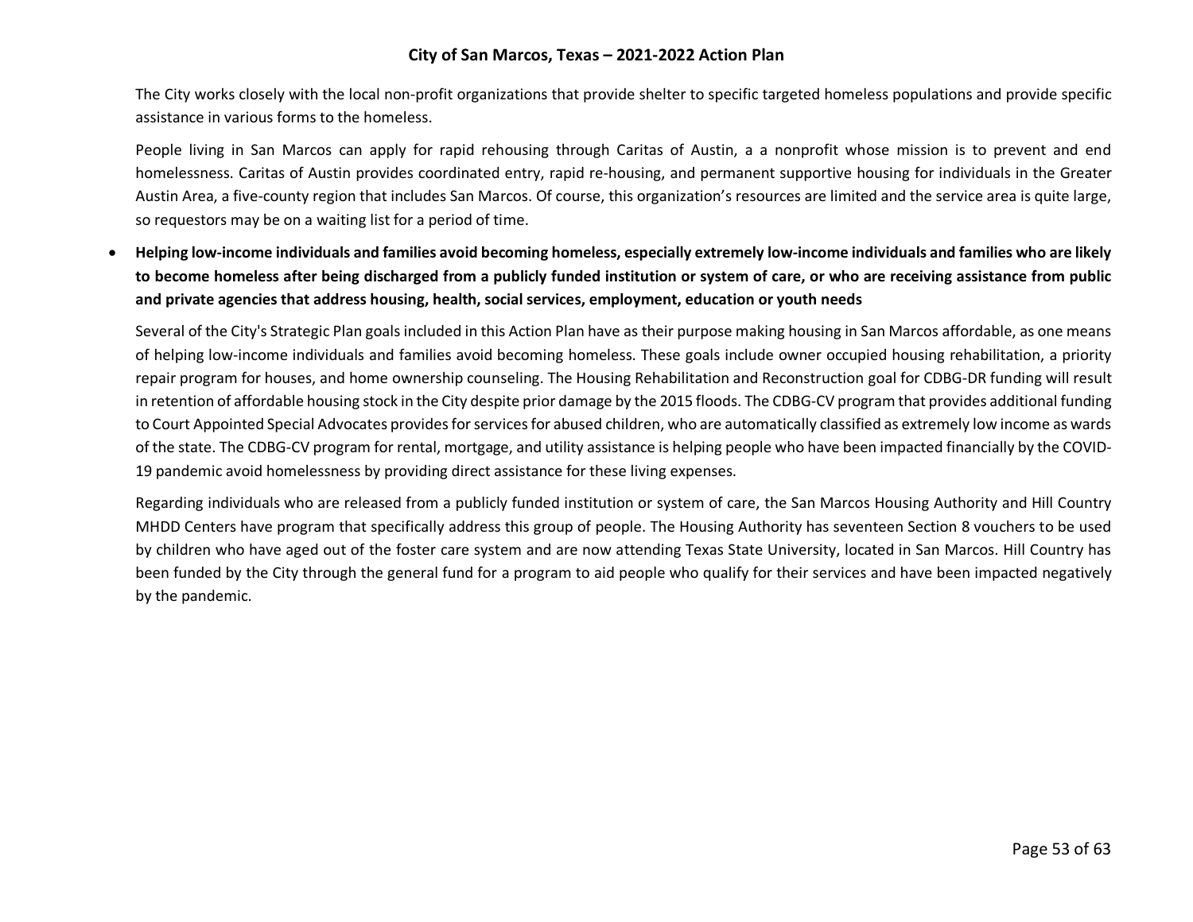The City works closely with the local non-profit organizations that provide shelter to specific targeted homeless populations and provide specific assistance in various forms to the homeless.

People living in San Marcos can apply for rapid rehousing through Caritas of Austin, a a nonprofit whose mission is to prevent and end homelessness. Caritas of Austin provides coordinated entry, rapid re-housing, and permanent supportive housing for individuals in the Greater Austin Area, a five-county region that includes San Marcos. Of course, this organization's resources are limited and the service area is quite large, so requestors may be on a waiting list for a period of time.

- **Helping low-income individuals and families avoid becoming homeless, especially extremely low-income individuals and families who are likely to become homeless after being discharged from a publicly funded institution or system of care, or who are receiving assistance from public and private agencies that address housing, health, social services, employment, education or youth needs**

  Several of the City's Strategic Plan goals included in this Action Plan have as their purpose making housing in San Marcos affordable, as one means of helping low-income individuals and families avoid becoming homeless. These goals include owner occupied housing rehabilitation, a priority repair program for houses, and home ownership counseling. The Housing Rehabilitation and Reconstruction goal for CDBG-DR funding will result in retention of affordable housing stock in the City despite prior damage by the 2015 floods. The CDBG-CV program that provides additional funding to Court Appointed Special Advocates provides for services for abused children, who are automatically classified as extremely low income as wards of the state. The CDBG-CV program for rental, mortgage, and utility assistance is helping people who have been impacted financially by the COVID-19 pandemic avoid homelessness by providing direct assistance for these living expenses.

  Regarding individuals who are released from a publicly funded institution or system of care, the San Marcos Housing Authority and Hill Country MHDD Centers have program that specifically address this group of people. The Housing Authority has seventeen Section 8 vouchers to be used by children who have aged out of the foster care system and are now attending Texas State University, located in San Marcos. Hill Country has been funded by the City through the general fund for a program to aid people who qualify for their services and have been impacted negatively by the pandemic.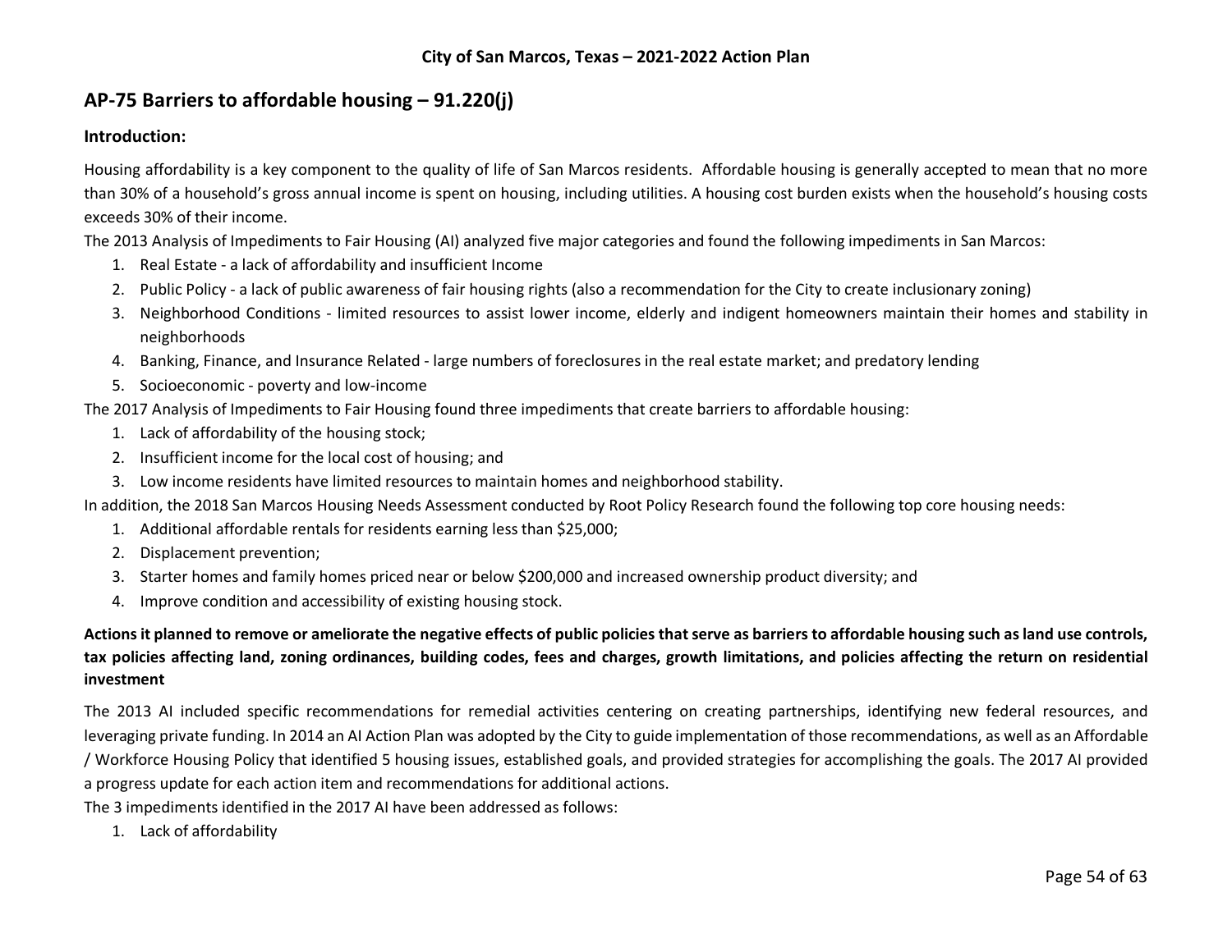## AP-75 Barriers to affordable housing – 91.220(j)

### Introduction:

Housing affordability is a key component to the quality of life of San Marcos residents. Affordable housing is generally accepted to mean that no more than 30% of a household's gross annual income is spent on housing, including utilities. A housing cost burden exists when the household's housing costs exceeds 30% of their income.

The 2013 Analysis of Impediments to Fair Housing (AI) analyzed five major categories and found the following impediments in San Marcos:

1. Real Estate - a lack of affordability and insufficient Income
2. Public Policy - a lack of public awareness of fair housing rights (also a recommendation for the City to create inclusionary zoning)
3. Neighborhood Conditions - limited resources to assist lower income, elderly and indigent homeowners maintain their homes and stability in neighborhoods
4. Banking, Finance, and Insurance Related - large numbers of foreclosures in the real estate market; and predatory lending
5. Socioeconomic - poverty and low-income

The 2017 Analysis of Impediments to Fair Housing found three impediments that create barriers to affordable housing:

1. Lack of affordability of the housing stock;
2. Insufficient income for the local cost of housing; and
3. Low income residents have limited resources to maintain homes and neighborhood stability.

In addition, the 2018 San Marcos Housing Needs Assessment conducted by Root Policy Research found the following top core housing needs:

1. Additional affordable rentals for residents earning less than $25,000;
2. Displacement prevention;
3. Starter homes and family homes priced near or below $200,000 and increased ownership product diversity; and
4. Improve condition and accessibility of existing housing stock.

### Actions it planned to remove or ameliorate the negative effects of public policies that serve as barriers to affordable housing such as land use controls, tax policies affecting land, zoning ordinances, building codes, fees and charges, growth limitations, and policies affecting the return on residential investment

The 2013 AI included specific recommendations for remedial activities centering on creating partnerships, identifying new federal resources, and leveraging private funding. In 2014 an AI Action Plan was adopted by the City to guide implementation of those recommendations, as well as an Affordable / Workforce Housing Policy that identified 5 housing issues, established goals, and provided strategies for accomplishing the goals. The 2017 AI provided a progress update for each action item and recommendations for additional actions.

The 3 impediments identified in the 2017 AI have been addressed as follows:

1. Lack of affordability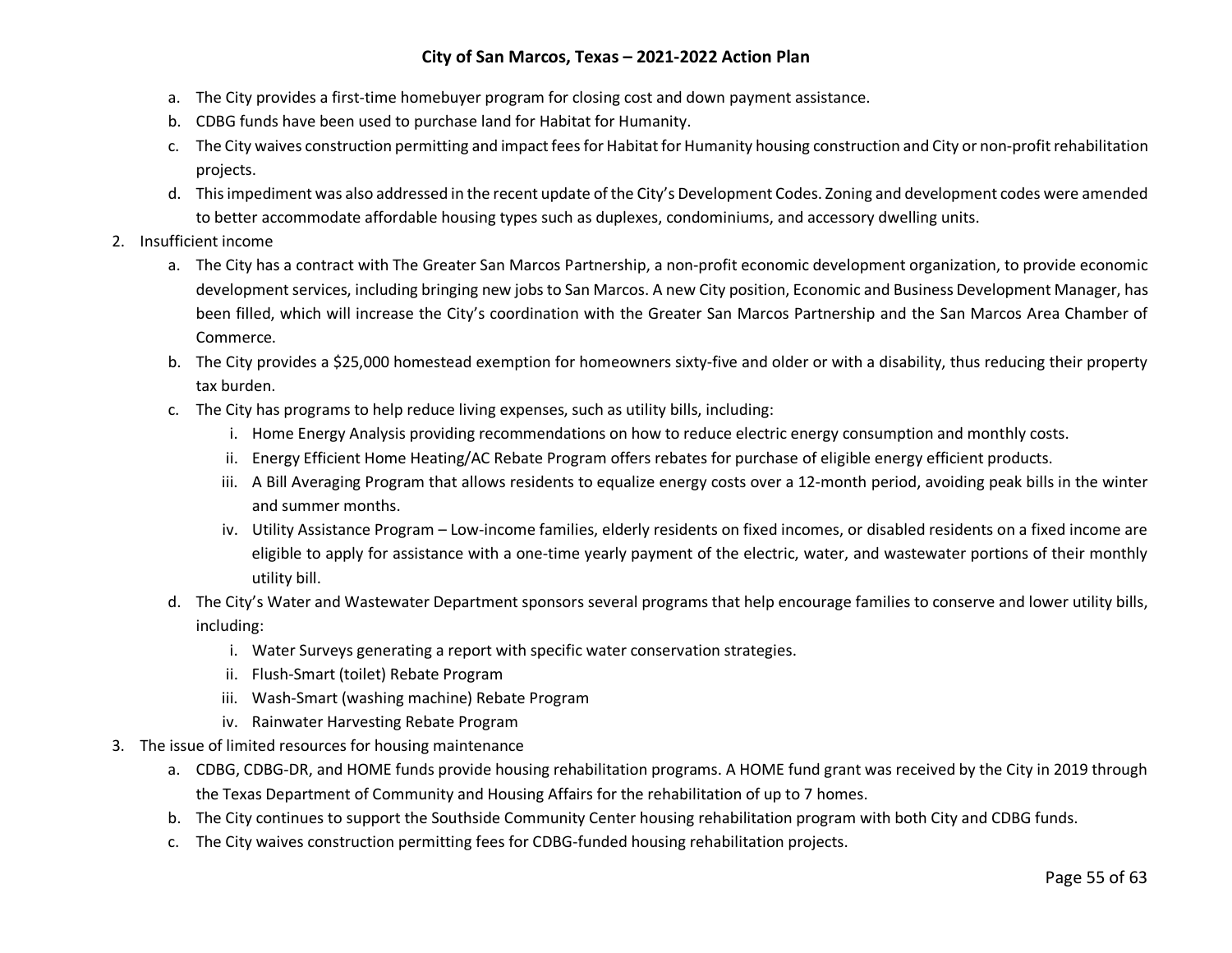a. The City provides a first-time homebuyer program for closing cost and down payment assistance.
   b. CDBG funds have been used to purchase land for Habitat for Humanity.
   c. The City waives construction permitting and impact fees for Habitat for Humanity housing construction and City or non-profit rehabilitation projects.
   d. This impediment was also addressed in the recent update of the City's Development Codes. Zoning and development codes were amended to better accommodate affordable housing types such as duplexes, condominiums, and accessory dwelling units.

2. Insufficient income
   a. The City has a contract with The Greater San Marcos Partnership, a non-profit economic development organization, to provide economic development services, including bringing new jobs to San Marcos. A new City position, Economic and Business Development Manager, has been filled, which will increase the City's coordination with the Greater San Marcos Partnership and the San Marcos Area Chamber of Commerce.
   b. The City provides a $25,000 homestead exemption for homeowners sixty-five and older or with a disability, thus reducing their property tax burden.
   c. The City has programs to help reduce living expenses, such as utility bills, including:
      i. Home Energy Analysis providing recommendations on how to reduce electric energy consumption and monthly costs.
      ii. Energy Efficient Home Heating/AC Rebate Program offers rebates for purchase of eligible energy efficient products.
      iii. A Bill Averaging Program that allows residents to equalize energy costs over a 12-month period, avoiding peak bills in the winter and summer months.
      iv. Utility Assistance Program – Low-income families, elderly residents on fixed incomes, or disabled residents on a fixed income are eligible to apply for assistance with a one-time yearly payment of the electric, water, and wastewater portions of their monthly utility bill.
   d. The City's Water and Wastewater Department sponsors several programs that help encourage families to conserve and lower utility bills, including:
      i. Water Surveys generating a report with specific water conservation strategies.
      ii. Flush-Smart (toilet) Rebate Program
      iii. Wash-Smart (washing machine) Rebate Program
      iv. Rainwater Harvesting Rebate Program

3. The issue of limited resources for housing maintenance
   a. CDBG, CDBG-DR, and HOME funds provide housing rehabilitation programs. A HOME fund grant was received by the City in 2019 through the Texas Department of Community and Housing Affairs for the rehabilitation of up to 7 homes.
   b. The City continues to support the Southside Community Center housing rehabilitation program with both City and CDBG funds.
   c. The City waives construction permitting fees for CDBG-funded housing rehabilitation projects.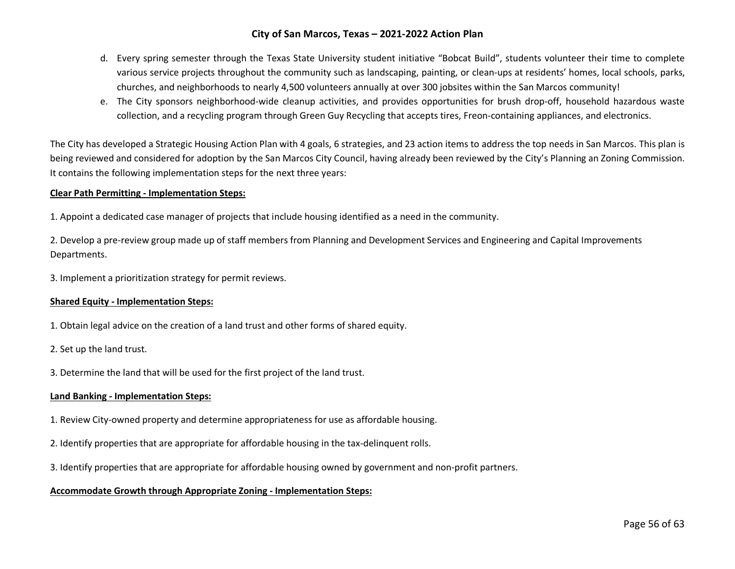d. Every spring semester through the Texas State University student initiative "Bobcat Build", students volunteer their time to complete various service projects throughout the community such as landscaping, painting, or clean-ups at residents' homes, local schools, parks, churches, and neighborhoods to nearly 4,500 volunteers annually at over 300 jobsites within the San Marcos community!

e. The City sponsors neighborhood-wide cleanup activities, and provides opportunities for brush drop-off, household hazardous waste collection, and a recycling program through Green Guy Recycling that accepts tires, Freon-containing appliances, and electronics.

The City has developed a Strategic Housing Action Plan with 4 goals, 6 strategies, and 23 action items to address the top needs in San Marcos. This plan is being reviewed and considered for adoption by the San Marcos City Council, having already been reviewed by the City's Planning an Zoning Commission. It contains the following implementation steps for the next three years:

**Clear Path Permitting - Implementation Steps:**

1. Appoint a dedicated case manager of projects that include housing identified as a need in the community.

2. Develop a pre-review group made up of staff members from Planning and Development Services and Engineering and Capital Improvements Departments.

3. Implement a prioritization strategy for permit reviews.

**Shared Equity - Implementation Steps:**

1. Obtain legal advice on the creation of a land trust and other forms of shared equity.

2. Set up the land trust.

3. Determine the land that will be used for the first project of the land trust.

**Land Banking - Implementation Steps:**

1. Review City-owned property and determine appropriateness for use as affordable housing.

2. Identify properties that are appropriate for affordable housing in the tax-delinquent rolls.

3. Identify properties that are appropriate for affordable housing owned by government and non-profit partners.

**Accommodate Growth through Appropriate Zoning - Implementation Steps:**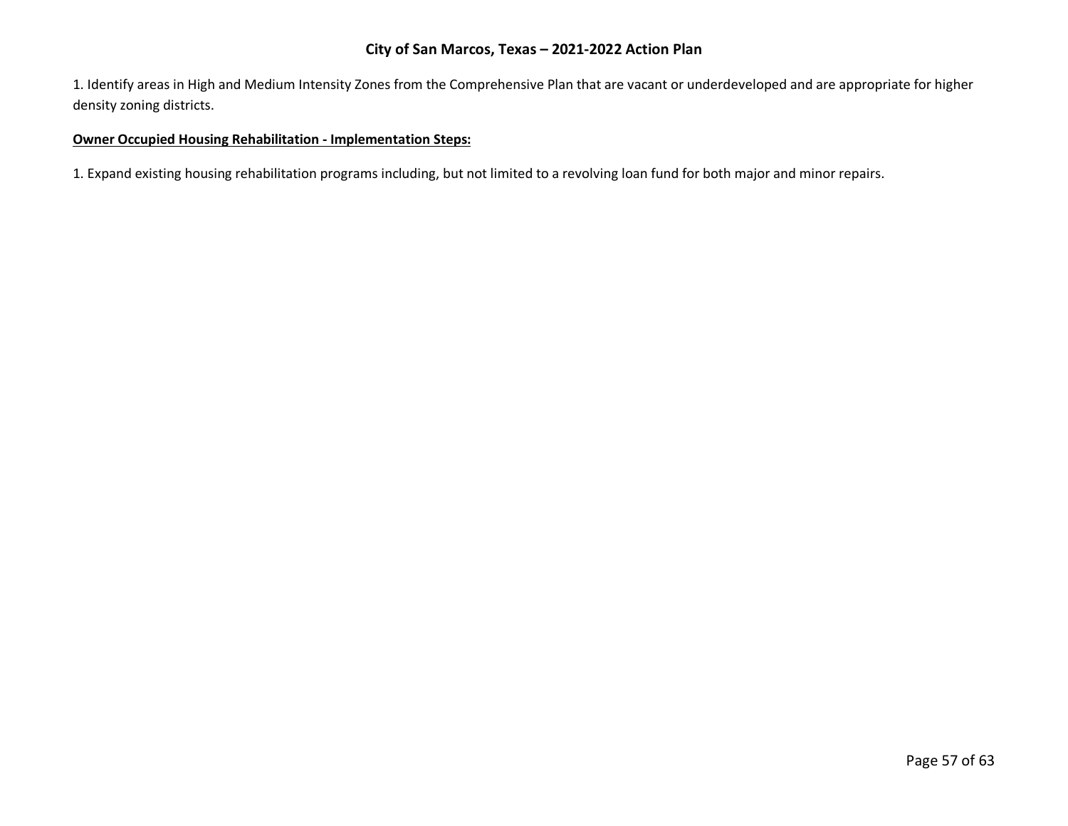1. Identify areas in High and Medium Intensity Zones from the Comprehensive Plan that are vacant or underdeveloped and are appropriate for higher density zoning districts.

**Owner Occupied Housing Rehabilitation - Implementation Steps:**

1. Expand existing housing rehabilitation programs including, but not limited to a revolving loan fund for both major and minor repairs.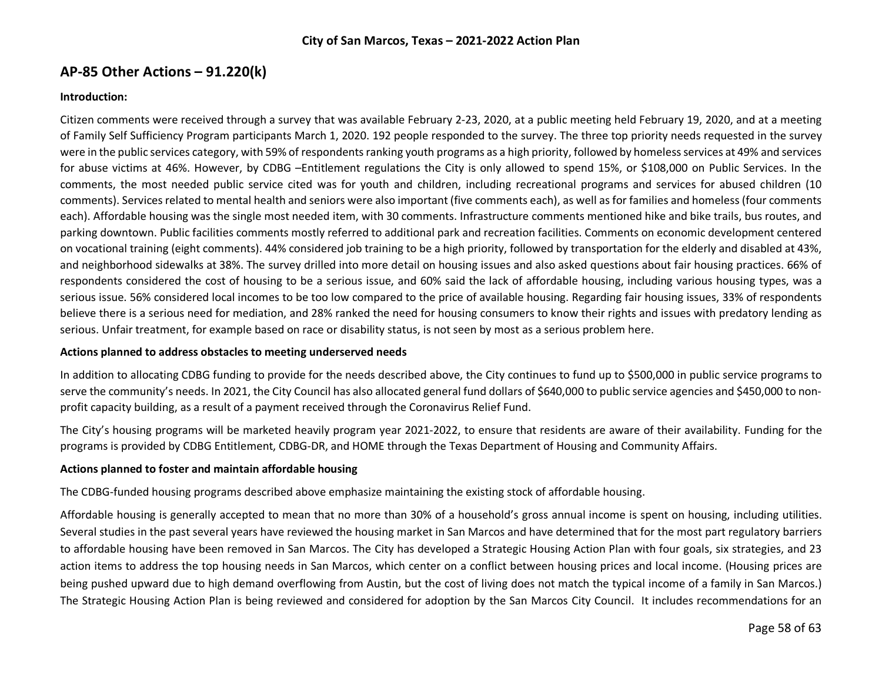## AP-85 Other Actions – 91.220(k)

**Introduction:**

Citizen comments were received through a survey that was available February 2-23, 2020, at a public meeting held February 19, 2020, and at a meeting of Family Self Sufficiency Program participants March 1, 2020. 192 people responded to the survey. The three top priority needs requested in the survey were in the public services category, with 59% of respondents ranking youth programs as a high priority, followed by homeless services at 49% and services for abuse victims at 46%. However, by CDBG –Entitlement regulations the City is only allowed to spend 15%, or $108,000 on Public Services. In the comments, the most needed public service cited was for youth and children, including recreational programs and services for abused children (10 comments). Services related to mental health and seniors were also important (five comments each), as well as for families and homeless (four comments each). Affordable housing was the single most needed item, with 30 comments. Infrastructure comments mentioned hike and bike trails, bus routes, and parking downtown. Public facilities comments mostly referred to additional park and recreation facilities. Comments on economic development centered on vocational training (eight comments). 44% considered job training to be a high priority, followed by transportation for the elderly and disabled at 43%, and neighborhood sidewalks at 38%. The survey drilled into more detail on housing issues and also asked questions about fair housing practices. 66% of respondents considered the cost of housing to be a serious issue, and 60% said the lack of affordable housing, including various housing types, was a serious issue. 56% considered local incomes to be too low compared to the price of available housing. Regarding fair housing issues, 33% of respondents believe there is a serious need for mediation, and 28% ranked the need for housing consumers to know their rights and issues with predatory lending as serious. Unfair treatment, for example based on race or disability status, is not seen by most as a serious problem here.

**Actions planned to address obstacles to meeting underserved needs**

In addition to allocating CDBG funding to provide for the needs described above, the City continues to fund up to $500,000 in public service programs to serve the community's needs. In 2021, the City Council has also allocated general fund dollars of $640,000 to public service agencies and $450,000 to non-profit capacity building, as a result of a payment received through the Coronavirus Relief Fund.

The City's housing programs will be marketed heavily program year 2021-2022, to ensure that residents are aware of their availability. Funding for the programs is provided by CDBG Entitlement, CDBG-DR, and HOME through the Texas Department of Housing and Community Affairs.

**Actions planned to foster and maintain affordable housing**

The CDBG-funded housing programs described above emphasize maintaining the existing stock of affordable housing.

Affordable housing is generally accepted to mean that no more than 30% of a household's gross annual income is spent on housing, including utilities. Several studies in the past several years have reviewed the housing market in San Marcos and have determined that for the most part regulatory barriers to affordable housing have been removed in San Marcos. The City has developed a Strategic Housing Action Plan with four goals, six strategies, and 23 action items to address the top housing needs in San Marcos, which center on a conflict between housing prices and local income. (Housing prices are being pushed upward due to high demand overflowing from Austin, but the cost of living does not match the typical income of a family in San Marcos.) The Strategic Housing Action Plan is being reviewed and considered for adoption by the San Marcos City Council. It includes recommendations for an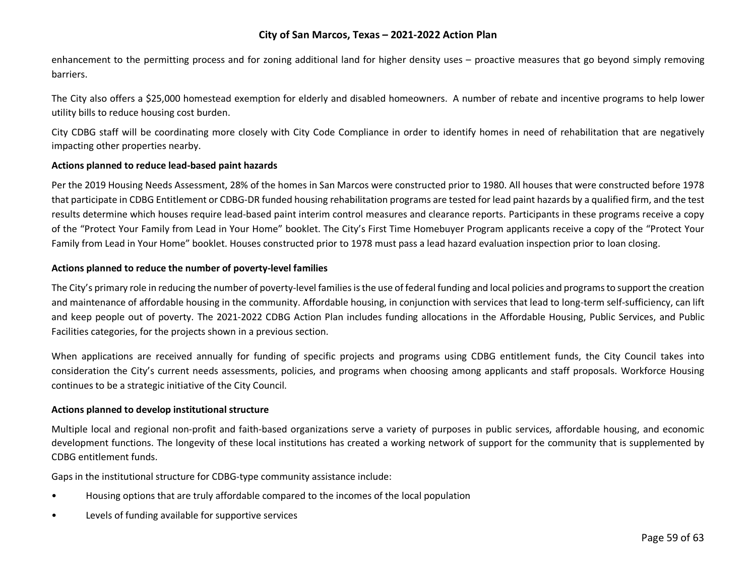enhancement to the permitting process and for zoning additional land for higher density uses – proactive measures that go beyond simply removing barriers.

The City also offers a $25,000 homestead exemption for elderly and disabled homeowners. A number of rebate and incentive programs to help lower utility bills to reduce housing cost burden.

City CDBG staff will be coordinating more closely with City Code Compliance in order to identify homes in need of rehabilitation that are negatively impacting other properties nearby.

**Actions planned to reduce lead-based paint hazards**

Per the 2019 Housing Needs Assessment, 28% of the homes in San Marcos were constructed prior to 1980. All houses that were constructed before 1978 that participate in CDBG Entitlement or CDBG-DR funded housing rehabilitation programs are tested for lead paint hazards by a qualified firm, and the test results determine which houses require lead-based paint interim control measures and clearance reports. Participants in these programs receive a copy of the "Protect Your Family from Lead in Your Home" booklet. The City's First Time Homebuyer Program applicants receive a copy of the "Protect Your Family from Lead in Your Home" booklet. Houses constructed prior to 1978 must pass a lead hazard evaluation inspection prior to loan closing.

**Actions planned to reduce the number of poverty-level families**

The City's primary role in reducing the number of poverty-level families is the use of federal funding and local policies and programs to support the creation and maintenance of affordable housing in the community. Affordable housing, in conjunction with services that lead to long-term self-sufficiency, can lift and keep people out of poverty. The 2021-2022 CDBG Action Plan includes funding allocations in the Affordable Housing, Public Services, and Public Facilities categories, for the projects shown in a previous section.

When applications are received annually for funding of specific projects and programs using CDBG entitlement funds, the City Council takes into consideration the City's current needs assessments, policies, and programs when choosing among applicants and staff proposals. Workforce Housing continues to be a strategic initiative of the City Council.

**Actions planned to develop institutional structure**

Multiple local and regional non-profit and faith-based organizations serve a variety of purposes in public services, affordable housing, and economic development functions. The longevity of these local institutions has created a working network of support for the community that is supplemented by CDBG entitlement funds.

Gaps in the institutional structure for CDBG-type community assistance include:

- Housing options that are truly affordable compared to the incomes of the local population
- Levels of funding available for supportive services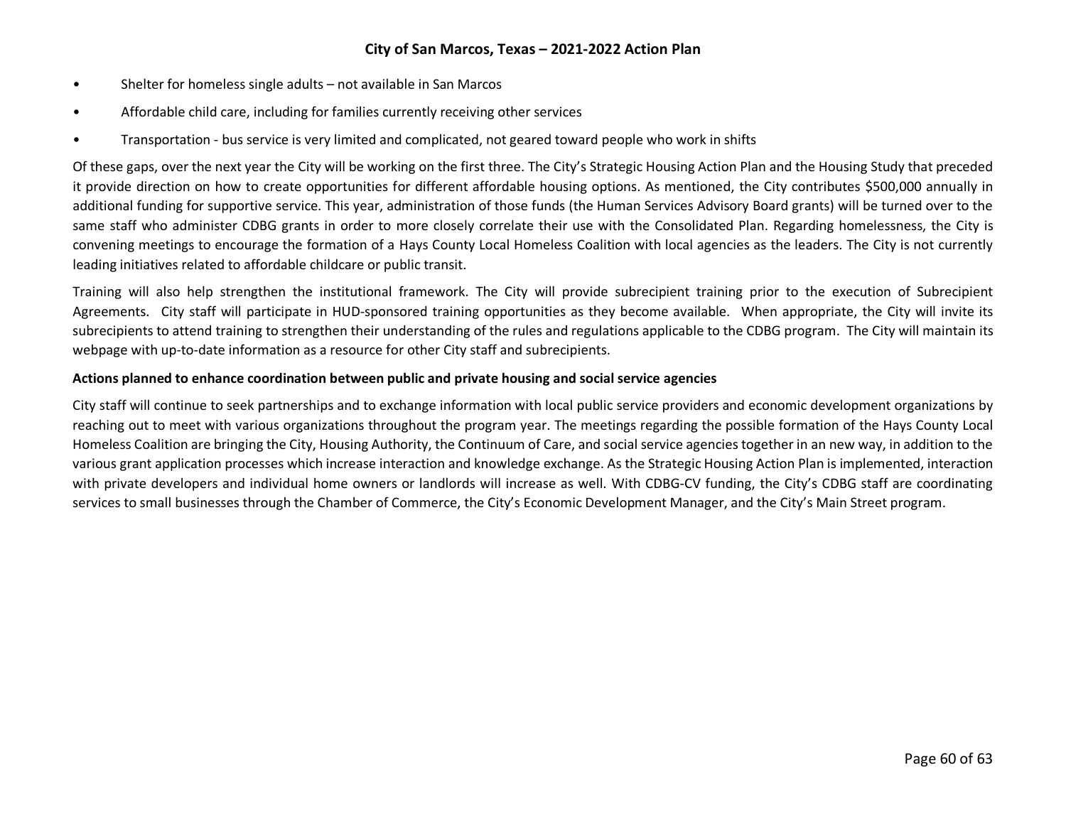- Shelter for homeless single adults – not available in San Marcos
- Affordable child care, including for families currently receiving other services
- Transportation - bus service is very limited and complicated, not geared toward people who work in shifts

Of these gaps, over the next year the City will be working on the first three. The City's Strategic Housing Action Plan and the Housing Study that preceded it provide direction on how to create opportunities for different affordable housing options. As mentioned, the City contributes $500,000 annually in additional funding for supportive service. This year, administration of those funds (the Human Services Advisory Board grants) will be turned over to the same staff who administer CDBG grants in order to more closely correlate their use with the Consolidated Plan. Regarding homelessness, the City is convening meetings to encourage the formation of a Hays County Local Homeless Coalition with local agencies as the leaders. The City is not currently leading initiatives related to affordable childcare or public transit.

Training will also help strengthen the institutional framework. The City will provide subrecipient training prior to the execution of Subrecipient Agreements. City staff will participate in HUD-sponsored training opportunities as they become available. When appropriate, the City will invite its subrecipients to attend training to strengthen their understanding of the rules and regulations applicable to the CDBG program. The City will maintain its webpage with up-to-date information as a resource for other City staff and subrecipients.

**Actions planned to enhance coordination between public and private housing and social service agencies**

City staff will continue to seek partnerships and to exchange information with local public service providers and economic development organizations by reaching out to meet with various organizations throughout the program year. The meetings regarding the possible formation of the Hays County Local Homeless Coalition are bringing the City, Housing Authority, the Continuum of Care, and social service agencies together in an new way, in addition to the various grant application processes which increase interaction and knowledge exchange. As the Strategic Housing Action Plan is implemented, interaction with private developers and individual home owners or landlords will increase as well. With CDBG-CV funding, the City's CDBG staff are coordinating services to small businesses through the Chamber of Commerce, the City's Economic Development Manager, and the City's Main Street program.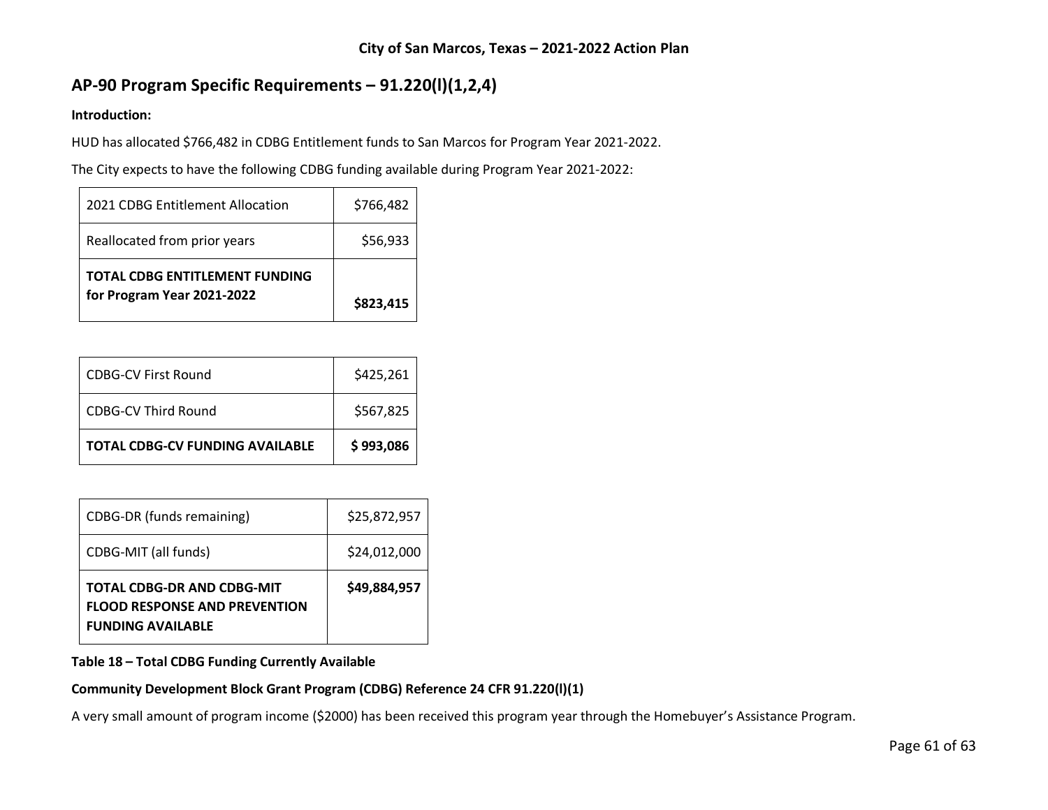## AP-90 Program Specific Requirements – 91.220(l)(1,2,4)

**Introduction:**

HUD has allocated $766,482 in CDBG Entitlement funds to San Marcos for Program Year 2021-2022.

The City expects to have the following CDBG funding available during Program Year 2021-2022:

| | |
|---|---|
| 2021 CDBG Entitlement Allocation | $766,482 |
| Reallocated from prior years | $56,933 |
| **TOTAL CDBG ENTITLEMENT FUNDING for Program Year 2021-2022** | **$823,415** |

| | |
|---|---|
| CDBG-CV First Round | $425,261 |
| CDBG-CV Third Round | $567,825 |
| **TOTAL CDBG-CV FUNDING AVAILABLE** | **$ 993,086** |

| | |
|---|---|
| CDBG-DR (funds remaining) | $25,872,957 |
| CDBG-MIT (all funds) | $24,012,000 |
| **TOTAL CDBG-DR AND CDBG-MIT FLOOD RESPONSE AND PREVENTION FUNDING AVAILABLE** | **$49,884,957** |

**Table 18 – Total CDBG Funding Currently Available**

**Community Development Block Grant Program (CDBG) Reference 24 CFR 91.220(l)(1)**

A very small amount of program income ($2000) has been received this program year through the Homebuyer's Assistance Program.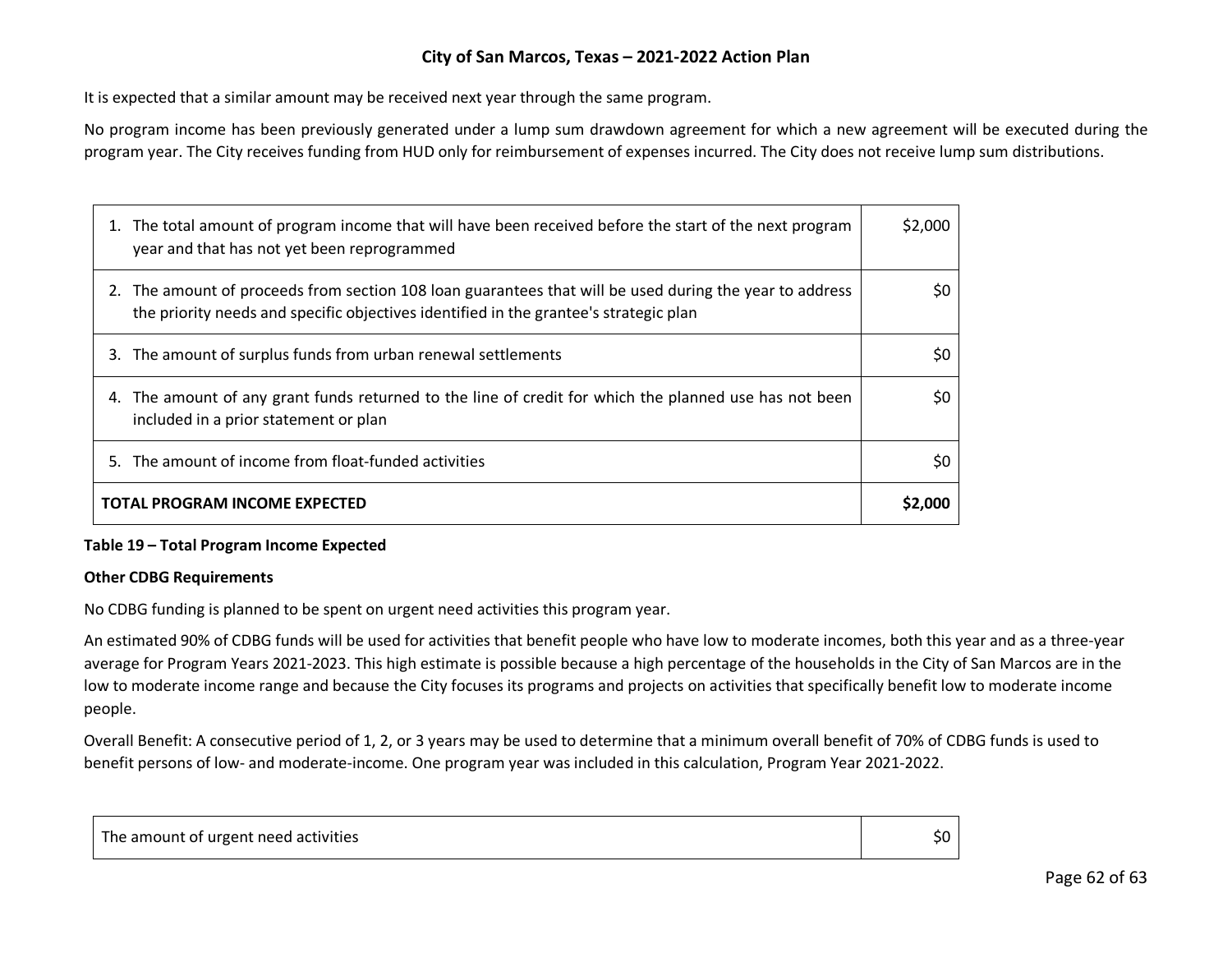It is expected that a similar amount may be received next year through the same program.

No program income has been previously generated under a lump sum drawdown agreement for which a new agreement will be executed during the program year. The City receives funding from HUD only for reimbursement of expenses incurred. The City does not receive lump sum distributions.

| | |
|---|---|
| 1. The total amount of program income that will have been received before the start of the next program year and that has not yet been reprogrammed | $2,000 |
| 2. The amount of proceeds from section 108 loan guarantees that will be used during the year to address the priority needs and specific objectives identified in the grantee's strategic plan | $0 |
| 3. The amount of surplus funds from urban renewal settlements | $0 |
| 4. The amount of any grant funds returned to the line of credit for which the planned use has not been included in a prior statement or plan | $0 |
| 5. The amount of income from float-funded activities | $0 |
| **TOTAL PROGRAM INCOME EXPECTED** | **$2,000** |

**Table 19 – Total Program Income Expected**

**Other CDBG Requirements**

No CDBG funding is planned to be spent on urgent need activities this program year.

An estimated 90% of CDBG funds will be used for activities that benefit people who have low to moderate incomes, both this year and as a three-year average for Program Years 2021-2023. This high estimate is possible because a high percentage of the households in the City of San Marcos are in the low to moderate income range and because the City focuses its programs and projects on activities that specifically benefit low to moderate income people.

Overall Benefit: A consecutive period of 1, 2, or 3 years may be used to determine that a minimum overall benefit of 70% of CDBG funds is used to benefit persons of low- and moderate-income. One program year was included in this calculation, Program Year 2021-2022.

| | |
|---|---|
| The amount of urgent need activities | $0 |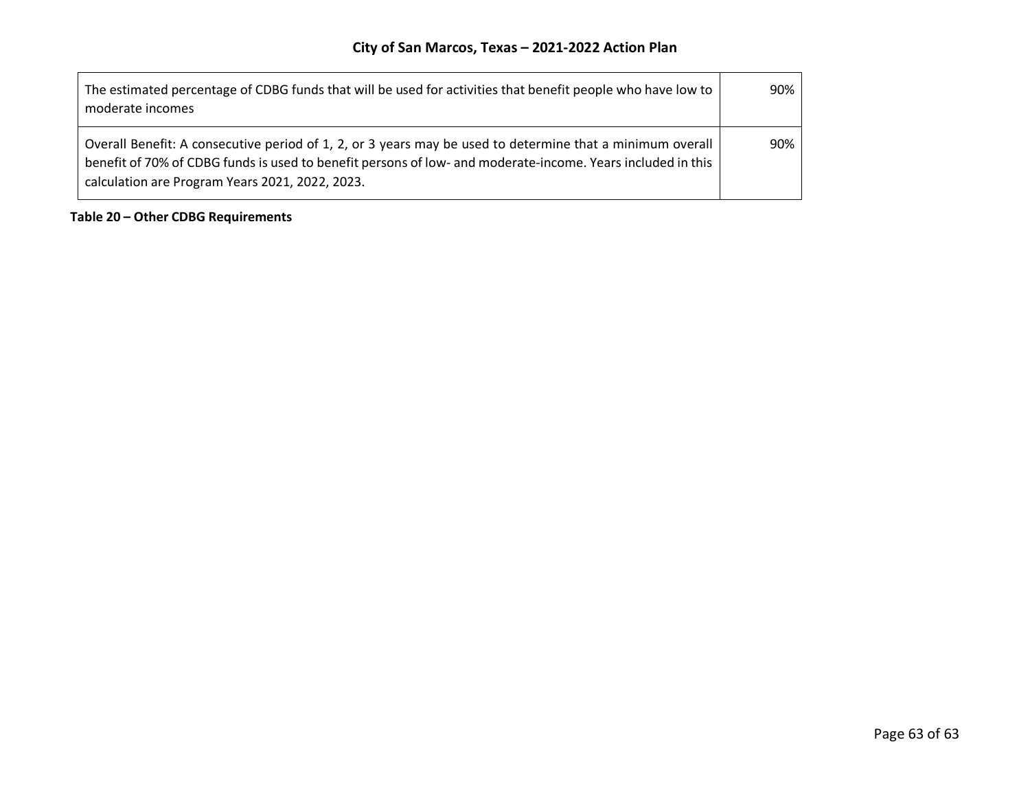| | |
|---|---|
| The estimated percentage of CDBG funds that will be used for activities that benefit people who have low to moderate incomes | 90% |
| Overall Benefit: A consecutive period of 1, 2, or 3 years may be used to determine that a minimum overall benefit of 70% of CDBG funds is used to benefit persons of low- and moderate-income. Years included in this calculation are Program Years 2021, 2022, 2023. | 90% |

**Table 20 – Other CDBG Requirements**